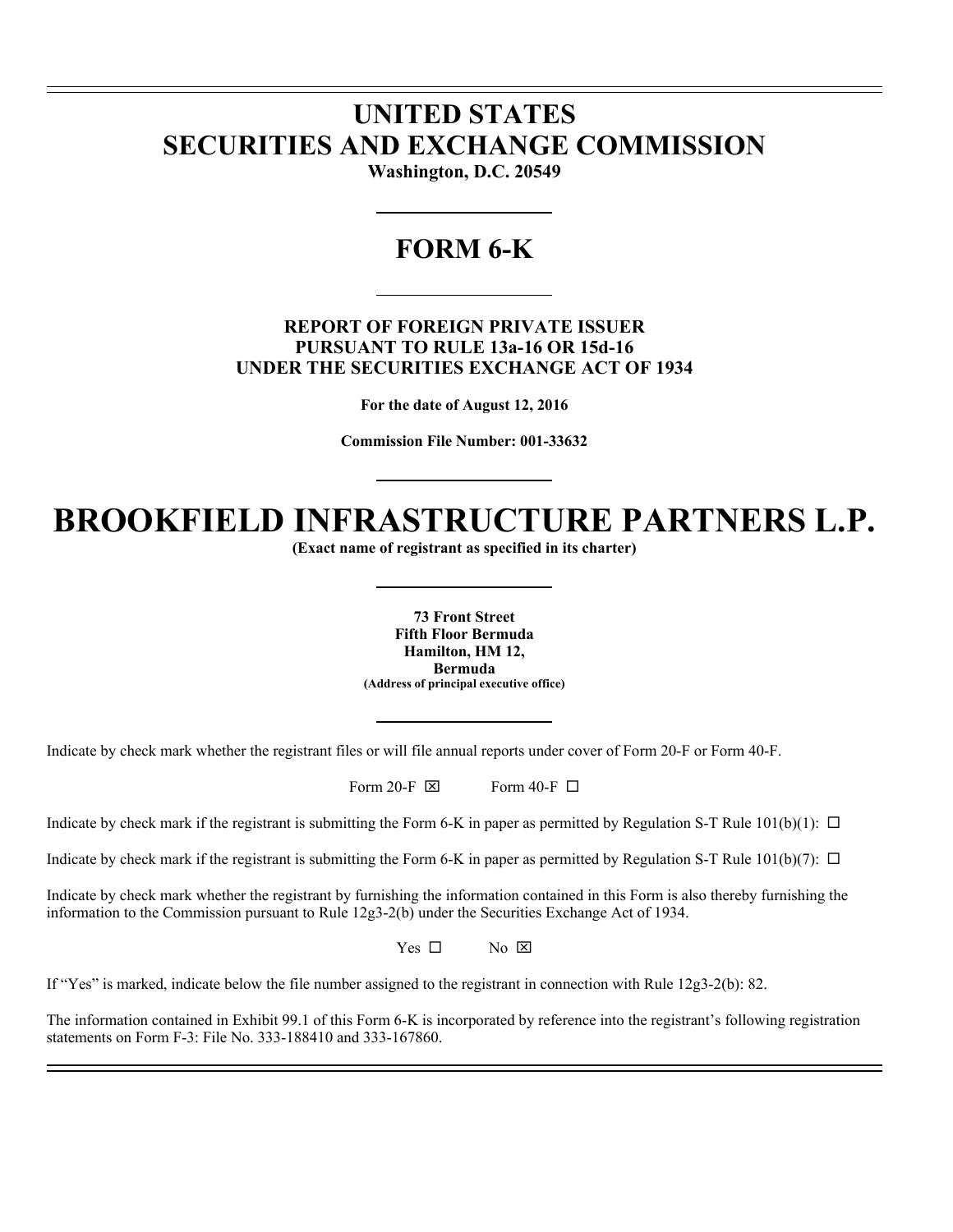# UNITED STATES
# SECURITIES AND EXCHANGE COMMISSION

**Washington, D.C. 20549**

## FORM 6-K

**REPORT OF FOREIGN PRIVATE ISSUER**
**PURSUANT TO RULE 13a-16 OR 15d-16**
**UNDER THE SECURITIES EXCHANGE ACT OF 1934**

**For the date of August 12, 2016**

**Commission File Number: 001-33632**

# BROOKFIELD INFRASTRUCTURE PARTNERS L.P.

**(Exact name of registrant as specified in its charter)**

**73 Front Street**
**Fifth Floor Bermuda**
**Hamilton, HM 12,**
**Bermuda**
**(Address of principal executive office)**

Indicate by check mark whether the registrant files or will file annual reports under cover of Form 20-F or Form 40-F.

Form 20-F ☒ Form 40-F ☐

Indicate by check mark if the registrant is submitting the Form 6-K in paper as permitted by Regulation S-T Rule 101(b)(1): ☐

Indicate by check mark if the registrant is submitting the Form 6-K in paper as permitted by Regulation S-T Rule 101(b)(7): ☐

Indicate by check mark whether the registrant by furnishing the information contained in this Form is also thereby furnishing the information to the Commission pursuant to Rule 12g3-2(b) under the Securities Exchange Act of 1934.

Yes ☐ No ☒

If "Yes" is marked, indicate below the file number assigned to the registrant in connection with Rule 12g3-2(b): 82.

The information contained in Exhibit 99.1 of this Form 6-K is incorporated by reference into the registrant's following registration statements on Form F-3: File No. 333-188410 and 333-167860.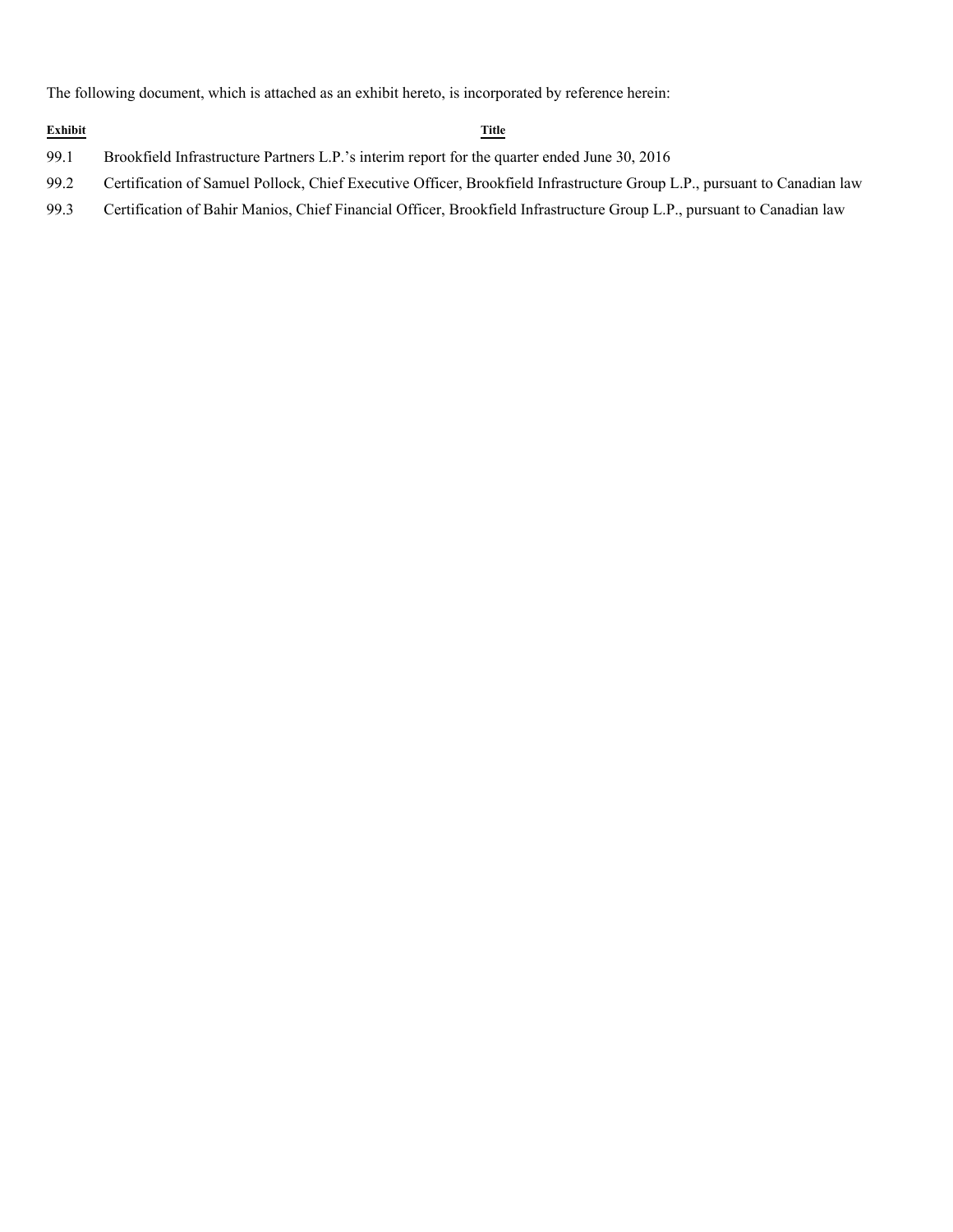The following document, which is attached as an exhibit hereto, is incorporated by reference herein:

| Exhibit | Title |
| --- | --- |
| 99.1 | Brookfield Infrastructure Partners L.P.'s interim report for the quarter ended June 30, 2016 |
| 99.2 | Certification of Samuel Pollock, Chief Executive Officer, Brookfield Infrastructure Group L.P., pursuant to Canadian law |
| 99.3 | Certification of Bahir Manios, Chief Financial Officer, Brookfield Infrastructure Group L.P., pursuant to Canadian law |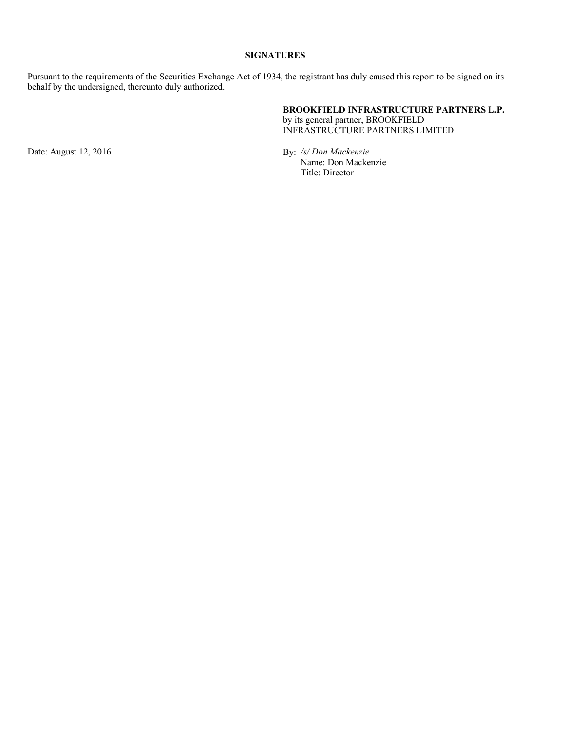**SIGNATURES**

Pursuant to the requirements of the Securities Exchange Act of 1934, the registrant has duly caused this report to be signed on its behalf by the undersigned, thereunto duly authorized.

**BROOKFIELD INFRASTRUCTURE PARTNERS L.P.**
by its general partner, BROOKFIELD INFRASTRUCTURE PARTNERS LIMITED

Date: August 12, 2016

By: */s/ Don Mackenzie*
Name: Don Mackenzie
Title: Director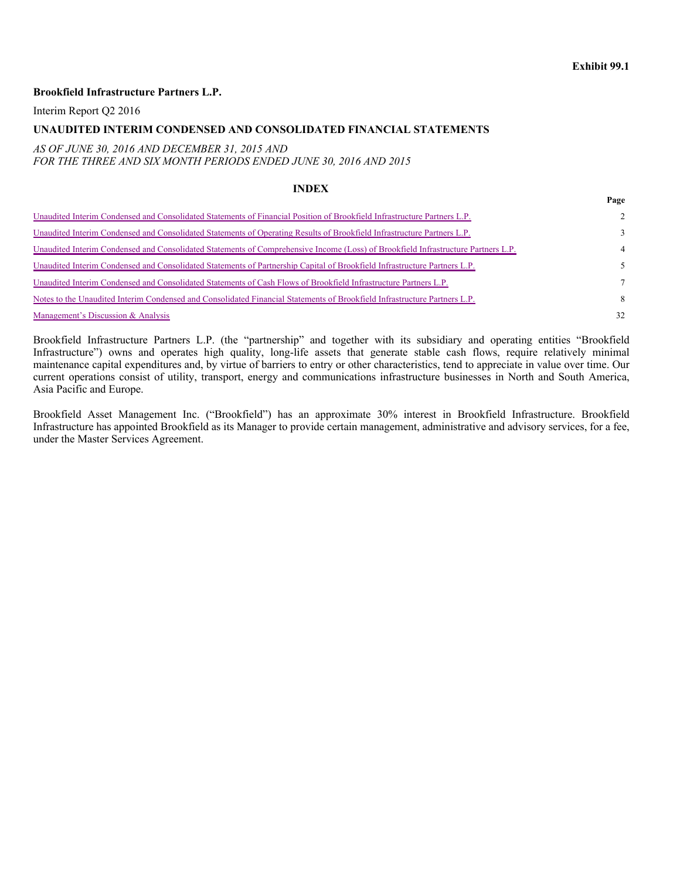**Exhibit 99.1**

**Brookfield Infrastructure Partners L.P.**

Interim Report Q2 2016

**UNAUDITED INTERIM CONDENSED AND CONSOLIDATED FINANCIAL STATEMENTS**

*AS OF JUNE 30, 2016 AND DECEMBER 31, 2015 AND*
*FOR THE THREE AND SIX MONTH PERIODS ENDED JUNE 30, 2016 AND 2015*

## INDEX

| | Page |
|---|---|
| Unaudited Interim Condensed and Consolidated Statements of Financial Position of Brookfield Infrastructure Partners L.P. | 2 |
| Unaudited Interim Condensed and Consolidated Statements of Operating Results of Brookfield Infrastructure Partners L.P. | 3 |
| Unaudited Interim Condensed and Consolidated Statements of Comprehensive Income (Loss) of Brookfield Infrastructure Partners L.P. | 4 |
| Unaudited Interim Condensed and Consolidated Statements of Partnership Capital of Brookfield Infrastructure Partners L.P. | 5 |
| Unaudited Interim Condensed and Consolidated Statements of Cash Flows of Brookfield Infrastructure Partners L.P. | 7 |
| Notes to the Unaudited Interim Condensed and Consolidated Financial Statements of Brookfield Infrastructure Partners L.P. | 8 |
| Management's Discussion & Analysis | 32 |

Brookfield Infrastructure Partners L.P. (the "partnership" and together with its subsidiary and operating entities "Brookfield Infrastructure") owns and operates high quality, long-life assets that generate stable cash flows, require relatively minimal maintenance capital expenditures and, by virtue of barriers to entry or other characteristics, tend to appreciate in value over time. Our current operations consist of utility, transport, energy and communications infrastructure businesses in North and South America, Asia Pacific and Europe.

Brookfield Asset Management Inc. ("Brookfield") has an approximate 30% interest in Brookfield Infrastructure. Brookfield Infrastructure has appointed Brookfield as its Manager to provide certain management, administrative and advisory services, for a fee, under the Master Services Agreement.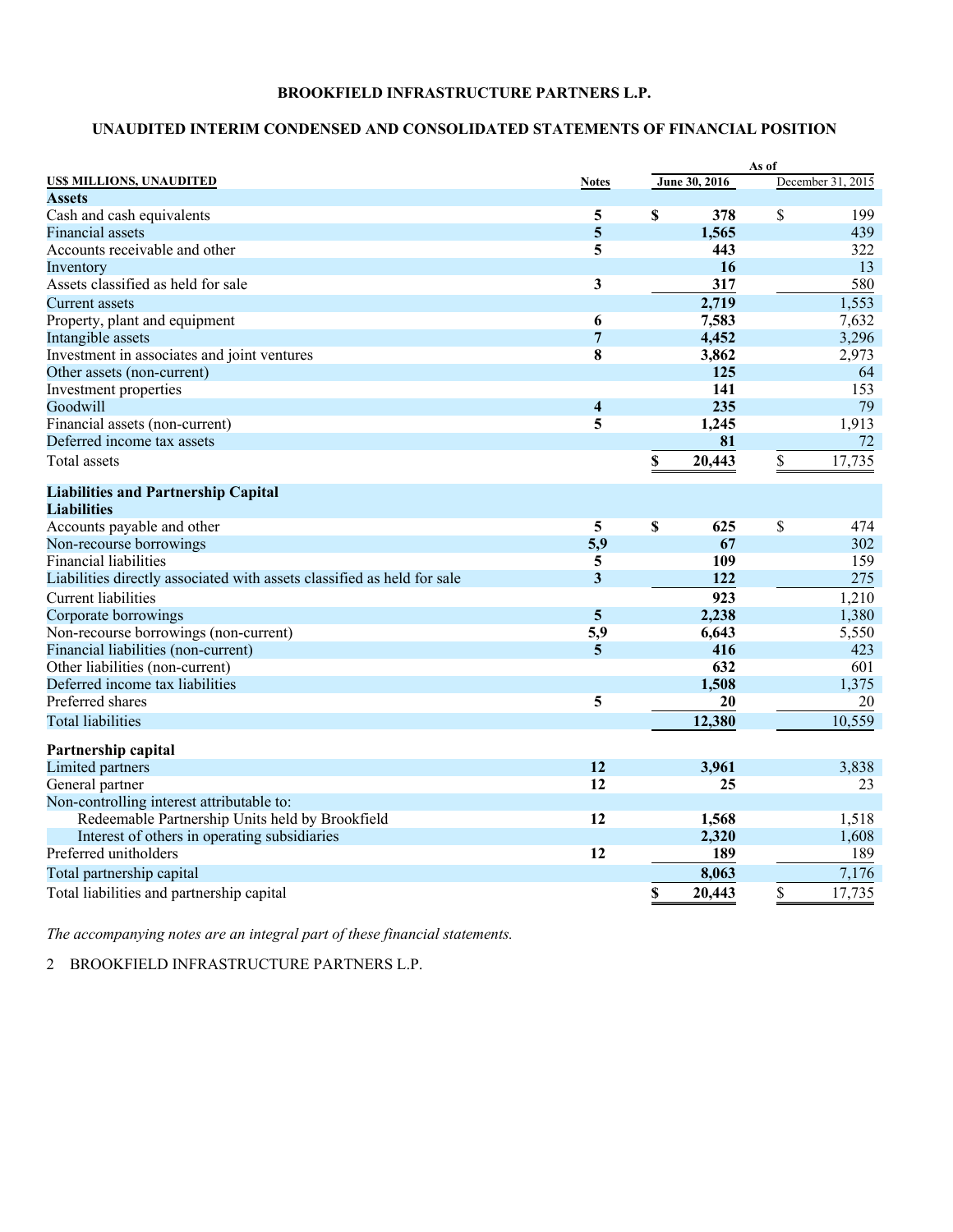# BROOKFIELD INFRASTRUCTURE PARTNERS L.P.

## UNAUDITED INTERIM CONDENSED AND CONSOLIDATED STATEMENTS OF FINANCIAL POSITION

| US$ MILLIONS, UNAUDITED | Notes | As of June 30, 2016 | As of December 31, 2015 |
|---|---|---|---|
| **Assets** | | | |
| Cash and cash equivalents | 5 | $ 378 | $ 199 |
| Financial assets | 5 | 1,565 | 439 |
| Accounts receivable and other | 5 | 443 | 322 |
| Inventory | | 16 | 13 |
| Assets classified as held for sale | 3 | 317 | 580 |
| Current assets | | 2,719 | 1,553 |
| Property, plant and equipment | 6 | 7,583 | 7,632 |
| Intangible assets | 7 | 4,452 | 3,296 |
| Investment in associates and joint ventures | 8 | 3,862 | 2,973 |
| Other assets (non-current) | | 125 | 64 |
| Investment properties | | 141 | 153 |
| Goodwill | 4 | 235 | 79 |
| Financial assets (non-current) | 5 | 1,245 | 1,913 |
| Deferred income tax assets | | 81 | 72 |
| Total assets | | $ 20,443 | $ 17,735 |
| **Liabilities and Partnership Capital** | | | |
| **Liabilities** | | | |
| Accounts payable and other | 5 | $ 625 | $ 474 |
| Non-recourse borrowings | 5,9 | 67 | 302 |
| Financial liabilities | 5 | 109 | 159 |
| Liabilities directly associated with assets classified as held for sale | 3 | 122 | 275 |
| Current liabilities | | 923 | 1,210 |
| Corporate borrowings | 5 | 2,238 | 1,380 |
| Non-recourse borrowings (non-current) | 5,9 | 6,643 | 5,550 |
| Financial liabilities (non-current) | 5 | 416 | 423 |
| Other liabilities (non-current) | | 632 | 601 |
| Deferred income tax liabilities | | 1,508 | 1,375 |
| Preferred shares | 5 | 20 | 20 |
| Total liabilities | | 12,380 | 10,559 |
| **Partnership capital** | | | |
| Limited partners | 12 | 3,961 | 3,838 |
| General partner | 12 | 25 | 23 |
| Non-controlling interest attributable to: | | | |
| Redeemable Partnership Units held by Brookfield | 12 | 1,568 | 1,518 |
| Interest of others in operating subsidiaries | | 2,320 | 1,608 |
| Preferred unitholders | 12 | 189 | 189 |
| Total partnership capital | | 8,063 | 7,176 |
| Total liabilities and partnership capital | | $ 20,443 | $ 17,735 |

*The accompanying notes are an integral part of these financial statements.*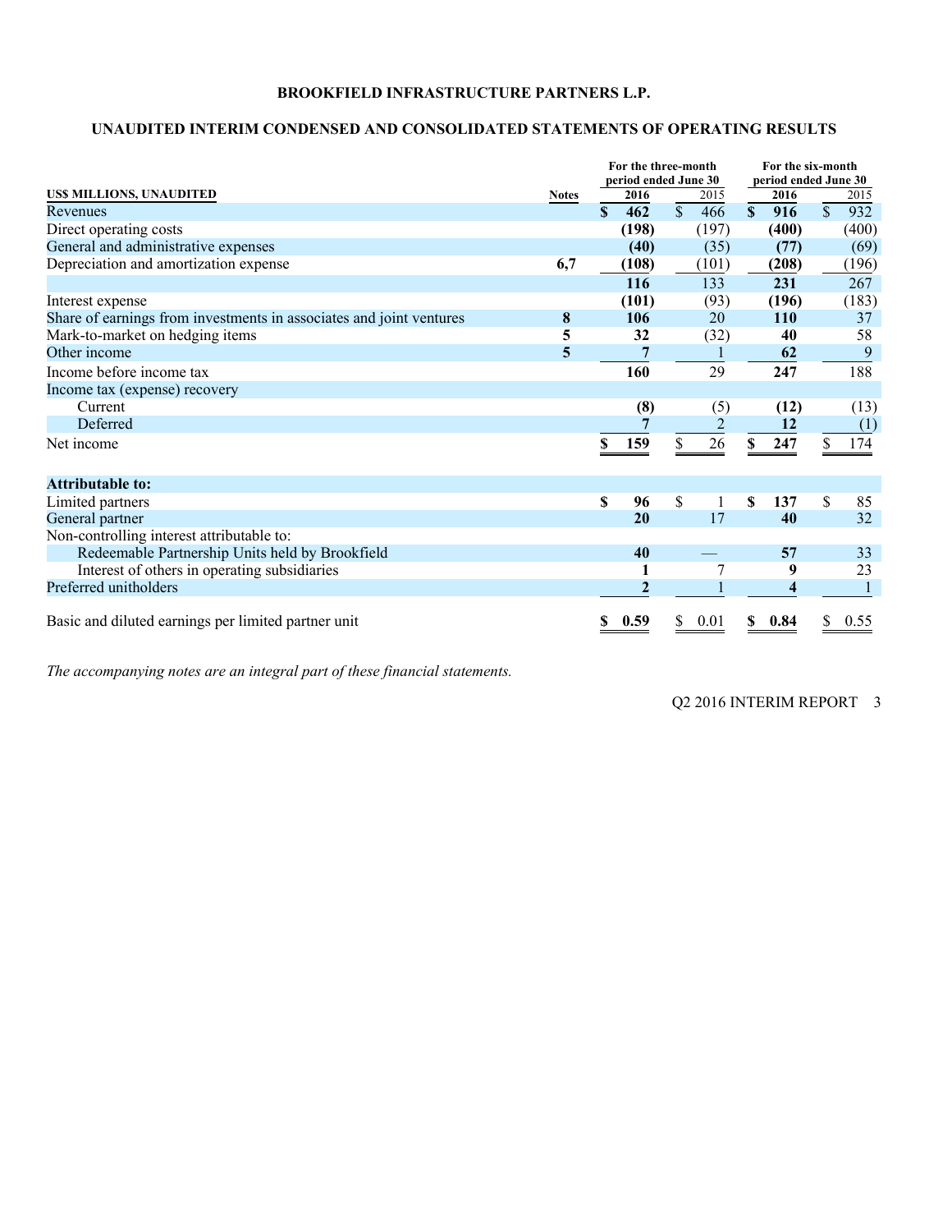**BROOKFIELD INFRASTRUCTURE PARTNERS L.P.**

**UNAUDITED INTERIM CONDENSED AND CONSOLIDATED STATEMENTS OF OPERATING RESULTS**

| US$ MILLIONS, UNAUDITED | Notes | For the three-month period ended June 30 2016 | 2015 | For the six-month period ended June 30 2016 | 2015 |
|---|---|---|---|---|---|
| Revenues | | **$ 462** | $ 466 | **$ 916** | $ 932 |
| Direct operating costs | | **(198)** | (197) | **(400)** | (400) |
| General and administrative expenses | | **(40)** | (35) | **(77)** | (69) |
| Depreciation and amortization expense | 6,7 | **(108)** | (101) | **(208)** | (196) |
| | | **116** | 133 | **231** | 267 |
| Interest expense | | **(101)** | (93) | **(196)** | (183) |
| Share of earnings from investments in associates and joint ventures | 8 | **106** | 20 | **110** | 37 |
| Mark-to-market on hedging items | 5 | **32** | (32) | **40** | 58 |
| Other income | 5 | **7** | 1 | **62** | 9 |
| Income before income tax | | **160** | 29 | **247** | 188 |
| Income tax (expense) recovery | | | | | |
| Current | | **(8)** | (5) | **(12)** | (13) |
| Deferred | | **7** | 2 | **12** | (1) |
| Net income | | **$ 159** | $ 26 | **$ 247** | $ 174 |
| **Attributable to:** | | | | | |
| Limited partners | | **$ 96** | $ 1 | **$ 137** | $ 85 |
| General partner | | **20** | 17 | **40** | 32 |
| Non-controlling interest attributable to: | | | | | |
| Redeemable Partnership Units held by Brookfield | | **40** | — | **57** | 33 |
| Interest of others in operating subsidiaries | | **1** | 7 | **9** | 23 |
| Preferred unitholders | | **2** | 1 | **4** | 1 |
| Basic and diluted earnings per limited partner unit | | **$ 0.59** | $ 0.01 | **$ 0.84** | $ 0.55 |

*The accompanying notes are an integral part of these financial statements.*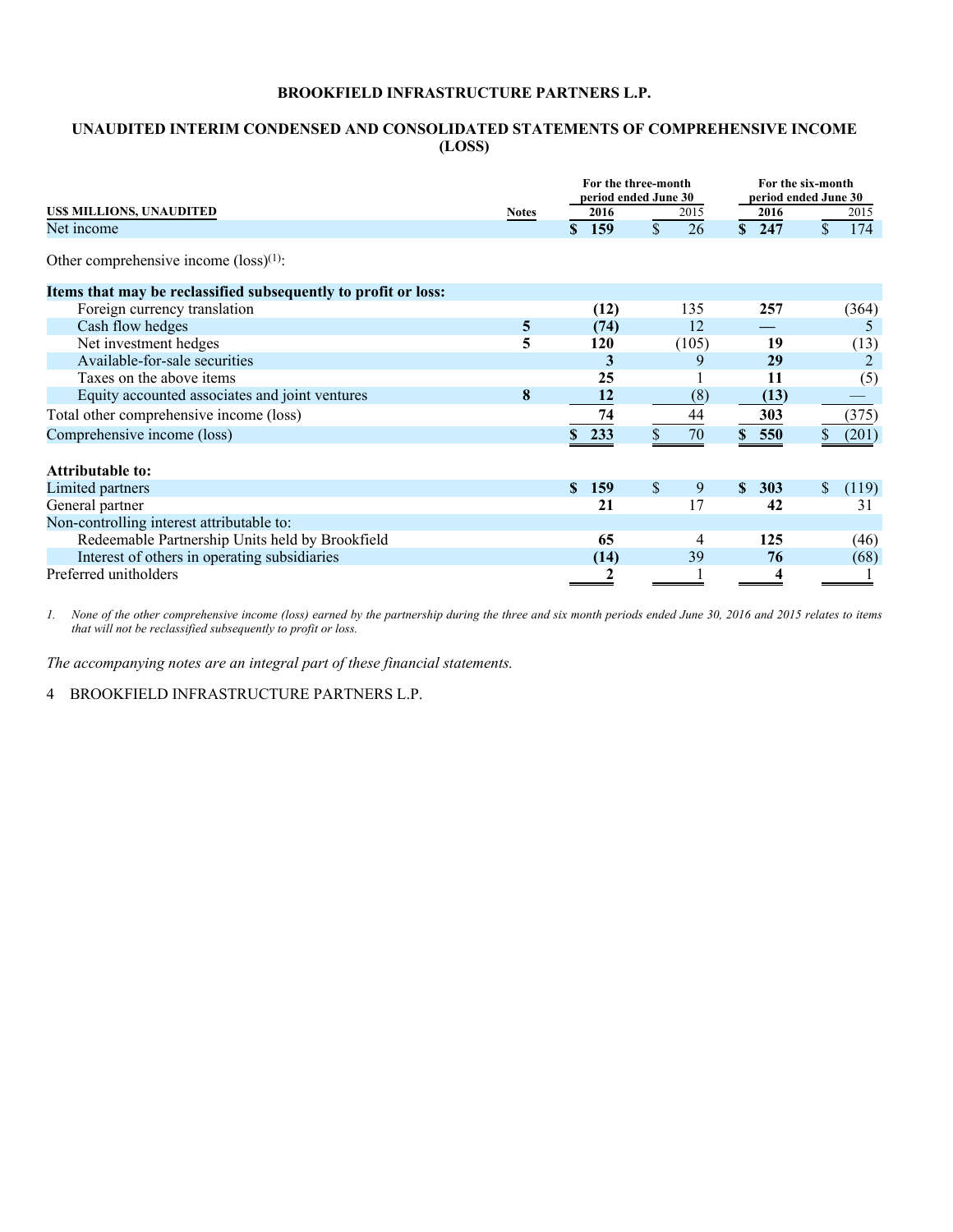# BROOKFIELD INFRASTRUCTURE PARTNERS L.P.

## UNAUDITED INTERIM CONDENSED AND CONSOLIDATED STATEMENTS OF COMPREHENSIVE INCOME (LOSS)

| US$ MILLIONS, UNAUDITED | Notes | For the three-month period ended June 30 2016 | 2015 | For the six-month period ended June 30 2016 | 2015 |
|---|---|---|---|---|---|
| Net income | | **$ 159** | $ 26 | **$ 247** | $ 174 |
| Other comprehensive income (loss)[1]: | | | | | |
| **Items that may be reclassified subsequently to profit or loss:** | | | | | |
| Foreign currency translation | | **(12)** | 135 | **257** | (364) |
| Cash flow hedges | 5 | **(74)** | 12 | **—** | 5 |
| Net investment hedges | 5 | **120** | (105) | **19** | (13) |
| Available-for-sale securities | | **3** | 9 | **29** | 2 |
| Taxes on the above items | | **25** | 1 | **11** | (5) |
| Equity accounted associates and joint ventures | 8 | **12** | (8) | **(13)** | — |
| Total other comprehensive income (loss) | | **74** | 44 | **303** | (375) |
| Comprehensive income (loss) | | **$ 233** | $ 70 | **$ 550** | $ (201) |
| **Attributable to:** | | | | | |
| Limited partners | | **$ 159** | $ 9 | **$ 303** | $ (119) |
| General partner | | **21** | 17 | **42** | 31 |
| Non-controlling interest attributable to: | | | | | |
| Redeemable Partnership Units held by Brookfield | | **65** | 4 | **125** | (46) |
| Interest of others in operating subsidiaries | | **(14)** | 39 | **76** | (68) |
| Preferred unitholders | | **2** | 1 | **4** | 1 |

*1. None of the other comprehensive income (loss) earned by the partnership during the three and six month periods ended June 30, 2016 and 2015 relates to items that will not be reclassified subsequently to profit or loss.*

*The accompanying notes are an integral part of these financial statements.*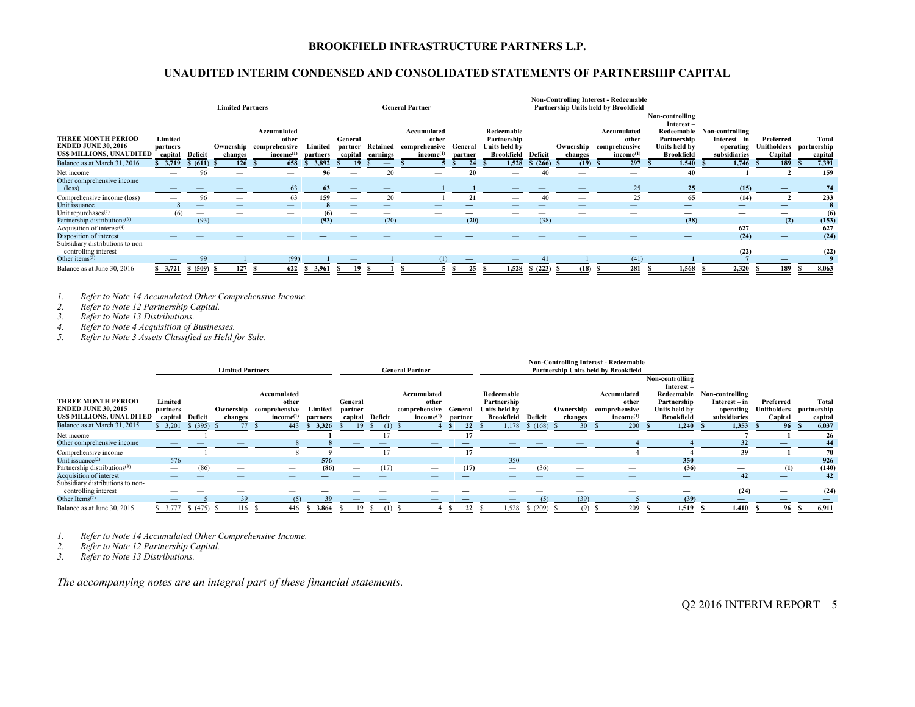# BROOKFIELD INFRASTRUCTURE PARTNERS L.P.

## UNAUDITED INTERIM CONDENSED AND CONSOLIDATED STATEMENTS OF PARTNERSHIP CAPITAL

| THREE MONTH PERIOD ENDED JUNE 30, 2016 US$ MILLIONS, UNAUDITED | Limited Partners | | | | | General Partner | | | | Non-Controlling Interest - Redeemable Partnership Units held by Brookfield | | | | | | | |
|---|---|---|---|---|---|---|---|---|---|---|---|---|---|---|---|---|---|
| | Limited partners capital | Deficit | Ownership changes | Accumulated other comprehensive income(1) | Limited partners | General partner capital | Retained earnings | Accumulated other comprehensive income(1) | General partner | Redeemable Partnership Units held by Brookfield | Deficit | Ownership changes | Accumulated other comprehensive income(1) | Non-controlling Interest – Redeemable Partnership Units held by Brookfield | Non-controlling Interest – in operating subsidiaries | Preferred Unitholders Capital | Total partnership capital |
| Balance as at March 31, 2016 | $ 3,719 | $ (611) | $ 126 | $ 658 | $ 3,892 | $ 19 | $ — | $ 5 | $ 24 | $ 1,528 | $ (266) | $ (19) | $ 297 | $ 1,540 | $ 1,746 | $ 189 | $ 7,391 |
| Net income | — | 96 | — | — | 96 | — | 20 | — | 20 | — | 40 | — | — | 40 | 1 | 2 | 159 |
| Other comprehensive income (loss) | — | — | — | 63 | 63 | — | — | 1 | 1 | — | — | — | 25 | 25 | (15) | — | 74 |
| Comprehensive income (loss) | — | 96 | — | 63 | 159 | — | 20 | 1 | 21 | — | 40 | — | 25 | 65 | (14) | 2 | 233 |
| Unit issuance | 8 | — | — | — | 8 | — | — | — | — | — | — | — | — | — | — | — | 8 |
| Unit repurchases(2) | (6) | — | — | — | (6) | — | — | — | — | — | — | — | — | — | — | — | (6) |
| Partnership distributions(3) | — | (93) | — | — | (93) | — | (20) | — | (20) | — | (38) | — | — | (38) | — | (2) | (153) |
| Acquisition of interest(4) | — | — | — | — | — | — | — | — | — | — | — | — | — | — | 627 | — | 627 |
| Disposition of interest | — | — | — | — | — | — | — | — | — | — | — | — | — | — | (24) | — | (24) |
| Subsidiary distributions to non-controlling interest | — | — | — | — | — | — | — | — | — | — | — | — | — | — | (22) | — | (22) |
| Other items(5) | — | 99 | 1 | (99) | 1 | — | 1 | (1) | — | — | 41 | 1 | (41) | 1 | 7 | — | 9 |
| Balance as at June 30, 2016 | $ 3,721 | $ (509) | $ 127 | $ 622 | $ 3,961 | $ 19 | $ 1 | $ 5 | $ 25 | $ 1,528 | $ (223) | $ (18) | $ 281 | $ 1,568 | $ 2,320 | $ 189 | $ 8,063 |

1. *Refer to Note 14 Accumulated Other Comprehensive Income.*
2. *Refer to Note 12 Partnership Capital.*
3. *Refer to Note 13 Distributions.*
4. *Refer to Note 4 Acquisition of Businesses.*
5. *Refer to Note 3 Assets Classified as Held for Sale.*

| THREE MONTH PERIOD ENDED JUNE 30, 2015 US$ MILLIONS, UNAUDITED | Limited Partners | | | | | General Partner | | | | Non-Controlling Interest - Redeemable Partnership Units held by Brookfield | | | | | | | |
|---|---|---|---|---|---|---|---|---|---|---|---|---|---|---|---|---|---|
| | Limited partners capital | Deficit | Ownership changes | Accumulated other comprehensive income(1) | Limited partners | General partner capital | Deficit | Accumulated other comprehensive income(1) | General partner | Redeemable Partnership Units held by Brookfield | Deficit | Ownership changes | Accumulated other comprehensive income(1) | Non-controlling Interest – Redeemable Partnership Units held by Brookfield | Non-controlling Interest – in operating subsidiaries | Preferred Unitholders Capital | Total partnership capital |
| Balance as at March 31, 2015 | $ 3,201 | $ (395) | $ 77 | $ 443 | $ 3,326 | $ 19 | $ (1) | $ 4 | $ 22 | $ 1,178 | $ (168) | $ 30 | $ 200 | $ 1,240 | $ 1,353 | $ 96 | $ 6,037 |
| Net income | — | 1 | — | — | 1 | — | 17 | — | 17 | — | — | — | — | — | 7 | 1 | 26 |
| Other comprehensive income | — | — | — | 8 | 8 | — | — | — | — | — | — | — | 4 | 4 | 32 | — | 44 |
| Comprehensive income | — | 1 | — | 8 | 9 | — | 17 | — | 17 | — | — | — | 4 | 4 | 39 | 1 | 70 |
| Unit issuance(2) | 576 | — | — | — | 576 | — | — | — | — | 350 | — | — | — | 350 | — | — | 926 |
| Partnership distributions(3) | — | (86) | — | — | (86) | — | (17) | — | (17) | — | (36) | — | — | (36) | — | (1) | (140) |
| Acquisition of interest | — | — | — | — | — | — | — | — | — | — | — | — | — | — | 42 | — | 42 |
| Subsidiary distributions to non-controlling interest | — | — | — | — | — | — | — | — | — | — | — | — | — | — | (24) | — | (24) |
| Other Items(2) | — | 5 | 39 | (5) | 39 | — | — | — | — | — | (5) | (39) | 5 | (39) | — | — | — |
| Balance as at June 30, 2015 | $ 3,777 | $ (475) | $ 116 | $ 446 | $ 3,864 | $ 19 | $ (1) | $ 4 | $ 22 | $ 1,528 | $ (209) | $ (9) | $ 209 | $ 1,519 | $ 1,410 | $ 96 | $ 6,911 |

1. *Refer to Note 14 Accumulated Other Comprehensive Income.*
2. *Refer to Note 12 Partnership Capital.*
3. *Refer to Note 13 Distributions.*

*The accompanying notes are an integral part of these financial statements.*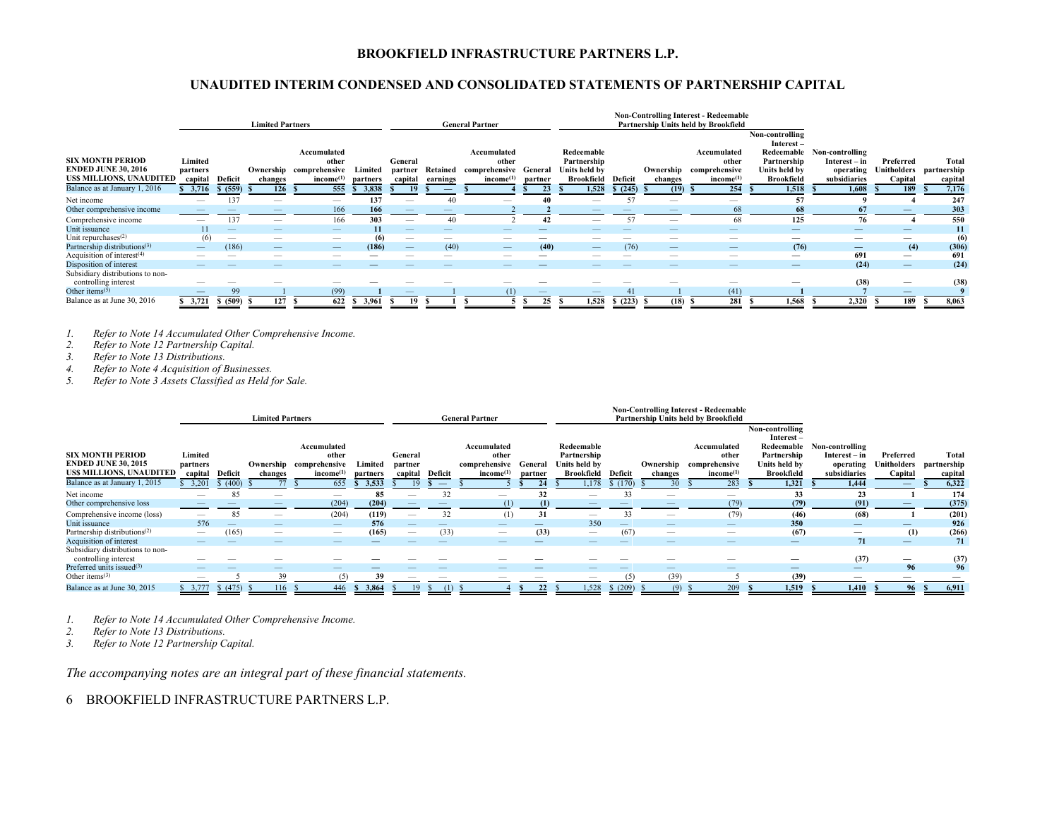# BROOKFIELD INFRASTRUCTURE PARTNERS L.P.

## UNAUDITED INTERIM CONDENSED AND CONSOLIDATED STATEMENTS OF PARTNERSHIP CAPITAL

| SIX MONTH PERIOD ENDED JUNE 30, 2016 US$ MILLIONS, UNAUDITED | Limited Partners | | | | | General Partner | | | | Non-Controlling Interest - Redeemable Partnership Units held by Brookfield | | | | | | | |
|---|---|---|---|---|---|---|---|---|---|---|---|---|---|---|---|---|---|
| | Limited partners capital | Deficit | Ownership changes | Accumulated other comprehensive income[1] | Limited partners | General partner capital | Retained earnings | Accumulated other comprehensive income[1] | General partner | Redeemable Partnership Units held by Brookfield | Deficit | Ownership changes | Accumulated other comprehensive income[1] | Non-controlling Interest – Redeemable Partnership Units held by Brookfield | Non-controlling Interest – in operating subsidiaries | Preferred Unitholders Capital | Total partnership capital |
| Balance as at January 1, 2016 | $ 3,716 | $ (559) | $ 126 | $ 555 | $ 3,838 | $ 19 | $ — | $ 4 | $ 23 | $ 1,528 | $ (245) | $ (19) | $ 254 | $ 1,518 | $ 1,608 | $ 189 | $ 7,176 |
| Net income | — | 137 | — | — | 137 | — | 40 | — | 40 | — | 57 | — | — | 57 | 9 | 4 | 247 |
| Other comprehensive income | — | — | — | 166 | 166 | — | — | 2 | 2 | — | — | — | 68 | 68 | 67 | — | 303 |
| Comprehensive income | — | 137 | — | 166 | 303 | — | 40 | 2 | 42 | — | 57 | — | 68 | 125 | 76 | 4 | 550 |
| Unit issuance | 11 | — | — | — | 11 | — | — | — | — | — | — | — | — | — | — | — | 11 |
| Unit repurchases[2] | (6) | — | — | — | (6) | — | — | — | — | — | — | — | — | — | — | — | (6) |
| Partnership distributions[3] | — | (186) | — | — | (186) | — | (40) | — | (40) | — | (76) | — | — | (76) | — | (4) | (306) |
| Acquisition of interest[4] | — | — | — | — | — | — | — | — | — | — | — | — | — | — | 691 | — | 691 |
| Disposition of interest | — | — | — | — | — | — | — | — | — | — | — | — | — | — | (24) | — | (24) |
| Subsidiary distributions to non-controlling interest | — | — | — | — | — | — | — | — | — | — | — | — | — | — | (38) | — | (38) |
| Other items[5] | — | 99 | 1 | (99) | 1 | — | 1 | (1) | — | — | 41 | 1 | (41) | 1 | 7 | — | 9 |
| Balance as at June 30, 2016 | $ 3,721 | $ (509) | $ 127 | $ 622 | $ 3,961 | $ 19 | $ 1 | $ 5 | $ 25 | $ 1,528 | $ (223) | $ (18) | $ 281 | $ 1,568 | $ 2,320 | $ 189 | $ 8,063 |

1. *Refer to Note 14 Accumulated Other Comprehensive Income.*
2. *Refer to Note 12 Partnership Capital.*
3. *Refer to Note 13 Distributions.*
4. *Refer to Note 4 Acquisition of Businesses.*
5. *Refer to Note 3 Assets Classified as Held for Sale.*

| SIX MONTH PERIOD ENDED JUNE 30, 2015 US$ MILLIONS, UNAUDITED | Limited Partners | | | | | General Partner | | | | Non-Controlling Interest - Redeemable Partnership Units held by Brookfield | | | | | | | |
|---|---|---|---|---|---|---|---|---|---|---|---|---|---|---|---|---|---|
| | Limited partners capital | Deficit | Ownership changes | Accumulated other comprehensive income[1] | Limited partners | General partner capital | Deficit | Accumulated other comprehensive income[1] | General partner | Redeemable Partnership Units held by Brookfield | Deficit | Ownership changes | Accumulated other comprehensive income[1] | Non-controlling Interest – Redeemable Partnership Units held by Brookfield | Non-controlling Interest – in operating subsidiaries | Preferred Unitholders Capital | Total partnership capital |
| Balance as at January 1, 2015 | $ 3,201 | $ (400) | $ 77 | $ 655 | $ 3,533 | $ 19 | $ — | $ 5 | $ 24 | $ 1,178 | $ (170) | $ 30 | $ 283 | $ 1,321 | $ 1,444 | — | $ 6,322 |
| Net income | — | 85 | — | — | 85 | — | 32 | — | 32 | — | 33 | — | — | 33 | 23 | 1 | 174 |
| Other comprehensive loss | — | — | — | (204) | (204) | — | — | (1) | (1) | — | — | — | (79) | (79) | (91) | — | (375) |
| Comprehensive income (loss) | — | 85 | — | (204) | (119) | — | 32 | (1) | 31 | — | 33 | — | (79) | (46) | (68) | 1 | (201) |
| Unit issuance | 576 | — | — | — | 576 | — | — | — | — | 350 | — | — | — | 350 | — | — | 926 |
| Partnership distributions[2] | — | (165) | — | — | (165) | — | (33) | — | (33) | — | (67) | — | — | (67) | — | (1) | (266) |
| Acquisition of interest | — | — | — | — | — | — | — | — | — | — | — | — | — | — | 71 | — | 71 |
| Subsidiary distributions to non-controlling interest | — | — | — | — | — | — | — | — | — | — | — | — | — | — | (37) | — | (37) |
| Preferred units issued[3] | — | — | — | — | — | — | — | — | — | — | — | — | — | — | — | 96 | 96 |
| Other items[3] | — | 5 | 39 | (5) | 39 | — | — | — | — | — | (5) | (39) | 5 | (39) | — | — | — |
| Balance as at June 30, 2015 | $ 3,777 | $ (475) | $ 116 | $ 446 | $ 3,864 | $ 19 | $ (1) | $ 4 | $ 22 | $ 1,528 | $ (209) | $ (9) | $ 209 | $ 1,519 | $ 1,410 | $ 96 | $ 6,911 |

1. *Refer to Note 14 Accumulated Other Comprehensive Income.*
2. *Refer to Note 13 Distributions.*
3. *Refer to Note 12 Partnership Capital.*

*The accompanying notes are an integral part of these financial statements.*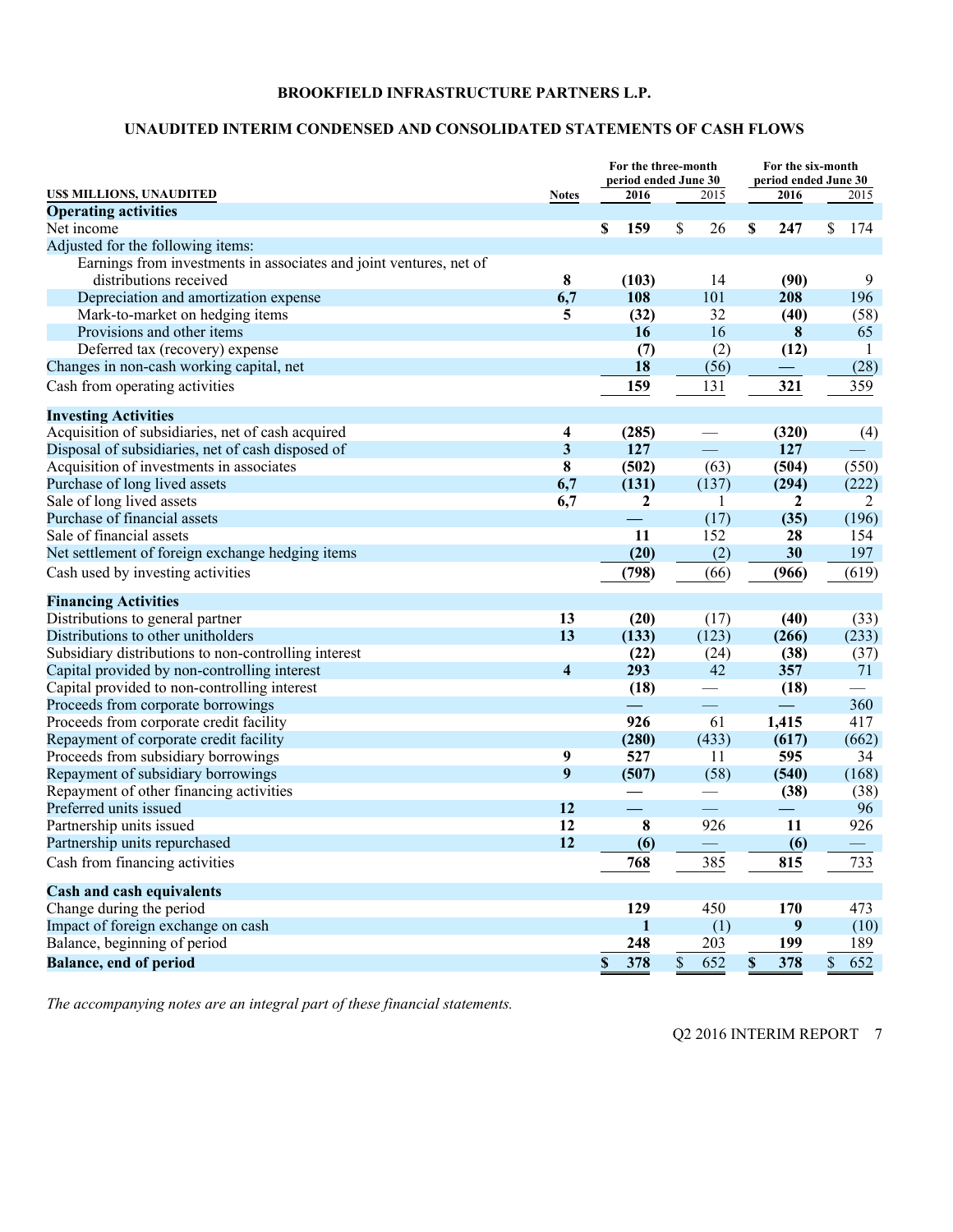**BROOKFIELD INFRASTRUCTURE PARTNERS L.P.**

**UNAUDITED INTERIM CONDENSED AND CONSOLIDATED STATEMENTS OF CASH FLOWS**

| US$ MILLIONS, UNAUDITED | Notes | For the three-month period ended June 30 2016 | 2015 | For the six-month period ended June 30 2016 | 2015 |
|---|---|---|---|---|---|
| **Operating activities** | | | | | |
| Net income | | **$ 159** | $ 26 | **$ 247** | $ 174 |
| Adjusted for the following items: | | | | | |
| Earnings from investments in associates and joint ventures, net of distributions received | **8** | **(103)** | 14 | **(90)** | 9 |
| Depreciation and amortization expense | **6,7** | **108** | 101 | **208** | 196 |
| Mark-to-market on hedging items | **5** | **(32)** | 32 | **(40)** | (58) |
| Provisions and other items | | **16** | 16 | **8** | 65 |
| Deferred tax (recovery) expense | | **(7)** | (2) | **(12)** | 1 |
| Changes in non-cash working capital, net | | **18** | (56) | **—** | (28) |
| Cash from operating activities | | **159** | 131 | **321** | 359 |
| **Investing Activities** | | | | | |
| Acquisition of subsidiaries, net of cash acquired | **4** | **(285)** | — | **(320)** | (4) |
| Disposal of subsidiaries, net of cash disposed of | **3** | **127** | — | **127** | — |
| Acquisition of investments in associates | **8** | **(502)** | (63) | **(504)** | (550) |
| Purchase of long lived assets | **6,7** | **(131)** | (137) | **(294)** | (222) |
| Sale of long lived assets | **6,7** | **2** | 1 | **2** | 2 |
| Purchase of financial assets | | **—** | (17) | **(35)** | (196) |
| Sale of financial assets | | **11** | 152 | **28** | 154 |
| Net settlement of foreign exchange hedging items | | **(20)** | (2) | **30** | 197 |
| Cash used by investing activities | | **(798)** | (66) | **(966)** | (619) |
| **Financing Activities** | | | | | |
| Distributions to general partner | **13** | **(20)** | (17) | **(40)** | (33) |
| Distributions to other unitholders | **13** | **(133)** | (123) | **(266)** | (233) |
| Subsidiary distributions to non-controlling interest | | **(22)** | (24) | **(38)** | (37) |
| Capital provided by non-controlling interest | **4** | **293** | 42 | **357** | 71 |
| Capital provided to non-controlling interest | | **(18)** | — | **(18)** | — |
| Proceeds from corporate borrowings | | **—** | — | **—** | 360 |
| Proceeds from corporate credit facility | | **926** | 61 | **1,415** | 417 |
| Repayment of corporate credit facility | | **(280)** | (433) | **(617)** | (662) |
| Proceeds from subsidiary borrowings | **9** | **527** | 11 | **595** | 34 |
| Repayment of subsidiary borrowings | **9** | **(507)** | (58) | **(540)** | (168) |
| Repayment of other financing activities | | **—** | — | **(38)** | (38) |
| Preferred units issued | **12** | **—** | — | **—** | 96 |
| Partnership units issued | **12** | **8** | 926 | **11** | 926 |
| Partnership units repurchased | **12** | **(6)** | — | **(6)** | — |
| Cash from financing activities | | **768** | 385 | **815** | 733 |
| **Cash and cash equivalents** | | | | | |
| Change during the period | | **129** | 450 | **170** | 473 |
| Impact of foreign exchange on cash | | **1** | (1) | **9** | (10) |
| Balance, beginning of period | | **248** | 203 | **199** | 189 |
| **Balance, end of period** | | **$ 378** | $ 652 | **$ 378** | $ 652 |

*The accompanying notes are an integral part of these financial statements.*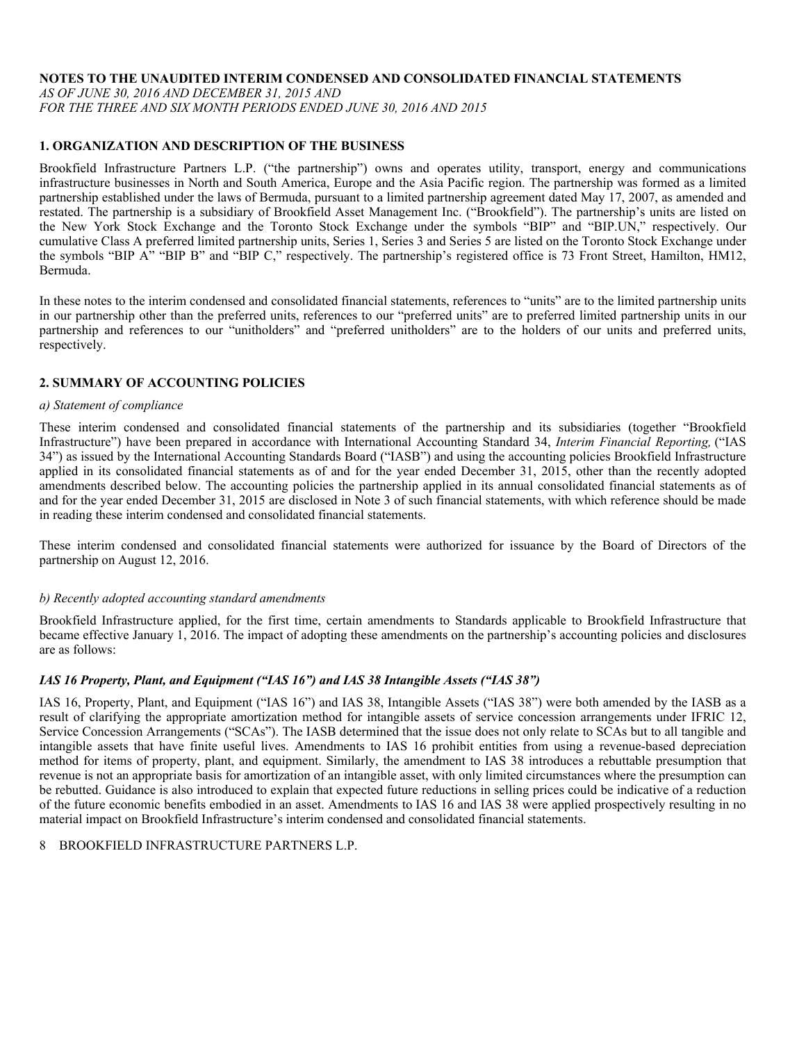**NOTES TO THE UNAUDITED INTERIM CONDENSED AND CONSOLIDATED FINANCIAL STATEMENTS**
*AS OF JUNE 30, 2016 AND DECEMBER 31, 2015 AND*
*FOR THE THREE AND SIX MONTH PERIODS ENDED JUNE 30, 2016 AND 2015*

## 1. ORGANIZATION AND DESCRIPTION OF THE BUSINESS

Brookfield Infrastructure Partners L.P. ("the partnership") owns and operates utility, transport, energy and communications infrastructure businesses in North and South America, Europe and the Asia Pacific region. The partnership was formed as a limited partnership established under the laws of Bermuda, pursuant to a limited partnership agreement dated May 17, 2007, as amended and restated. The partnership is a subsidiary of Brookfield Asset Management Inc. ("Brookfield"). The partnership's units are listed on the New York Stock Exchange and the Toronto Stock Exchange under the symbols "BIP" and "BIP.UN," respectively. Our cumulative Class A preferred limited partnership units, Series 1, Series 3 and Series 5 are listed on the Toronto Stock Exchange under the symbols "BIP A" "BIP B" and "BIP C," respectively. The partnership's registered office is 73 Front Street, Hamilton, HM12, Bermuda.

In these notes to the interim condensed and consolidated financial statements, references to "units" are to the limited partnership units in our partnership other than the preferred units, references to our "preferred units" are to preferred limited partnership units in our partnership and references to our "unitholders" and "preferred unitholders" are to the holders of our units and preferred units, respectively.

## 2. SUMMARY OF ACCOUNTING POLICIES

*a) Statement of compliance*

These interim condensed and consolidated financial statements of the partnership and its subsidiaries (together "Brookfield Infrastructure") have been prepared in accordance with International Accounting Standard 34, *Interim Financial Reporting,* ("IAS 34") as issued by the International Accounting Standards Board ("IASB") and using the accounting policies Brookfield Infrastructure applied in its consolidated financial statements as of and for the year ended December 31, 2015, other than the recently adopted amendments described below. The accounting policies the partnership applied in its annual consolidated financial statements as of and for the year ended December 31, 2015 are disclosed in Note 3 of such financial statements, with which reference should be made in reading these interim condensed and consolidated financial statements.

These interim condensed and consolidated financial statements were authorized for issuance by the Board of Directors of the partnership on August 12, 2016.

*b) Recently adopted accounting standard amendments*

Brookfield Infrastructure applied, for the first time, certain amendments to Standards applicable to Brookfield Infrastructure that became effective January 1, 2016. The impact of adopting these amendments on the partnership's accounting policies and disclosures are as follows:

***IAS 16 Property, Plant, and Equipment ("IAS 16") and IAS 38 Intangible Assets ("IAS 38")***

IAS 16, Property, Plant, and Equipment ("IAS 16") and IAS 38, Intangible Assets ("IAS 38") were both amended by the IASB as a result of clarifying the appropriate amortization method for intangible assets of service concession arrangements under IFRIC 12, Service Concession Arrangements ("SCAs"). The IASB determined that the issue does not only relate to SCAs but to all tangible and intangible assets that have finite useful lives. Amendments to IAS 16 prohibit entities from using a revenue-based depreciation method for items of property, plant, and equipment. Similarly, the amendment to IAS 38 introduces a rebuttable presumption that revenue is not an appropriate basis for amortization of an intangible asset, with only limited circumstances where the presumption can be rebutted. Guidance is also introduced to explain that expected future reductions in selling prices could be indicative of a reduction of the future economic benefits embodied in an asset. Amendments to IAS 16 and IAS 38 were applied prospectively resulting in no material impact on Brookfield Infrastructure's interim condensed and consolidated financial statements.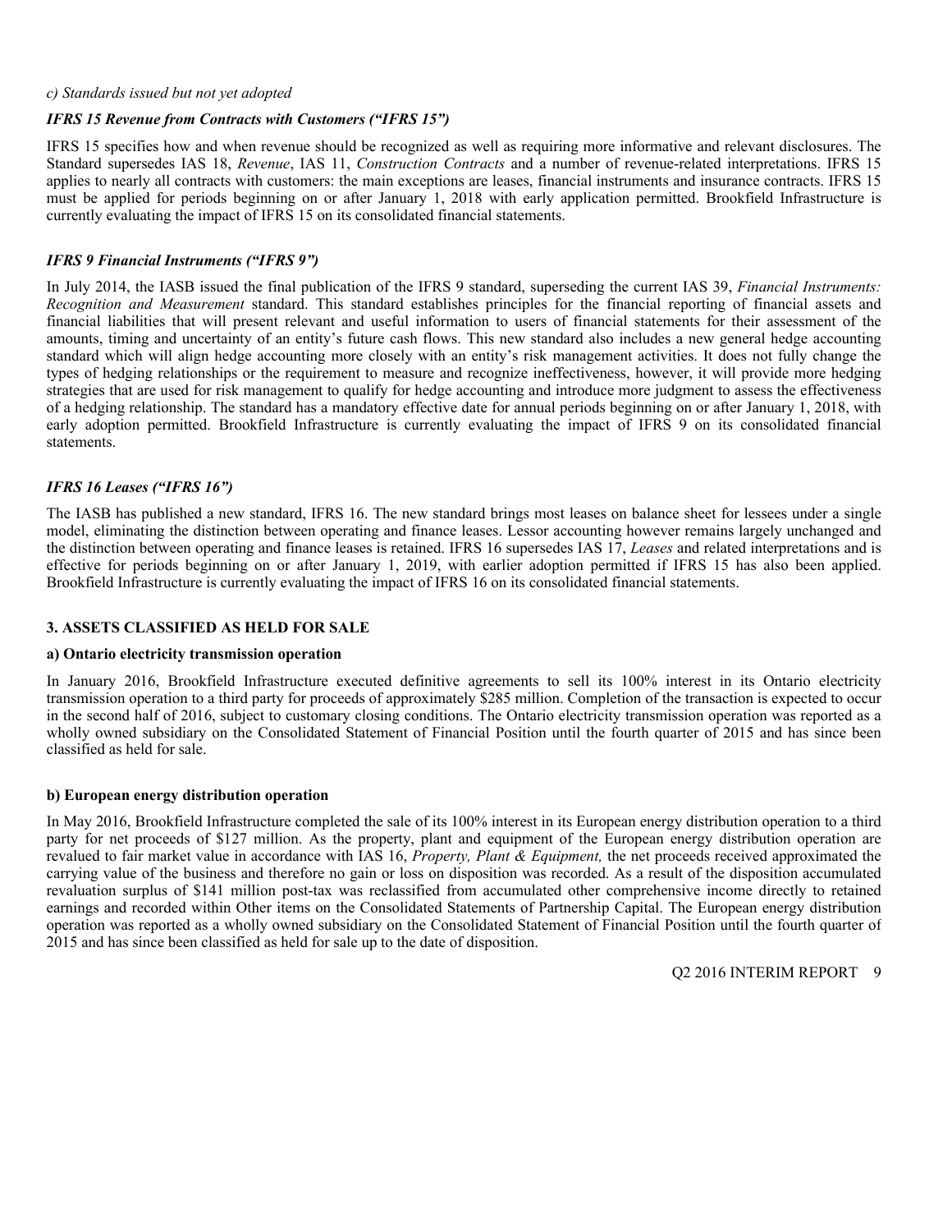*c) Standards issued but not yet adopted*

***IFRS 15 Revenue from Contracts with Customers ("IFRS 15")***

IFRS 15 specifies how and when revenue should be recognized as well as requiring more informative and relevant disclosures. The Standard supersedes IAS 18, *Revenue*, IAS 11, *Construction Contracts* and a number of revenue-related interpretations. IFRS 15 applies to nearly all contracts with customers: the main exceptions are leases, financial instruments and insurance contracts. IFRS 15 must be applied for periods beginning on or after January 1, 2018 with early application permitted. Brookfield Infrastructure is currently evaluating the impact of IFRS 15 on its consolidated financial statements.

***IFRS 9 Financial Instruments ("IFRS 9")***

In July 2014, the IASB issued the final publication of the IFRS 9 standard, superseding the current IAS 39, *Financial Instruments: Recognition and Measurement* standard. This standard establishes principles for the financial reporting of financial assets and financial liabilities that will present relevant and useful information to users of financial statements for their assessment of the amounts, timing and uncertainty of an entity's future cash flows. This new standard also includes a new general hedge accounting standard which will align hedge accounting more closely with an entity's risk management activities. It does not fully change the types of hedging relationships or the requirement to measure and recognize ineffectiveness, however, it will provide more hedging strategies that are used for risk management to qualify for hedge accounting and introduce more judgment to assess the effectiveness of a hedging relationship. The standard has a mandatory effective date for annual periods beginning on or after January 1, 2018, with early adoption permitted. Brookfield Infrastructure is currently evaluating the impact of IFRS 9 on its consolidated financial statements.

***IFRS 16 Leases ("IFRS 16")***

The IASB has published a new standard, IFRS 16. The new standard brings most leases on balance sheet for lessees under a single model, eliminating the distinction between operating and finance leases. Lessor accounting however remains largely unchanged and the distinction between operating and finance leases is retained. IFRS 16 supersedes IAS 17, *Leases* and related interpretations and is effective for periods beginning on or after January 1, 2019, with earlier adoption permitted if IFRS 15 has also been applied. Brookfield Infrastructure is currently evaluating the impact of IFRS 16 on its consolidated financial statements.

## 3. ASSETS CLASSIFIED AS HELD FOR SALE

**a) Ontario electricity transmission operation**

In January 2016, Brookfield Infrastructure executed definitive agreements to sell its 100% interest in its Ontario electricity transmission operation to a third party for proceeds of approximately $285 million. Completion of the transaction is expected to occur in the second half of 2016, subject to customary closing conditions. The Ontario electricity transmission operation was reported as a wholly owned subsidiary on the Consolidated Statement of Financial Position until the fourth quarter of 2015 and has since been classified as held for sale.

**b) European energy distribution operation**

In May 2016, Brookfield Infrastructure completed the sale of its 100% interest in its European energy distribution operation to a third party for net proceeds of $127 million. As the property, plant and equipment of the European energy distribution operation are revalued to fair market value in accordance with IAS 16, *Property, Plant & Equipment,* the net proceeds received approximated the carrying value of the business and therefore no gain or loss on disposition was recorded. As a result of the disposition accumulated revaluation surplus of $141 million post-tax was reclassified from accumulated other comprehensive income directly to retained earnings and recorded within Other items on the Consolidated Statements of Partnership Capital. The European energy distribution operation was reported as a wholly owned subsidiary on the Consolidated Statement of Financial Position until the fourth quarter of 2015 and has since been classified as held for sale up to the date of disposition.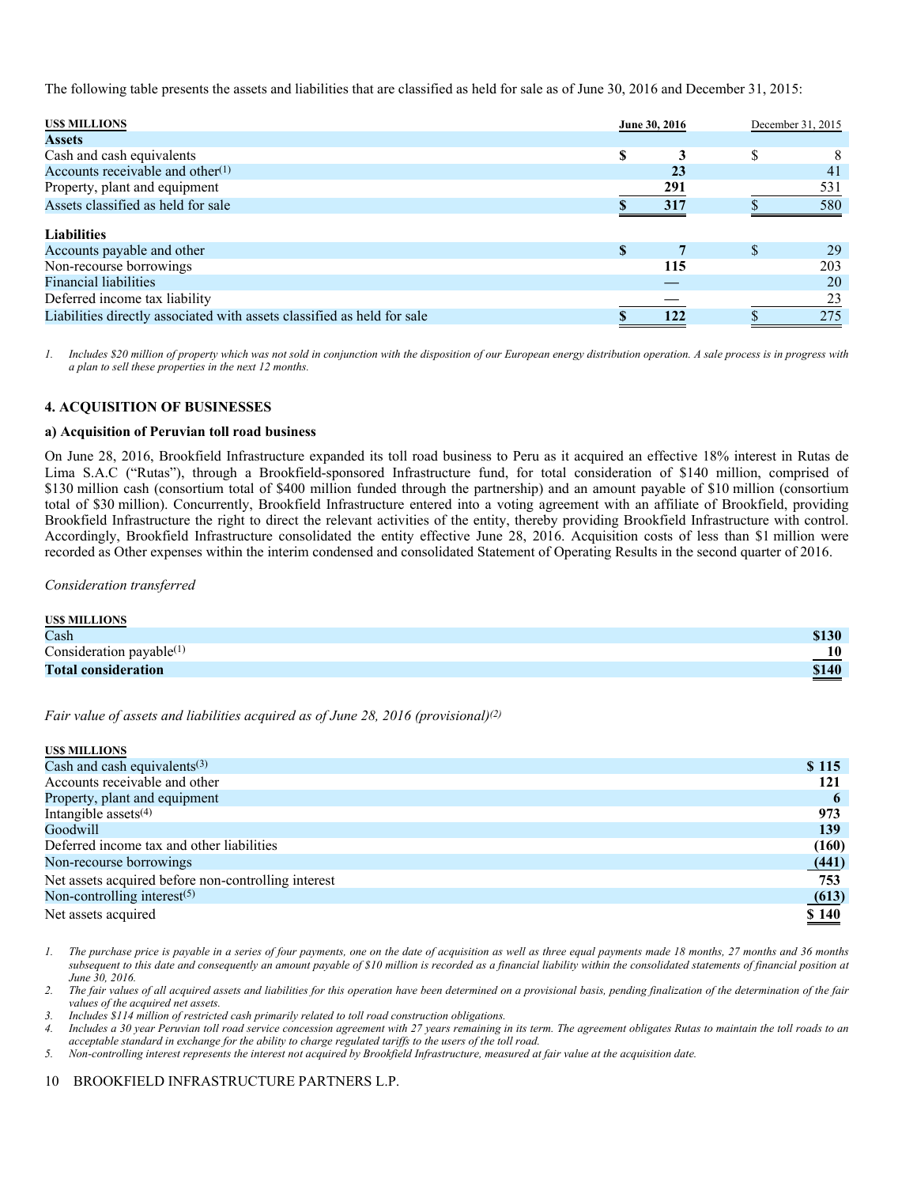The following table presents the assets and liabilities that are classified as held for sale as of June 30, 2016 and December 31, 2015:

| US$ MILLIONS | June 30, 2016 | December 31, 2015 |
|---|---|---|
| **Assets** | | |
| Cash and cash equivalents | $ 3 | $ 8 |
| Accounts receivable and other[(1)] | 23 | 41 |
| Property, plant and equipment | 291 | 531 |
| Assets classified as held for sale | $ 317 | $ 580 |
| **Liabilities** | | |
| Accounts payable and other | $ 7 | $ 29 |
| Non-recourse borrowings | 115 | 203 |
| Financial liabilities | — | 20 |
| Deferred income tax liability | — | 23 |
| Liabilities directly associated with assets classified as held for sale | $ 122 | $ 275 |

1. *Includes $20 million of property which was not sold in conjunction with the disposition of our European energy distribution operation. A sale process is in progress with a plan to sell these properties in the next 12 months.*

### 4. ACQUISITION OF BUSINESSES

#### a) Acquisition of Peruvian toll road business

On June 28, 2016, Brookfield Infrastructure expanded its toll road business to Peru as it acquired an effective 18% interest in Rutas de Lima S.A.C ("Rutas"), through a Brookfield-sponsored Infrastructure fund, for total consideration of $140 million, comprised of $130 million cash (consortium total of $400 million funded through the partnership) and an amount payable of $10 million (consortium total of $30 million). Concurrently, Brookfield Infrastructure entered into a voting agreement with an affiliate of Brookfield, providing Brookfield Infrastructure the right to direct the relevant activities of the entity, thereby providing Brookfield Infrastructure with control. Accordingly, Brookfield Infrastructure consolidated the entity effective June 28, 2016. Acquisition costs of less than $1 million were recorded as Other expenses within the interim condensed and consolidated Statement of Operating Results in the second quarter of 2016.

*Consideration transferred*

| US$ MILLIONS | |
|---|---|
| Cash | $130 |
| Consideration payable[(1)] | 10 |
| **Total consideration** | **$140** |

*Fair value of assets and liabilities acquired as of June 28, 2016 (provisional)[(2)]*

| US$ MILLIONS | |
|---|---|
| Cash and cash equivalents[(3)] | $ 115 |
| Accounts receivable and other | 121 |
| Property, plant and equipment | 6 |
| Intangible assets[(4)] | 973 |
| Goodwill | 139 |
| Deferred income tax and other liabilities | (160) |
| Non-recourse borrowings | (441) |
| Net assets acquired before non-controlling interest | 753 |
| Non-controlling interest[(5)] | (613) |
| Net assets acquired | $ 140 |

1. *The purchase price is payable in a series of four payments, one on the date of acquisition as well as three equal payments made 18 months, 27 months and 36 months subsequent to this date and consequently an amount payable of $10 million is recorded as a financial liability within the consolidated statements of financial position at June 30, 2016.*
2. *The fair values of all acquired assets and liabilities for this operation have been determined on a provisional basis, pending finalization of the determination of the fair values of the acquired net assets.*
3. *Includes $114 million of restricted cash primarily related to toll road construction obligations.*
4. *Includes a 30 year Peruvian toll road service concession agreement with 27 years remaining in its term. The agreement obligates Rutas to maintain the toll roads to an acceptable standard in exchange for the ability to charge regulated tariffs to the users of the toll road.*
5. *Non-controlling interest represents the interest not acquired by Brookfield Infrastructure, measured at fair value at the acquisition date.*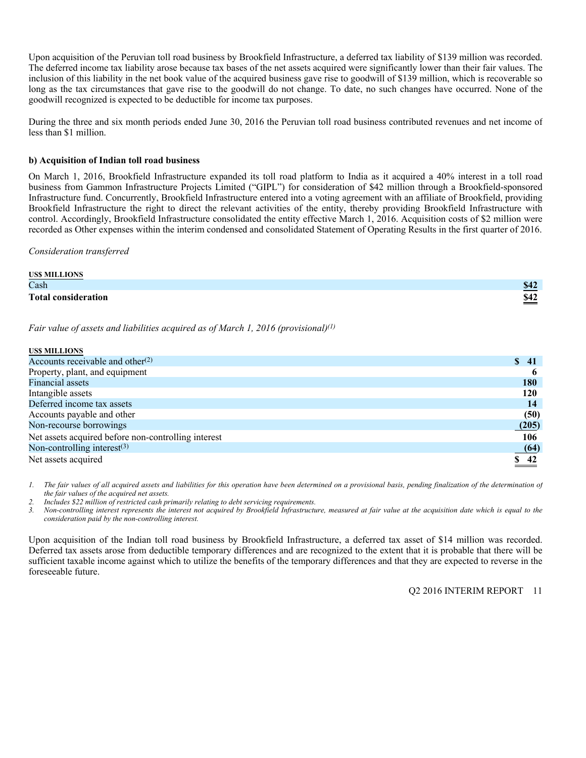Upon acquisition of the Peruvian toll road business by Brookfield Infrastructure, a deferred tax liability of $139 million was recorded. The deferred income tax liability arose because tax bases of the net assets acquired were significantly lower than their fair values. The inclusion of this liability in the net book value of the acquired business gave rise to goodwill of $139 million, which is recoverable so long as the tax circumstances that gave rise to the goodwill do not change. To date, no such changes have occurred. None of the goodwill recognized is expected to be deductible for income tax purposes.

During the three and six month periods ended June 30, 2016 the Peruvian toll road business contributed revenues and net income of less than $1 million.

**b) Acquisition of Indian toll road business**

On March 1, 2016, Brookfield Infrastructure expanded its toll road platform to India as it acquired a 40% interest in a toll road business from Gammon Infrastructure Projects Limited ("GIPL") for consideration of $42 million through a Brookfield-sponsored Infrastructure fund. Concurrently, Brookfield Infrastructure entered into a voting agreement with an affiliate of Brookfield, providing Brookfield Infrastructure the right to direct the relevant activities of the entity, thereby providing Brookfield Infrastructure with control. Accordingly, Brookfield Infrastructure consolidated the entity effective March 1, 2016. Acquisition costs of $2 million were recorded as Other expenses within the interim condensed and consolidated Statement of Operating Results in the first quarter of 2016.

*Consideration transferred*

| US$ MILLIONS | |
|---|---|
| Cash | $42 |
| **Total consideration** | **$42** |

*Fair value of assets and liabilities acquired as of March 1, 2016 (provisional)[(1)]*

| US$ MILLIONS | |
|---|---|
| Accounts receivable and other[(2)] | $ 41 |
| Property, plant, and equipment | 6 |
| Financial assets | 180 |
| Intangible assets | 120 |
| Deferred income tax assets | 14 |
| Accounts payable and other | (50) |
| Non-recourse borrowings | (205) |
| Net assets acquired before non-controlling interest | 106 |
| Non-controlling interest[(3)] | (64) |
| Net assets acquired | $ 42 |

1. *The fair values of all acquired assets and liabilities for this operation have been determined on a provisional basis, pending finalization of the determination of the fair values of the acquired net assets.*
2. *Includes $22 million of restricted cash primarily relating to debt servicing requirements.*
3. *Non-controlling interest represents the interest not acquired by Brookfield Infrastructure, measured at fair value at the acquisition date which is equal to the consideration paid by the non-controlling interest.*

Upon acquisition of the Indian toll road business by Brookfield Infrastructure, a deferred tax asset of $14 million was recorded. Deferred tax assets arose from deductible temporary differences and are recognized to the extent that it is probable that there will be sufficient taxable income against which to utilize the benefits of the temporary differences and that they are expected to reverse in the foreseeable future.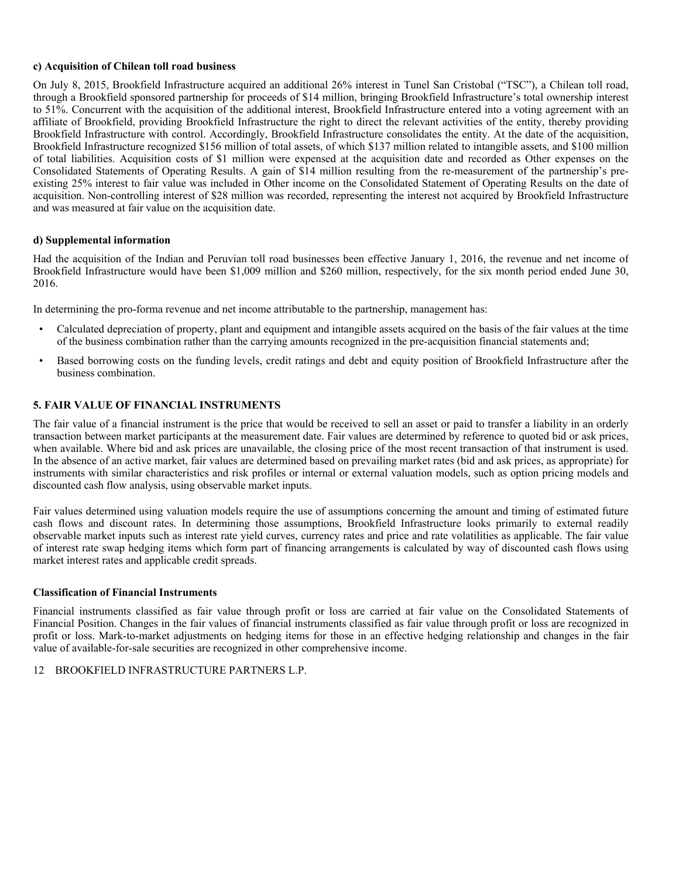**c) Acquisition of Chilean toll road business**

On July 8, 2015, Brookfield Infrastructure acquired an additional 26% interest in Tunel San Cristobal ("TSC"), a Chilean toll road, through a Brookfield sponsored partnership for proceeds of $14 million, bringing Brookfield Infrastructure's total ownership interest to 51%. Concurrent with the acquisition of the additional interest, Brookfield Infrastructure entered into a voting agreement with an affiliate of Brookfield, providing Brookfield Infrastructure the right to direct the relevant activities of the entity, thereby providing Brookfield Infrastructure with control. Accordingly, Brookfield Infrastructure consolidates the entity. At the date of the acquisition, Brookfield Infrastructure recognized $156 million of total assets, of which $137 million related to intangible assets, and $100 million of total liabilities. Acquisition costs of $1 million were expensed at the acquisition date and recorded as Other expenses on the Consolidated Statements of Operating Results. A gain of $14 million resulting from the re-measurement of the partnership's pre-existing 25% interest to fair value was included in Other income on the Consolidated Statement of Operating Results on the date of acquisition. Non-controlling interest of $28 million was recorded, representing the interest not acquired by Brookfield Infrastructure and was measured at fair value on the acquisition date.

**d) Supplemental information**

Had the acquisition of the Indian and Peruvian toll road businesses been effective January 1, 2016, the revenue and net income of Brookfield Infrastructure would have been $1,009 million and $260 million, respectively, for the six month period ended June 30, 2016.

In determining the pro-forma revenue and net income attributable to the partnership, management has:

- Calculated depreciation of property, plant and equipment and intangible assets acquired on the basis of the fair values at the time of the business combination rather than the carrying amounts recognized in the pre-acquisition financial statements and;
- Based borrowing costs on the funding levels, credit ratings and debt and equity position of Brookfield Infrastructure after the business combination.

## 5. FAIR VALUE OF FINANCIAL INSTRUMENTS

The fair value of a financial instrument is the price that would be received to sell an asset or paid to transfer a liability in an orderly transaction between market participants at the measurement date. Fair values are determined by reference to quoted bid or ask prices, when available. Where bid and ask prices are unavailable, the closing price of the most recent transaction of that instrument is used. In the absence of an active market, fair values are determined based on prevailing market rates (bid and ask prices, as appropriate) for instruments with similar characteristics and risk profiles or internal or external valuation models, such as option pricing models and discounted cash flow analysis, using observable market inputs.

Fair values determined using valuation models require the use of assumptions concerning the amount and timing of estimated future cash flows and discount rates. In determining those assumptions, Brookfield Infrastructure looks primarily to external readily observable market inputs such as interest rate yield curves, currency rates and price and rate volatilities as applicable. The fair value of interest rate swap hedging items which form part of financing arrangements is calculated by way of discounted cash flows using market interest rates and applicable credit spreads.

**Classification of Financial Instruments**

Financial instruments classified as fair value through profit or loss are carried at fair value on the Consolidated Statements of Financial Position. Changes in the fair values of financial instruments classified as fair value through profit or loss are recognized in profit or loss. Mark-to-market adjustments on hedging items for those in an effective hedging relationship and changes in the fair value of available-for-sale securities are recognized in other comprehensive income.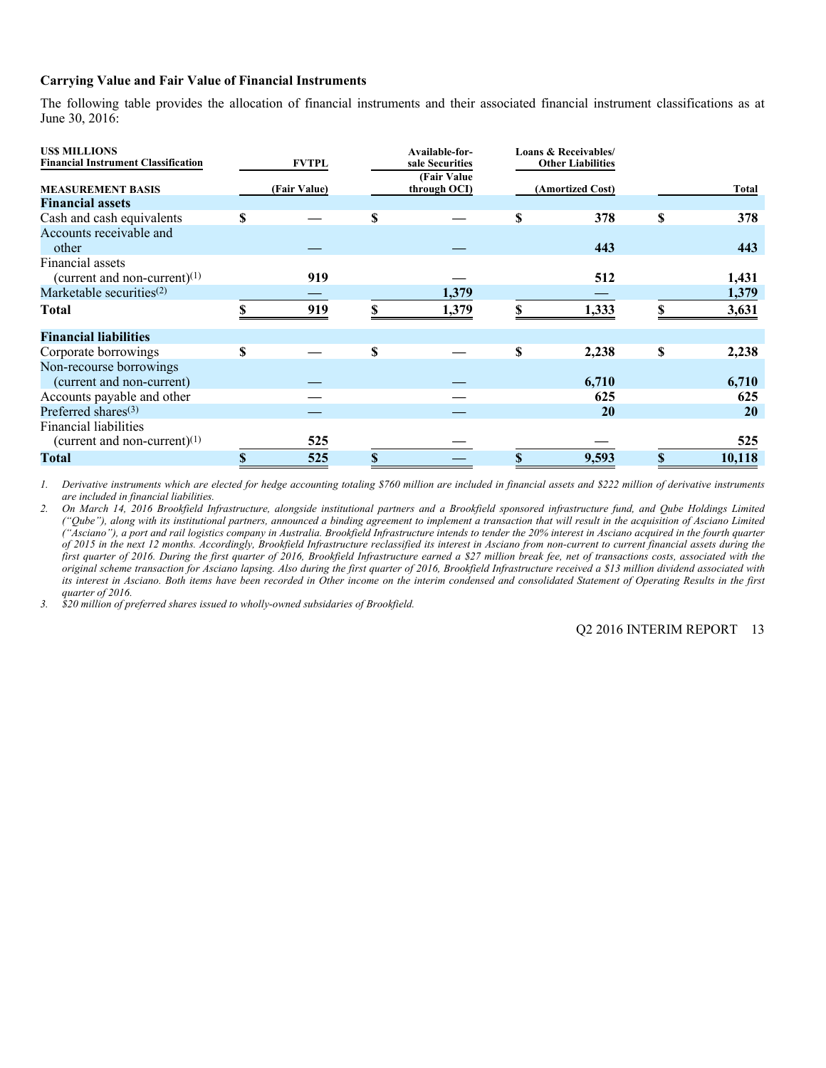### Carrying Value and Fair Value of Financial Instruments

The following table provides the allocation of financial instruments and their associated financial instrument classifications as at June 30, 2016:

| US$ MILLIONS<br>Financial Instrument Classification | FVTPL | Available-for-sale Securities | Loans & Receivables/ Other Liabilities | |
|---|---|---|---|---|
| **MEASUREMENT BASIS** | **(Fair Value)** | **(Fair Value through OCI)** | **(Amortized Cost)** | **Total** |
| **Financial assets** | | | | |
| Cash and cash equivalents | $ — | $ — | $ 378 | $ 378 |
| Accounts receivable and other | — | — | 443 | 443 |
| Financial assets (current and non-current)(1) | 919 | — | 512 | 1,431 |
| Marketable securities(2) | — | 1,379 | — | 1,379 |
| **Total** | **$ 919** | **$ 1,379** | **$ 1,333** | **$ 3,631** |
| **Financial liabilities** | | | | |
| Corporate borrowings | $ — | $ — | $ 2,238 | $ 2,238 |
| Non-recourse borrowings (current and non-current) | — | — | 6,710 | 6,710 |
| Accounts payable and other | — | — | 625 | 625 |
| Preferred shares(3) | — | — | 20 | 20 |
| Financial liabilities (current and non-current)(1) | 525 | — | — | 525 |
| **Total** | **$ 525** | **$ —** | **$ 9,593** | **$ 10,118** |

1. *Derivative instruments which are elected for hedge accounting totaling $760 million are included in financial assets and $222 million of derivative instruments are included in financial liabilities.*
2. *On March 14, 2016 Brookfield Infrastructure, alongside institutional partners and a Brookfield sponsored infrastructure fund, and Qube Holdings Limited ("Qube"), along with its institutional partners, announced a binding agreement to implement a transaction that will result in the acquisition of Asciano Limited ("Asciano"), a port and rail logistics company in Australia. Brookfield Infrastructure intends to tender the 20% interest in Asciano acquired in the fourth quarter of 2015 in the next 12 months. Accordingly, Brookfield Infrastructure reclassified its interest in Asciano from non-current to current financial assets during the first quarter of 2016. During the first quarter of 2016, Brookfield Infrastructure earned a $27 million break fee, net of transactions costs, associated with the original scheme transaction for Asciano lapsing. Also during the first quarter of 2016, Brookfield Infrastructure received a $13 million dividend associated with its interest in Asciano. Both items have been recorded in Other income on the interim condensed and consolidated Statement of Operating Results in the first quarter of 2016.*
3. *$20 million of preferred shares issued to wholly-owned subsidaries of Brookfield.*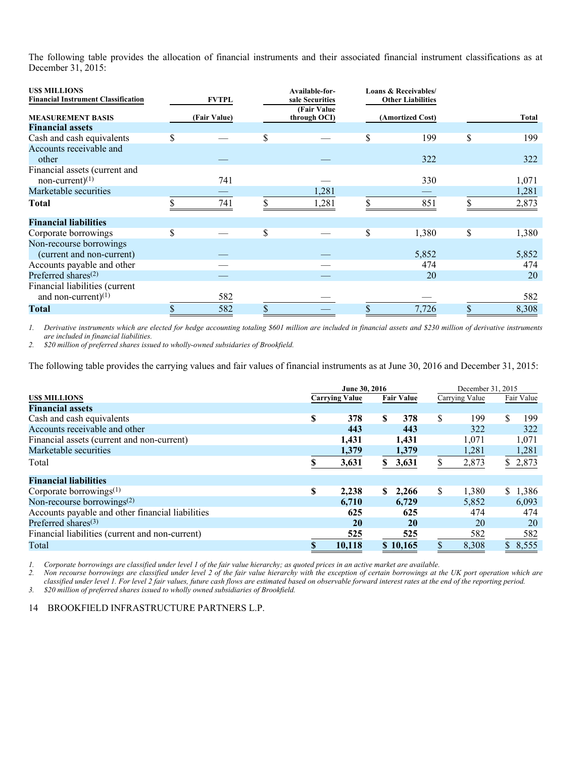The following table provides the allocation of financial instruments and their associated financial instrument classifications as at December 31, 2015:

| US$ MILLIONS<br>Financial Instrument Classification | FVTPL | Available-for-sale Securities | Loans & Receivables/ Other Liabilities | |
|---|---|---|---|---|
| **MEASUREMENT BASIS** | (Fair Value) | (Fair Value through OCI) | (Amortized Cost) | Total |
| **Financial assets** | | | | |
| Cash and cash equivalents | $ — | $ — | $ 199 | $ 199 |
| Accounts receivable and other | — | — | 322 | 322 |
| Financial assets (current and non-current)[1] | 741 | — | 330 | 1,071 |
| Marketable securities | — | 1,281 | — | 1,281 |
| **Total** | $ 741 | $ 1,281 | $ 851 | $ 2,873 |
| **Financial liabilities** | | | | |
| Corporate borrowings | $ — | $ — | $ 1,380 | $ 1,380 |
| Non-recourse borrowings (current and non-current) | — | — | 5,852 | 5,852 |
| Accounts payable and other | — | — | 474 | 474 |
| Preferred shares[2] | — | — | 20 | 20 |
| Financial liabilities (current and non-current)[1] | 582 | — | — | 582 |
| **Total** | $ 582 | $ — | $ 7,726 | $ 8,308 |

*1. Derivative instruments which are elected for hedge accounting totaling $601 million are included in financial assets and $230 million of derivative instruments are included in financial liabilities.*
*2. $20 million of preferred shares issued to wholly-owned subsidaries of Brookfield.*

The following table provides the carrying values and fair values of financial instruments as at June 30, 2016 and December 31, 2015:

| US$ MILLIONS | June 30, 2016 | | December 31, 2015 | |
|---|---|---|---|---|
| | **Carrying Value** | **Fair Value** | Carrying Value | Fair Value |
| **Financial assets** | | | | |
| Cash and cash equivalents | **$ 378** | **$ 378** | $ 199 | $ 199 |
| Accounts receivable and other | **443** | **443** | 322 | 322 |
| Financial assets (current and non-current) | **1,431** | **1,431** | 1,071 | 1,071 |
| Marketable securities | **1,379** | **1,379** | 1,281 | 1,281 |
| Total | **$ 3,631** | **$ 3,631** | $ 2,873 | $ 2,873 |
| **Financial liabilities** | | | | |
| Corporate borrowings[1] | **$ 2,238** | **$ 2,266** | $ 1,380 | $ 1,386 |
| Non-recourse borrowings[2] | **6,710** | **6,729** | 5,852 | 6,093 |
| Accounts payable and other financial liabilities | **625** | **625** | 474 | 474 |
| Preferred shares[3] | **20** | **20** | 20 | 20 |
| Financial liabilities (current and non-current) | **525** | **525** | 582 | 582 |
| Total | **$ 10,118** | **$ 10,165** | $ 8,308 | $ 8,555 |

*1. Corporate borrowings are classified under level 1 of the fair value hierarchy; as quoted prices in an active market are available.*
*2. Non recourse borrowings are classified under level 2 of the fair value hierarchy with the exception of certain borrowings at the UK port operation which are classified under level 1. For level 2 fair values, future cash flows are estimated based on observable forward interest rates at the end of the reporting period.*
*3. $20 million of preferred shares issued to wholly owned subsidiaries of Brookfield.*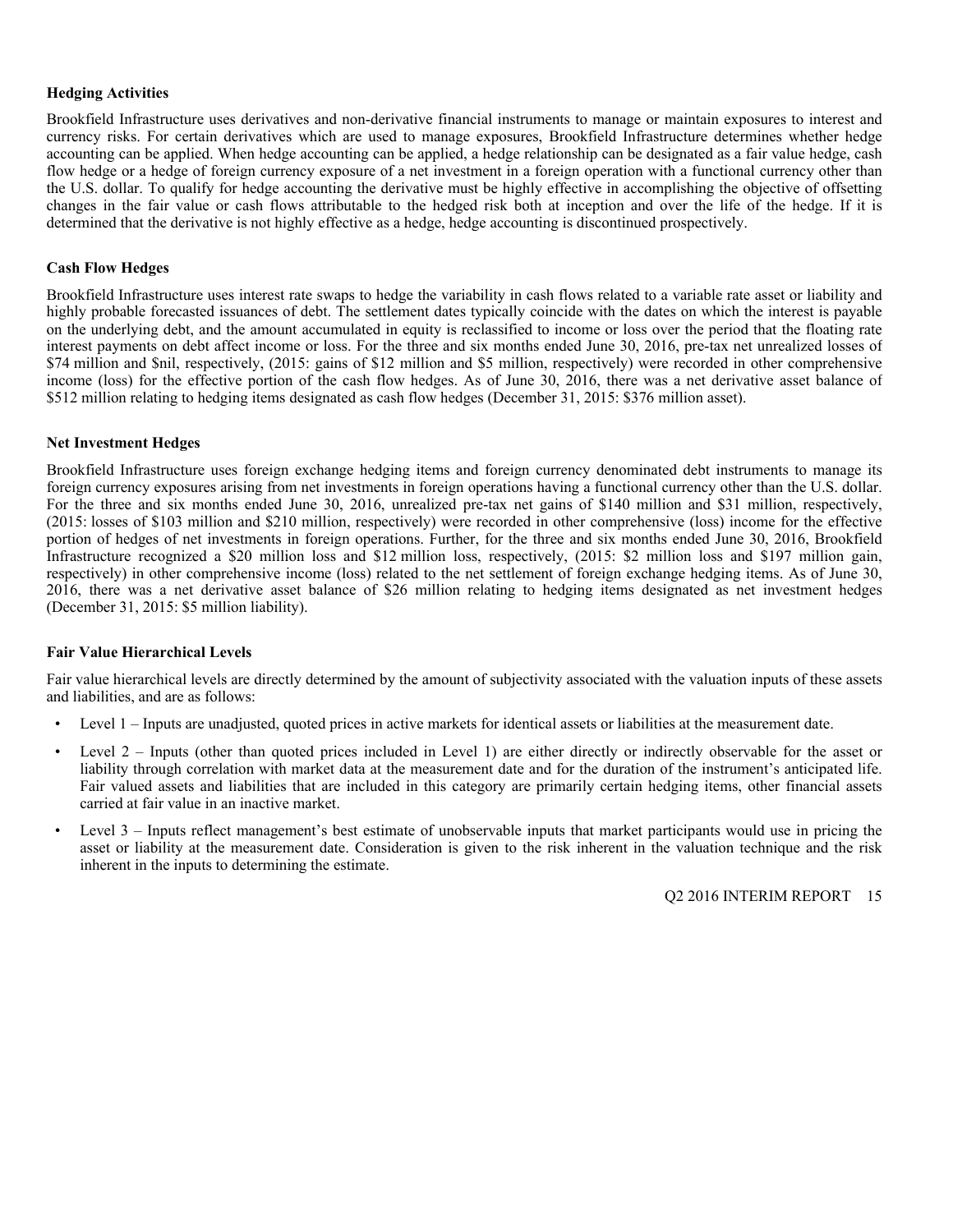**Hedging Activities**

Brookfield Infrastructure uses derivatives and non-derivative financial instruments to manage or maintain exposures to interest and currency risks. For certain derivatives which are used to manage exposures, Brookfield Infrastructure determines whether hedge accounting can be applied. When hedge accounting can be applied, a hedge relationship can be designated as a fair value hedge, cash flow hedge or a hedge of foreign currency exposure of a net investment in a foreign operation with a functional currency other than the U.S. dollar. To qualify for hedge accounting the derivative must be highly effective in accomplishing the objective of offsetting changes in the fair value or cash flows attributable to the hedged risk both at inception and over the life of the hedge. If it is determined that the derivative is not highly effective as a hedge, hedge accounting is discontinued prospectively.

**Cash Flow Hedges**

Brookfield Infrastructure uses interest rate swaps to hedge the variability in cash flows related to a variable rate asset or liability and highly probable forecasted issuances of debt. The settlement dates typically coincide with the dates on which the interest is payable on the underlying debt, and the amount accumulated in equity is reclassified to income or loss over the period that the floating rate interest payments on debt affect income or loss. For the three and six months ended June 30, 2016, pre-tax net unrealized losses of $74 million and $nil, respectively, (2015: gains of $12 million and $5 million, respectively) were recorded in other comprehensive income (loss) for the effective portion of the cash flow hedges. As of June 30, 2016, there was a net derivative asset balance of $512 million relating to hedging items designated as cash flow hedges (December 31, 2015: $376 million asset).

**Net Investment Hedges**

Brookfield Infrastructure uses foreign exchange hedging items and foreign currency denominated debt instruments to manage its foreign currency exposures arising from net investments in foreign operations having a functional currency other than the U.S. dollar. For the three and six months ended June 30, 2016, unrealized pre-tax net gains of $140 million and $31 million, respectively, (2015: losses of $103 million and $210 million, respectively) were recorded in other comprehensive (loss) income for the effective portion of hedges of net investments in foreign operations. Further, for the three and six months ended June 30, 2016, Brookfield Infrastructure recognized a $20 million loss and $12 million loss, respectively, (2015: $2 million loss and $197 million gain, respectively) in other comprehensive income (loss) related to the net settlement of foreign exchange hedging items. As of June 30, 2016, there was a net derivative asset balance of $26 million relating to hedging items designated as net investment hedges (December 31, 2015: $5 million liability).

**Fair Value Hierarchical Levels**

Fair value hierarchical levels are directly determined by the amount of subjectivity associated with the valuation inputs of these assets and liabilities, and are as follows:

- Level 1 – Inputs are unadjusted, quoted prices in active markets for identical assets or liabilities at the measurement date.
- Level 2 – Inputs (other than quoted prices included in Level 1) are either directly or indirectly observable for the asset or liability through correlation with market data at the measurement date and for the duration of the instrument's anticipated life. Fair valued assets and liabilities that are included in this category are primarily certain hedging items, other financial assets carried at fair value in an inactive market.
- Level 3 – Inputs reflect management's best estimate of unobservable inputs that market participants would use in pricing the asset or liability at the measurement date. Consideration is given to the risk inherent in the valuation technique and the risk inherent in the inputs to determining the estimate.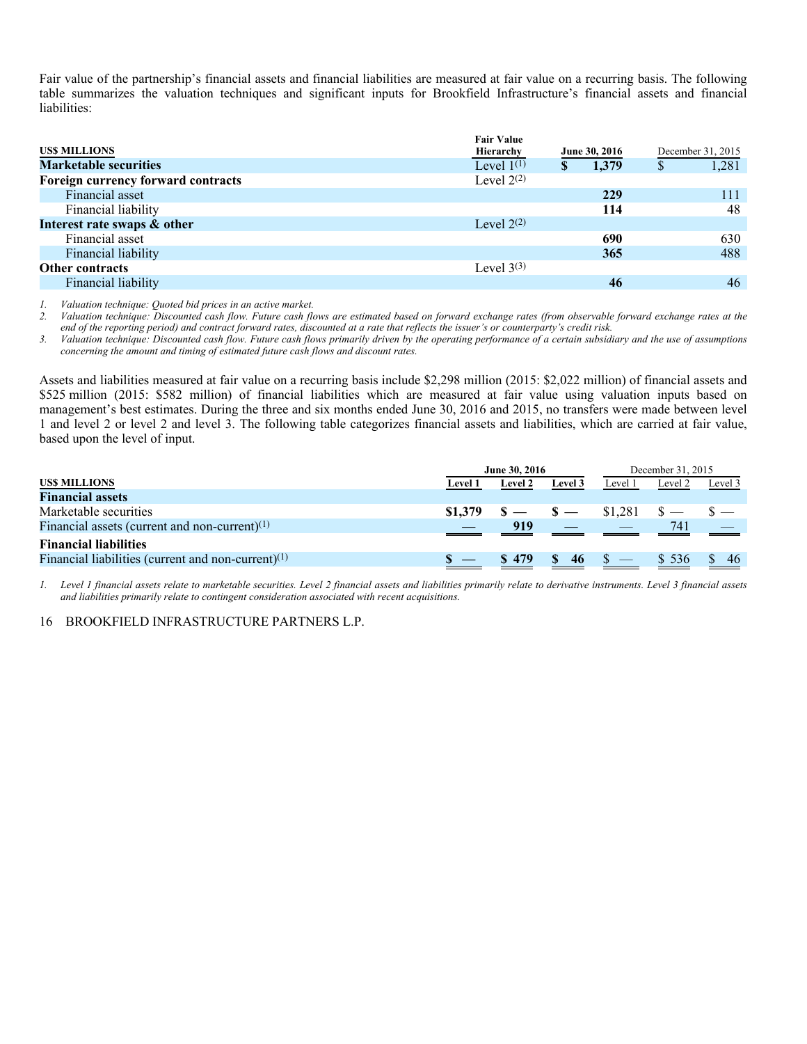Fair value of the partnership's financial assets and financial liabilities are measured at fair value on a recurring basis. The following table summarizes the valuation techniques and significant inputs for Brookfield Infrastructure's financial assets and financial liabilities:

| US$ MILLIONS | Fair Value Hierarchy | June 30, 2016 | December 31, 2015 |
|---|---|---|---|
| **Marketable securities** | Level 1[(1)] | **$ 1,379** | $ 1,281 |
| **Foreign currency forward contracts** | Level 2[(2)] | | |
| Financial asset | | **229** | 111 |
| Financial liability | | **114** | 48 |
| **Interest rate swaps & other** | Level 2[(2)] | | |
| Financial asset | | **690** | 630 |
| Financial liability | | **365** | 488 |
| **Other contracts** | Level 3[(3)] | | |
| Financial liability | | **46** | 46 |

1. *Valuation technique: Quoted bid prices in an active market.*
2. *Valuation technique: Discounted cash flow. Future cash flows are estimated based on forward exchange rates (from observable forward exchange rates at the end of the reporting period) and contract forward rates, discounted at a rate that reflects the issuer's or counterparty's credit risk.*
3. *Valuation technique: Discounted cash flow. Future cash flows primarily driven by the operating performance of a certain subsidiary and the use of assumptions concerning the amount and timing of estimated future cash flows and discount rates.*

Assets and liabilities measured at fair value on a recurring basis include $2,298 million (2015: $2,022 million) of financial assets and $525 million (2015: $582 million) of financial liabilities which are measured at fair value using valuation inputs based on management's best estimates. During the three and six months ended June 30, 2016 and 2015, no transfers were made between level 1 and level 2 or level 2 and level 3. The following table categorizes financial assets and liabilities, which are carried at fair value, based upon the level of input.

| | June 30, 2016 | | | December 31, 2015 | | |
|---|---|---|---|---|---|---|
| US$ MILLIONS | Level 1 | Level 2 | Level 3 | Level 1 | Level 2 | Level 3 |
| **Financial assets** | | | | | | |
| Marketable securities | **$1,379** | **$ —** | **$ —** | $1,281 | $ — | $ — |
| Financial assets (current and non-current)[(1)] | **—** | **919** | **—** | — | 741 | — |
| **Financial liabilities** | | | | | | |
| Financial liabilities (current and non-current)[(1)] | **$ —** | **$ 479** | **$ 46** | $ — | $ 536 | $ 46 |

1. *Level 1 financial assets relate to marketable securities. Level 2 financial assets and liabilities primarily relate to derivative instruments. Level 3 financial assets and liabilities primarily relate to contingent consideration associated with recent acquisitions.*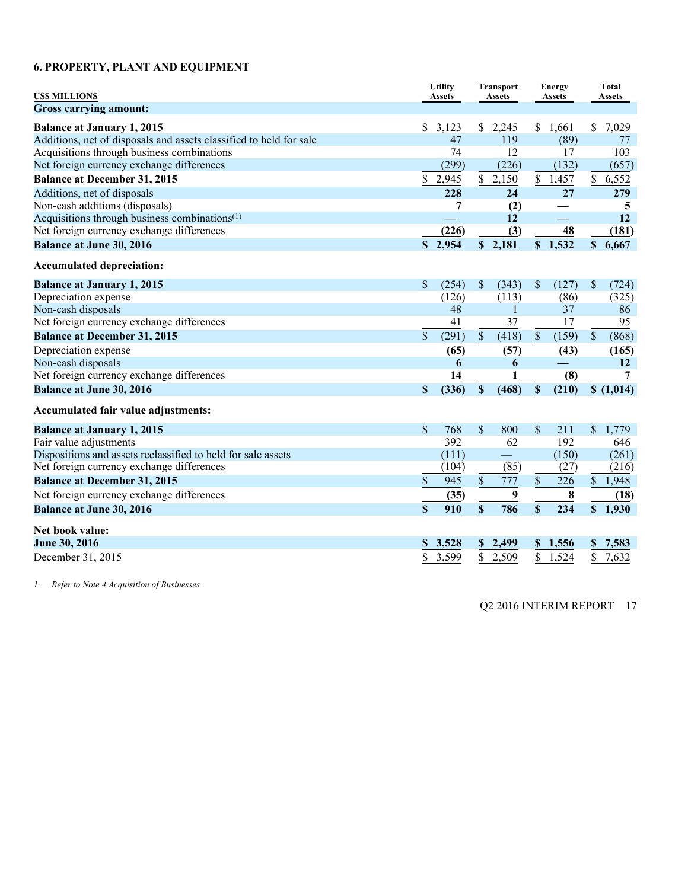## 6. PROPERTY, PLANT AND EQUIPMENT

| US$ MILLIONS | Utility Assets | Transport Assets | Energy Assets | Total Assets |
|---|---|---|---|---|
| **Gross carrying amount:** | | | | |
| **Balance at January 1, 2015** | $ 3,123 | $ 2,245 | $ 1,661 | $ 7,029 |
| Additions, net of disposals and assets classified to held for sale | 47 | 119 | (89) | 77 |
| Acquisitions through business combinations | 74 | 12 | 17 | 103 |
| Net foreign currency exchange differences | (299) | (226) | (132) | (657) |
| **Balance at December 31, 2015** | $ 2,945 | $ 2,150 | $ 1,457 | $ 6,552 |
| Additions, net of disposals | **228** | **24** | **27** | **279** |
| Non-cash additions (disposals) | **7** | **(2)** | **—** | **5** |
| Acquisitions through business combinations[1] | **—** | **12** | **—** | **12** |
| Net foreign currency exchange differences | **(226)** | **(3)** | **48** | **(181)** |
| **Balance at June 30, 2016** | **$ 2,954** | **$ 2,181** | **$ 1,532** | **$ 6,667** |
| **Accumulated depreciation:** | | | | |
| **Balance at January 1, 2015** | $ (254) | $ (343) | $ (127) | $ (724) |
| Depreciation expense | (126) | (113) | (86) | (325) |
| Non-cash disposals | 48 | 1 | 37 | 86 |
| Net foreign currency exchange differences | 41 | 37 | 17 | 95 |
| **Balance at December 31, 2015** | $ (291) | $ (418) | $ (159) | $ (868) |
| Depreciation expense | **(65)** | **(57)** | **(43)** | **(165)** |
| Non-cash disposals | **6** | **6** | **—** | **12** |
| Net foreign currency exchange differences | **14** | **1** | **(8)** | **7** |
| **Balance at June 30, 2016** | **$ (336)** | **$ (468)** | **$ (210)** | **$ (1,014)** |
| **Accumulated fair value adjustments:** | | | | |
| **Balance at January 1, 2015** | $ 768 | $ 800 | $ 211 | $ 1,779 |
| Fair value adjustments | 392 | 62 | 192 | 646 |
| Dispositions and assets reclassified to held for sale assets | (111) | — | (150) | (261) |
| Net foreign currency exchange differences | (104) | (85) | (27) | (216) |
| **Balance at December 31, 2015** | $ 945 | $ 777 | $ 226 | $ 1,948 |
| Net foreign currency exchange differences | **(35)** | **9** | **8** | **(18)** |
| **Balance at June 30, 2016** | **$ 910** | **$ 786** | **$ 234** | **$ 1,930** |
| **Net book value:** | | | | |
| **June 30, 2016** | **$ 3,528** | **$ 2,499** | **$ 1,556** | **$ 7,583** |
| December 31, 2015 | $ 3,599 | $ 2,509 | $ 1,524 | $ 7,632 |

1. *Refer to Note 4 Acquisition of Businesses.*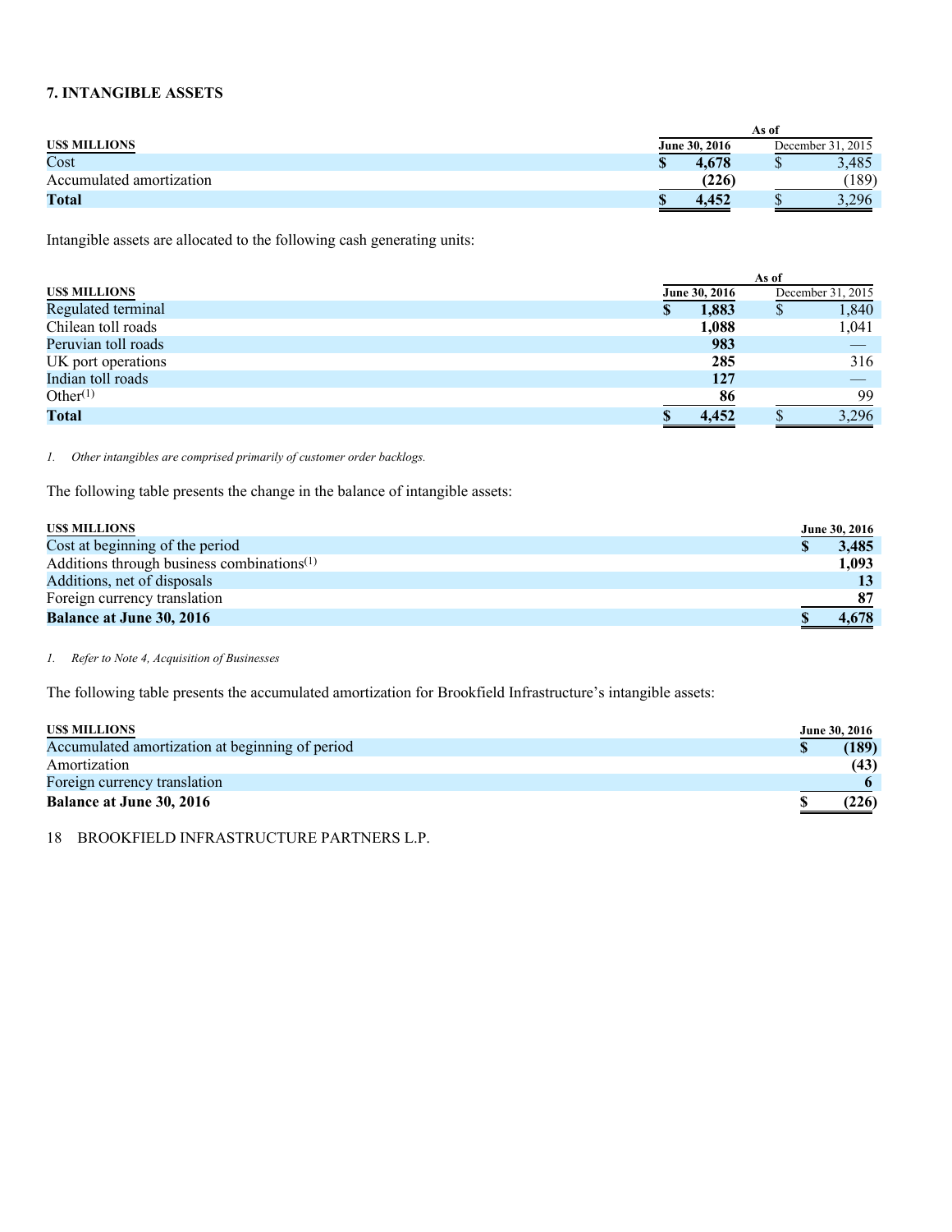## 7. INTANGIBLE ASSETS

| US$ MILLIONS | As of June 30, 2016 | As of December 31, 2015 |
|---|---|---|
| Cost | $ 4,678 | $ 3,485 |
| Accumulated amortization | (226) | (189) |
| **Total** | **$ 4,452** | $ 3,296 |

Intangible assets are allocated to the following cash generating units:

| US$ MILLIONS | As of June 30, 2016 | As of December 31, 2015 |
|---|---|---|
| Regulated terminal | $ 1,883 | $ 1,840 |
| Chilean toll roads | 1,088 | 1,041 |
| Peruvian toll roads | 983 | — |
| UK port operations | 285 | 316 |
| Indian toll roads | 127 | — |
| Other[1] | 86 | 99 |
| **Total** | **$ 4,452** | $ 3,296 |

*1. Other intangibles are comprised primarily of customer order backlogs.*

The following table presents the change in the balance of intangible assets:

| US$ MILLIONS | June 30, 2016 |
|---|---|
| Cost at beginning of the period | $ 3,485 |
| Additions through business combinations[1] | 1,093 |
| Additions, net of disposals | 13 |
| Foreign currency translation | 87 |
| **Balance at June 30, 2016** | **$ 4,678** |

*1. Refer to Note 4, Acquisition of Businesses*

The following table presents the accumulated amortization for Brookfield Infrastructure's intangible assets:

| US$ MILLIONS | June 30, 2016 |
|---|---|
| Accumulated amortization at beginning of period | $ (189) |
| Amortization | (43) |
| Foreign currency translation | 6 |
| **Balance at June 30, 2016** | **$ (226)** |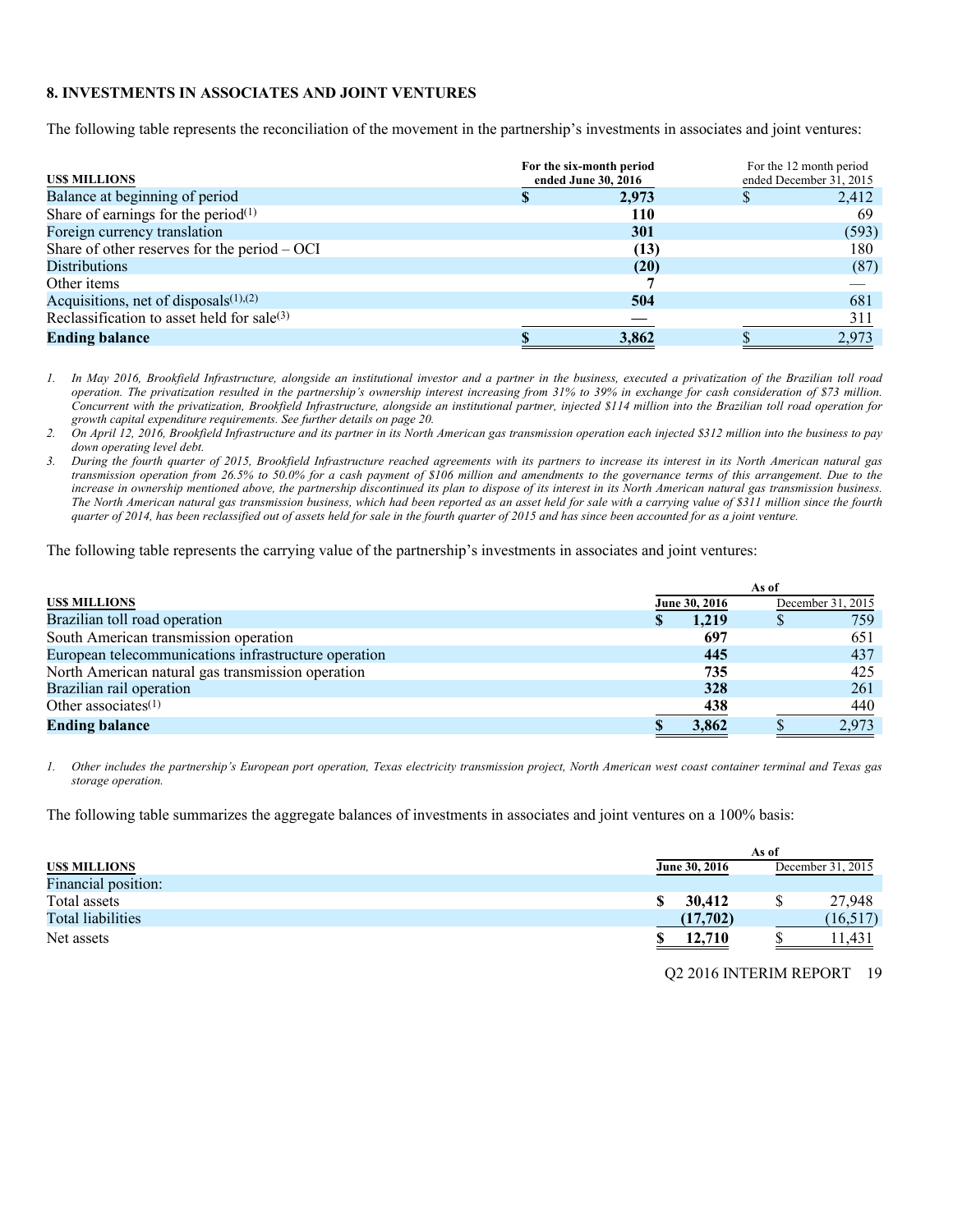## 8. INVESTMENTS IN ASSOCIATES AND JOINT VENTURES

The following table represents the reconciliation of the movement in the partnership's investments in associates and joint ventures:

| US$ MILLIONS | For the six-month period ended June 30, 2016 | For the 12 month period ended December 31, 2015 |
|---|---|---|
| Balance at beginning of period | **$ 2,973** | $ 2,412 |
| Share of earnings for the period[(1)] | **110** | 69 |
| Foreign currency translation | **301** | (593) |
| Share of other reserves for the period – OCI | **(13)** | 180 |
| Distributions | **(20)** | (87) |
| Other items | **7** | — |
| Acquisitions, net of disposals[(1),(2)] | **504** | 681 |
| Reclassification to asset held for sale[(3)] | **—** | 311 |
| **Ending balance** | **$ 3,862** | $ 2,973 |

1. *In May 2016, Brookfield Infrastructure, alongside an institutional investor and a partner in the business, executed a privatization of the Brazilian toll road operation. The privatization resulted in the partnership's ownership interest increasing from 31% to 39% in exchange for cash consideration of $73 million. Concurrent with the privatization, Brookfield Infrastructure, alongside an institutional partner, injected $114 million into the Brazilian toll road operation for growth capital expenditure requirements. See further details on page 20.*
2. *On April 12, 2016, Brookfield Infrastructure and its partner in its North American gas transmission operation each injected $312 million into the business to pay down operating level debt.*
3. *During the fourth quarter of 2015, Brookfield Infrastructure reached agreements with its partners to increase its interest in its North American natural gas transmission operation from 26.5% to 50.0% for a cash payment of $106 million and amendments to the governance terms of this arrangement. Due to the increase in ownership mentioned above, the partnership discontinued its plan to dispose of its interest in its North American natural gas transmission business. The North American natural gas transmission business, which had been reported as an asset held for sale with a carrying value of $311 million since the fourth quarter of 2014, has been reclassified out of assets held for sale in the fourth quarter of 2015 and has since been accounted for as a joint venture.*

The following table represents the carrying value of the partnership's investments in associates and joint ventures:

| US$ MILLIONS | As of June 30, 2016 | As of December 31, 2015 |
|---|---|---|
| Brazilian toll road operation | **$ 1,219** | $ 759 |
| South American transmission operation | **697** | 651 |
| European telecommunications infrastructure operation | **445** | 437 |
| North American natural gas transmission operation | **735** | 425 |
| Brazilian rail operation | **328** | 261 |
| Other associates[(1)] | **438** | 440 |
| **Ending balance** | **$ 3,862** | $ 2,973 |

1. *Other includes the partnership's European port operation, Texas electricity transmission project, North American west coast container terminal and Texas gas storage operation.*

The following table summarizes the aggregate balances of investments in associates and joint ventures on a 100% basis:

| US$ MILLIONS | As of June 30, 2016 | As of December 31, 2015 |
|---|---|---|
| Financial position: | | |
| Total assets | **$ 30,412** | $ 27,948 |
| Total liabilities | **(17,702)** | (16,517) |
| Net assets | **$ 12,710** | $ 11,431 |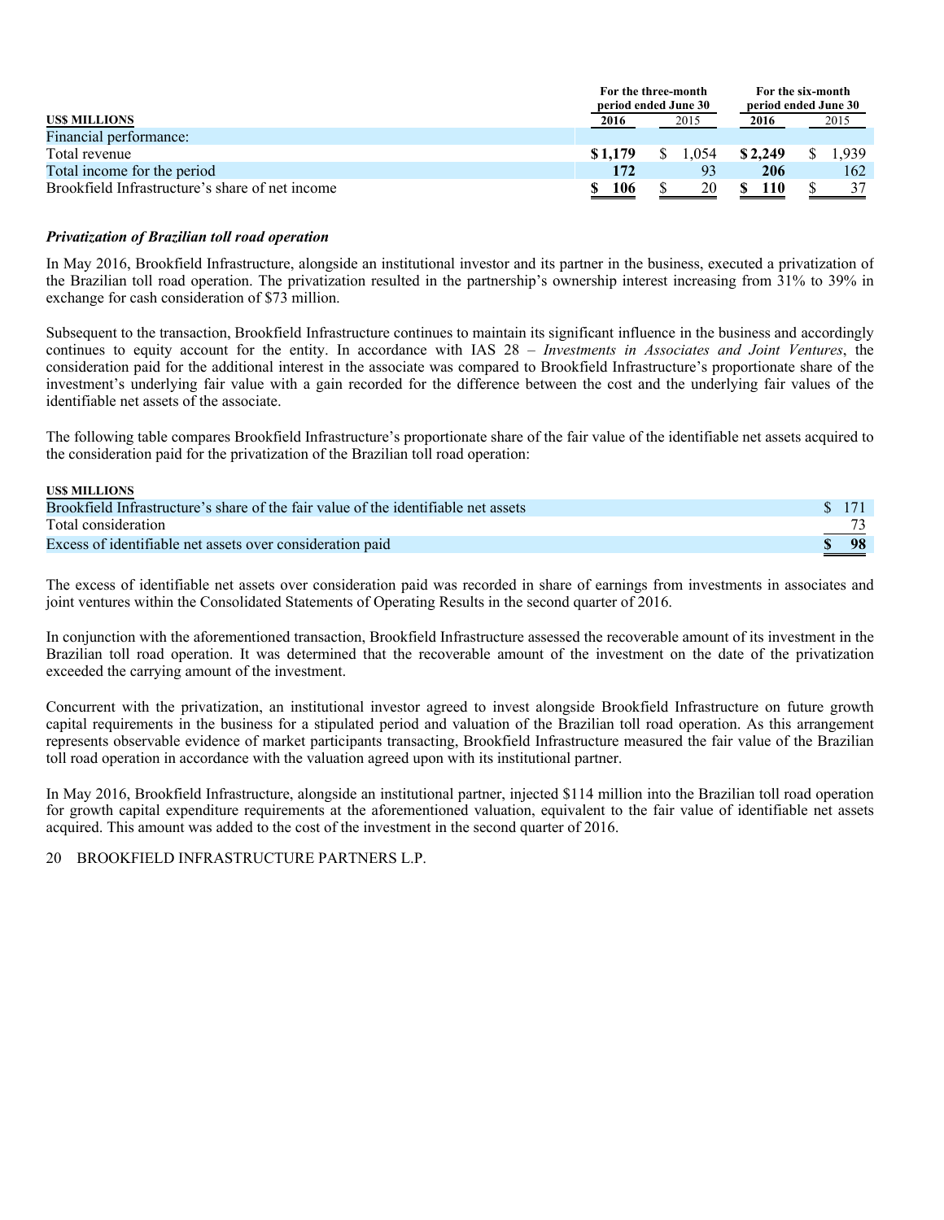| US$ MILLIONS | For the three-month period ended June 30 | | For the six-month period ended June 30 | |
|---|---|---|---|---|
| | **2016** | 2015 | **2016** | 2015 |
| Financial performance: | | | | |
| Total revenue | **$1,179** | $ 1,054 | **$2,249** | $ 1,939 |
| Total income for the period | **172** | 93 | **206** | 162 |
| Brookfield Infrastructure's share of net income | **$ 106** | $ 20 | **$ 110** | $ 37 |

***Privatization of Brazilian toll road operation***

In May 2016, Brookfield Infrastructure, alongside an institutional investor and its partner in the business, executed a privatization of the Brazilian toll road operation. The privatization resulted in the partnership's ownership interest increasing from 31% to 39% in exchange for cash consideration of $73 million.

Subsequent to the transaction, Brookfield Infrastructure continues to maintain its significant influence in the business and accordingly continues to equity account for the entity. In accordance with IAS 28 – *Investments in Associates and Joint Ventures*, the consideration paid for the additional interest in the associate was compared to Brookfield Infrastructure's proportionate share of the investment's underlying fair value with a gain recorded for the difference between the cost and the underlying fair values of the identifiable net assets of the associate.

The following table compares Brookfield Infrastructure's proportionate share of the fair value of the identifiable net assets acquired to the consideration paid for the privatization of the Brazilian toll road operation:

| US$ MILLIONS | |
|---|---|
| Brookfield Infrastructure's share of the fair value of the identifiable net assets | $ 171 |
| Total consideration | 73 |
| Excess of identifiable net assets over consideration paid | **$ 98** |

The excess of identifiable net assets over consideration paid was recorded in share of earnings from investments in associates and joint ventures within the Consolidated Statements of Operating Results in the second quarter of 2016.

In conjunction with the aforementioned transaction, Brookfield Infrastructure assessed the recoverable amount of its investment in the Brazilian toll road operation. It was determined that the recoverable amount of the investment on the date of the privatization exceeded the carrying amount of the investment.

Concurrent with the privatization, an institutional investor agreed to invest alongside Brookfield Infrastructure on future growth capital requirements in the business for a stipulated period and valuation of the Brazilian toll road operation. As this arrangement represents observable evidence of market participants transacting, Brookfield Infrastructure measured the fair value of the Brazilian toll road operation in accordance with the valuation agreed upon with its institutional partner.

In May 2016, Brookfield Infrastructure, alongside an institutional partner, injected $114 million into the Brazilian toll road operation for growth capital expenditure requirements at the aforementioned valuation, equivalent to the fair value of identifiable net assets acquired. This amount was added to the cost of the investment in the second quarter of 2016.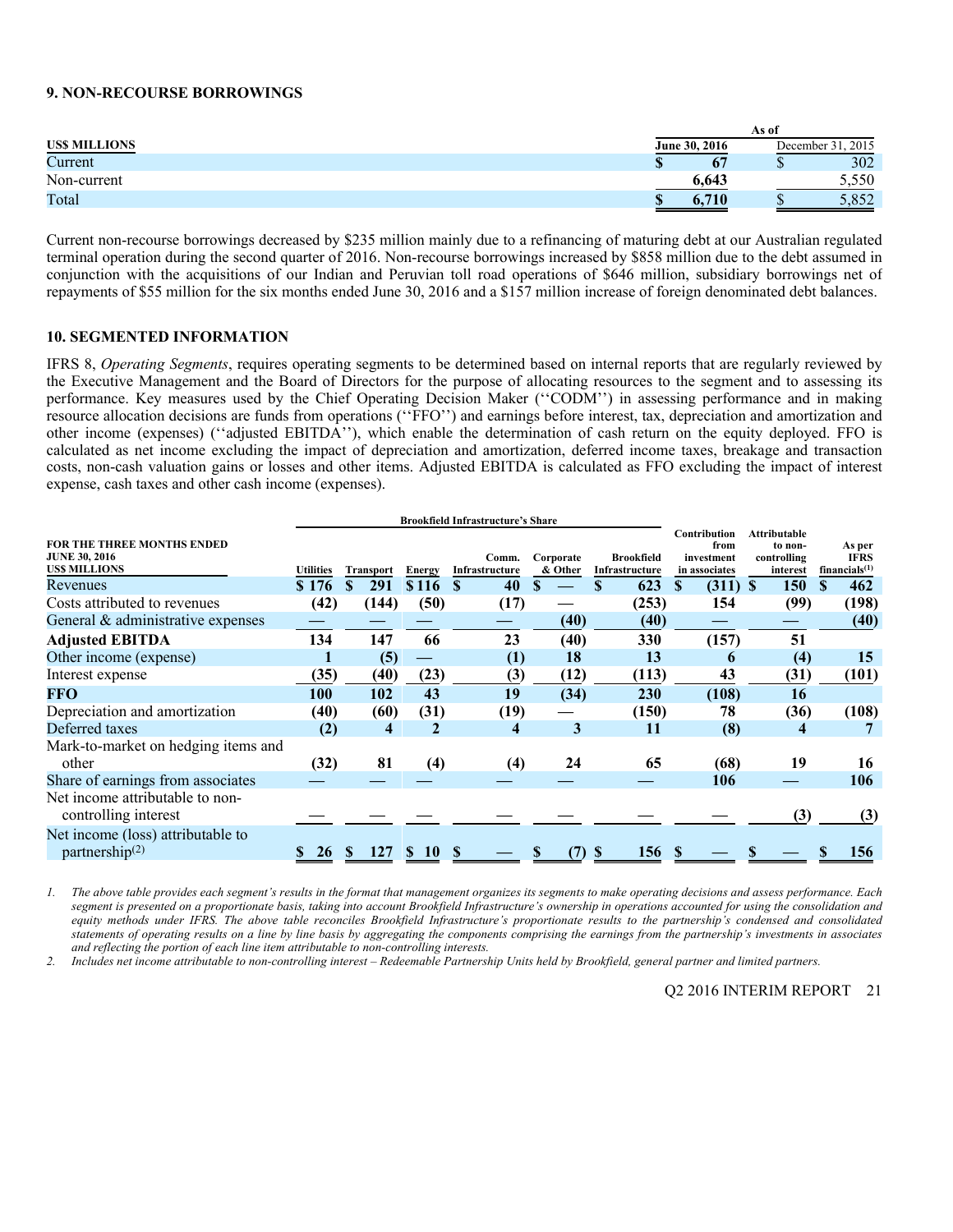## 9. NON-RECOURSE BORROWINGS

| US$ MILLIONS | As of June 30, 2016 | As of December 31, 2015 |
|---|---|---|
| Current | $ 67 | $ 302 |
| Non-current | 6,643 | 5,550 |
| Total | $ 6,710 | $ 5,852 |

Current non-recourse borrowings decreased by $235 million mainly due to a refinancing of maturing debt at our Australian regulated terminal operation during the second quarter of 2016. Non-recourse borrowings increased by $858 million due to the debt assumed in conjunction with the acquisitions of our Indian and Peruvian toll road operations of $646 million, subsidiary borrowings net of repayments of $55 million for the six months ended June 30, 2016 and a $157 million increase of foreign denominated debt balances.

## 10. SEGMENTED INFORMATION

IFRS 8, *Operating Segments*, requires operating segments to be determined based on internal reports that are regularly reviewed by the Executive Management and the Board of Directors for the purpose of allocating resources to the segment and to assessing its performance. Key measures used by the Chief Operating Decision Maker (''CODM'') in assessing performance and in making resource allocation decisions are funds from operations (''FFO'') and earnings before interest, tax, depreciation and amortization and other income (expenses) (''adjusted EBITDA''), which enable the determination of cash return on the equity deployed. FFO is calculated as net income excluding the impact of depreciation and amortization, deferred income taxes, breakage and transaction costs, non-cash valuation gains or losses and other items. Adjusted EBITDA is calculated as FFO excluding the impact of interest expense, cash taxes and other cash income (expenses).

| FOR THE THREE MONTHS ENDED JUNE 30, 2016 US$ MILLIONS | Brookfield Infrastructure's Share: Utilities | Transport | Energy | Comm. Infrastructure | Corporate & Other | Brookfield Infrastructure | Contribution from investment in associates | Attributable to non-controlling interest | As per IFRS financials[1] |
|---|---|---|---|---|---|---|---|---|---|
| Revenues | $ 176 | $ 291 | $ 116 | $ 40 | $ — | $ 623 | $ (311) | $ 150 | $ 462 |
| Costs attributed to revenues | (42) | (144) | (50) | (17) | — | (253) | 154 | (99) | (198) |
| General & administrative expenses | — | — | — | — | (40) | (40) | — | — | (40) |
| **Adjusted EBITDA** | **134** | **147** | **66** | **23** | **(40)** | **330** | **(157)** | **51** | |
| Other income (expense) | 1 | (5) | — | (1) | 18 | 13 | 6 | (4) | 15 |
| Interest expense | (35) | (40) | (23) | (3) | (12) | (113) | 43 | (31) | (101) |
| **FFO** | **100** | **102** | **43** | **19** | **(34)** | **230** | **(108)** | **16** | |
| Depreciation and amortization | (40) | (60) | (31) | (19) | — | (150) | 78 | (36) | (108) |
| Deferred taxes | (2) | 4 | 2 | 4 | 3 | 11 | (8) | 4 | 7 |
| Mark-to-market on hedging items and other | (32) | 81 | (4) | (4) | 24 | 65 | (68) | 19 | 16 |
| Share of earnings from associates | — | — | — | — | — | — | 106 | — | 106 |
| Net income attributable to non-controlling interest | — | — | — | — | — | — | — | (3) | (3) |
| Net income (loss) attributable to partnership[2] | $ 26 | $ 127 | $ 10 | $ — | $ (7) | $ 156 | $ — | $ — | $ 156 |

1. *The above table provides each segment's results in the format that management organizes its segments to make operating decisions and assess performance. Each segment is presented on a proportionate basis, taking into account Brookfield Infrastructure's ownership in operations accounted for using the consolidation and equity methods under IFRS. The above table reconciles Brookfield Infrastructure's proportionate results to the partnership's condensed and consolidated statements of operating results on a line by line basis by aggregating the components comprising the earnings from the partnership's investments in associates and reflecting the portion of each line item attributable to non-controlling interests.*
2. *Includes net income attributable to non-controlling interest – Redeemable Partnership Units held by Brookfield, general partner and limited partners.*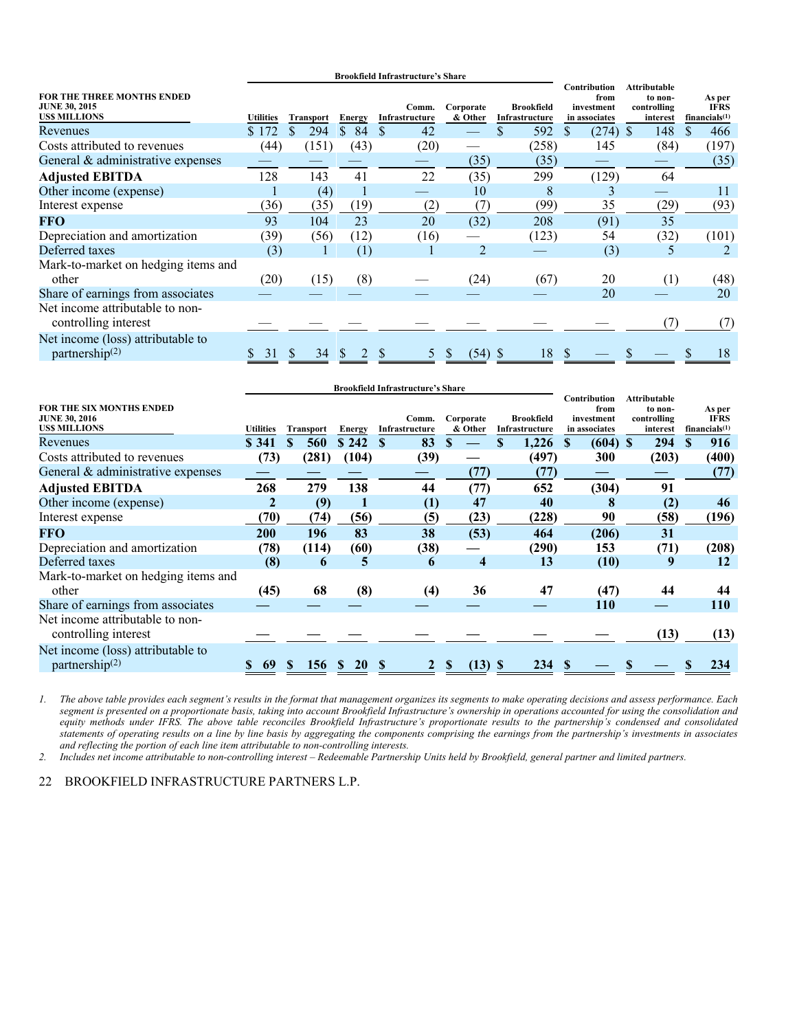| FOR THE THREE MONTHS ENDED JUNE 30, 2015 US$ MILLIONS | Brookfield Infrastructure's Share | | | | | | Contribution from investment in associates | Attributable to non-controlling interest | As per IFRS financials[1] |
|---|---|---|---|---|---|---|---|---|---|
| | Utilities | Transport | Energy | Comm. Infrastructure | Corporate & Other | Brookfield Infrastructure | | | |
| Revenues | $ 172 | $ 294 | $ 84 | $ 42 | — | $ 592 | $ (274) | $ 148 | $ 466 |
| Costs attributed to revenues | (44) | (151) | (43) | (20) | — | (258) | 145 | (84) | (197) |
| General & administrative expenses | — | — | — | — | (35) | (35) | — | — | (35) |
| **Adjusted EBITDA** | 128 | 143 | 41 | 22 | (35) | 299 | (129) | 64 | |
| Other income (expense) | 1 | (4) | 1 | — | 10 | 8 | 3 | — | 11 |
| Interest expense | (36) | (35) | (19) | (2) | (7) | (99) | 35 | (29) | (93) |
| **FFO** | 93 | 104 | 23 | 20 | (32) | 208 | (91) | 35 | |
| Depreciation and amortization | (39) | (56) | (12) | (16) | — | (123) | 54 | (32) | (101) |
| Deferred taxes | (3) | 1 | (1) | 1 | 2 | — | (3) | 5 | 2 |
| Mark-to-market on hedging items and other | (20) | (15) | (8) | — | (24) | (67) | 20 | (1) | (48) |
| Share of earnings from associates | — | — | — | — | — | — | 20 | — | 20 |
| Net income attributable to non-controlling interest | — | — | — | — | — | — | — | (7) | (7) |
| Net income (loss) attributable to partnership[2] | $ 31 | $ 34 | $ 2 | $ 5 | $ (54) | $ 18 | $ — | $ — | $ 18 |

| FOR THE SIX MONTHS ENDED JUNE 30, 2016 US$ MILLIONS | Brookfield Infrastructure's Share | | | | | | Contribution from investment in associates | Attributable to non-controlling interest | As per IFRS financials[1] |
|---|---|---|---|---|---|---|---|---|---|
| | Utilities | Transport | Energy | Comm. Infrastructure | Corporate & Other | Brookfield Infrastructure | | | |
| Revenues | **$ 341** | **$ 560** | **$ 242** | **$ 83** | **$ —** | **$ 1,226** | **$ (604)** | **$ 294** | **$ 916** |
| Costs attributed to revenues | **(73)** | **(281)** | **(104)** | **(39)** | **—** | **(497)** | **300** | **(203)** | **(400)** |
| General & administrative expenses | **—** | **—** | **—** | **—** | **(77)** | **(77)** | **—** | **—** | **(77)** |
| **Adjusted EBITDA** | **268** | **279** | **138** | **44** | **(77)** | **652** | **(304)** | **91** | |
| Other income (expense) | **2** | **(9)** | **1** | **(1)** | **47** | **40** | **8** | **(2)** | **46** |
| Interest expense | **(70)** | **(74)** | **(56)** | **(5)** | **(23)** | **(228)** | **90** | **(58)** | **(196)** |
| **FFO** | **200** | **196** | **83** | **38** | **(53)** | **464** | **(206)** | **31** | |
| Depreciation and amortization | **(78)** | **(114)** | **(60)** | **(38)** | **—** | **(290)** | **153** | **(71)** | **(208)** |
| Deferred taxes | **(8)** | **6** | **5** | **6** | **4** | **13** | **(10)** | **9** | **12** |
| Mark-to-market on hedging items and other | **(45)** | **68** | **(8)** | **(4)** | **36** | **47** | **(47)** | **44** | **44** |
| Share of earnings from associates | **—** | **—** | **—** | **—** | **—** | **—** | **110** | **—** | **110** |
| Net income attributable to non-controlling interest | **—** | **—** | **—** | **—** | **—** | **—** | **—** | **(13)** | **(13)** |
| Net income (loss) attributable to partnership[2] | **$ 69** | **$ 156** | **$ 20** | **$ 2** | **$ (13)** | **$ 234** | **$ —** | **$ —** | **$ 234** |

1. *The above table provides each segment's results in the format that management organizes its segments to make operating decisions and assess performance. Each segment is presented on a proportionate basis, taking into account Brookfield Infrastructure's ownership in operations accounted for using the consolidation and equity methods under IFRS. The above table reconciles Brookfield Infrastructure's proportionate results to the partnership's condensed and consolidated statements of operating results on a line by line basis by aggregating the components comprising the earnings from the partnership's investments in associates and reflecting the portion of each line item attributable to non-controlling interests.*
2. *Includes net income attributable to non-controlling interest – Redeemable Partnership Units held by Brookfield, general partner and limited partners.*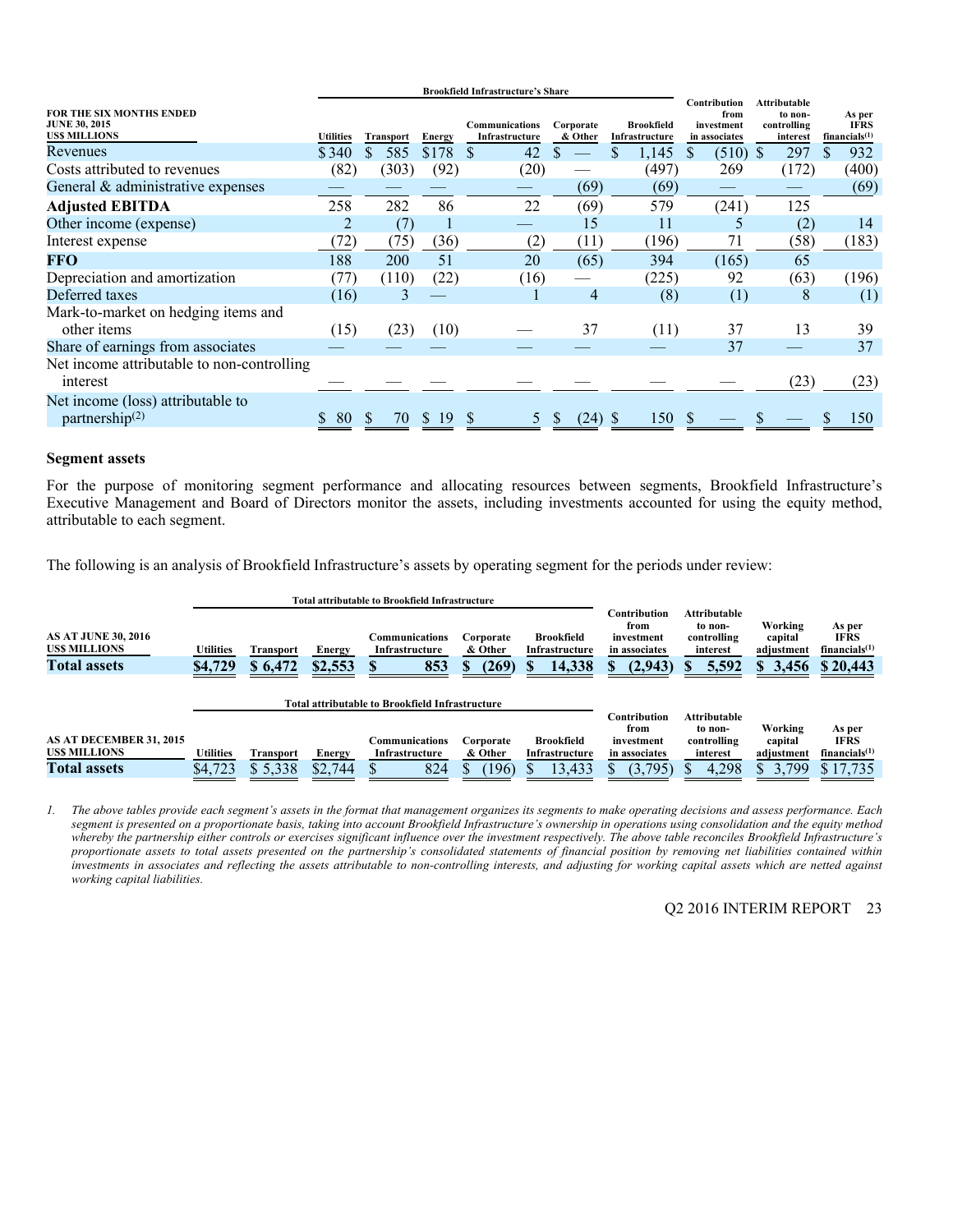| FOR THE SIX MONTHS ENDED JUNE 30, 2015 US$ MILLIONS | Brookfield Infrastructure's Share | | | | | | Contribution from investment in associates | Attributable to non-controlling interest | As per IFRS financials[1] |
|---|---|---|---|---|---|---|---|---|---|
| | Utilities | Transport | Energy | Communications Infrastructure | Corporate & Other | Brookfield Infrastructure | | | |
| Revenues | $ 340 | $ 585 | $ 178 | $ 42 | $ — | $ 1,145 | $ (510) | $ 297 | $ 932 |
| Costs attributed to revenues | (82) | (303) | (92) | (20) | — | (497) | 269 | (172) | (400) |
| General & administrative expenses | — | — | — | — | (69) | (69) | — | — | (69) |
| **Adjusted EBITDA** | 258 | 282 | 86 | 22 | (69) | 579 | (241) | 125 | |
| Other income (expense) | 2 | (7) | 1 | — | 15 | 11 | 5 | (2) | 14 |
| Interest expense | (72) | (75) | (36) | (2) | (11) | (196) | 71 | (58) | (183) |
| **FFO** | 188 | 200 | 51 | 20 | (65) | 394 | (165) | 65 | |
| Depreciation and amortization | (77) | (110) | (22) | (16) | — | (225) | 92 | (63) | (196) |
| Deferred taxes | (16) | 3 | — | 1 | 4 | (8) | (1) | 8 | (1) |
| Mark-to-market on hedging items and other items | (15) | (23) | (10) | — | 37 | (11) | 37 | 13 | 39 |
| Share of earnings from associates | — | — | — | — | — | — | 37 | — | 37 |
| Net income attributable to non-controlling interest | — | — | — | — | — | — | — | (23) | (23) |
| Net income (loss) attributable to partnership[2] | $ 80 | $ 70 | $ 19 | $ 5 | $ (24) | $ 150 | $ — | $ — | $ 150 |

## Segment assets

For the purpose of monitoring segment performance and allocating resources between segments, Brookfield Infrastructure's Executive Management and Board of Directors monitor the assets, including investments accounted for using the equity method, attributable to each segment.

The following is an analysis of Brookfield Infrastructure's assets by operating segment for the periods under review:

| AS AT JUNE 30, 2016 US$ MILLIONS | Total attributable to Brookfield Infrastructure | | | | | | Contribution from investment in associates | Attributable to non-controlling interest | Working capital adjustment | As per IFRS financials[1] |
|---|---|---|---|---|---|---|---|---|---|---|
| | Utilities | Transport | Energy | Communications Infrastructure | Corporate & Other | Brookfield Infrastructure | | | | |
| **Total assets** | **$4,729** | **$ 6,472** | **$2,553** | **$ 853** | **$ (269)** | **$ 14,338** | **$ (2,943)** | **$ 5,592** | **$ 3,456** | **$ 20,443** |

| AS AT DECEMBER 31, 2015 US$ MILLIONS | Total attributable to Brookfield Infrastructure | | | | | | Contribution from investment in associates | Attributable to non-controlling interest | Working capital adjustment | As per IFRS financials[1] |
|---|---|---|---|---|---|---|---|---|---|---|
| | Utilities | Transport | Energy | Communications Infrastructure | Corporate & Other | Brookfield Infrastructure | | | | |
| **Total assets** | $4,723 | $ 5,338 | $2,744 | $ 824 | $ (196) | $ 13,433 | $ (3,795) | $ 4,298 | $ 3,799 | $ 17,735 |

1. *The above tables provide each segment's assets in the format that management organizes its segments to make operating decisions and assess performance. Each segment is presented on a proportionate basis, taking into account Brookfield Infrastructure's ownership in operations using consolidation and the equity method whereby the partnership either controls or exercises significant influence over the investment respectively. The above table reconciles Brookfield Infrastructure's proportionate assets to total assets presented on the partnership's consolidated statements of financial position by removing net liabilities contained within investments in associates and reflecting the assets attributable to non-controlling interests, and adjusting for working capital assets which are netted against working capital liabilities.*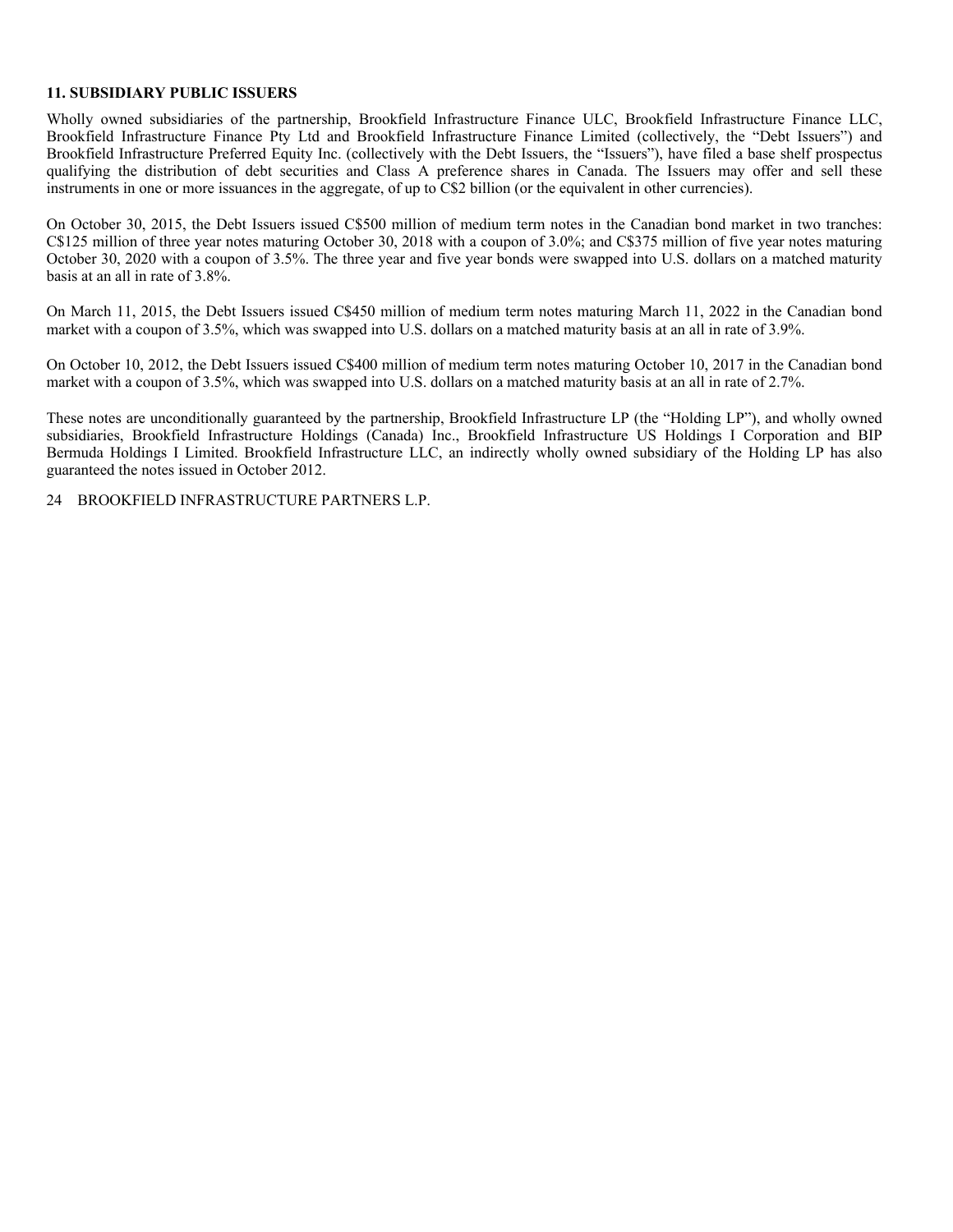## 11. SUBSIDIARY PUBLIC ISSUERS

Wholly owned subsidiaries of the partnership, Brookfield Infrastructure Finance ULC, Brookfield Infrastructure Finance LLC, Brookfield Infrastructure Finance Pty Ltd and Brookfield Infrastructure Finance Limited (collectively, the "Debt Issuers") and Brookfield Infrastructure Preferred Equity Inc. (collectively with the Debt Issuers, the "Issuers"), have filed a base shelf prospectus qualifying the distribution of debt securities and Class A preference shares in Canada. The Issuers may offer and sell these instruments in one or more issuances in the aggregate, of up to C$2 billion (or the equivalent in other currencies).

On October 30, 2015, the Debt Issuers issued C$500 million of medium term notes in the Canadian bond market in two tranches: C$125 million of three year notes maturing October 30, 2018 with a coupon of 3.0%; and C$375 million of five year notes maturing October 30, 2020 with a coupon of 3.5%. The three year and five year bonds were swapped into U.S. dollars on a matched maturity basis at an all in rate of 3.8%.

On March 11, 2015, the Debt Issuers issued C$450 million of medium term notes maturing March 11, 2022 in the Canadian bond market with a coupon of 3.5%, which was swapped into U.S. dollars on a matched maturity basis at an all in rate of 3.9%.

On October 10, 2012, the Debt Issuers issued C$400 million of medium term notes maturing October 10, 2017 in the Canadian bond market with a coupon of 3.5%, which was swapped into U.S. dollars on a matched maturity basis at an all in rate of 2.7%.

These notes are unconditionally guaranteed by the partnership, Brookfield Infrastructure LP (the "Holding LP"), and wholly owned subsidiaries, Brookfield Infrastructure Holdings (Canada) Inc., Brookfield Infrastructure US Holdings I Corporation and BIP Bermuda Holdings I Limited. Brookfield Infrastructure LLC, an indirectly wholly owned subsidiary of the Holding LP has also guaranteed the notes issued in October 2012.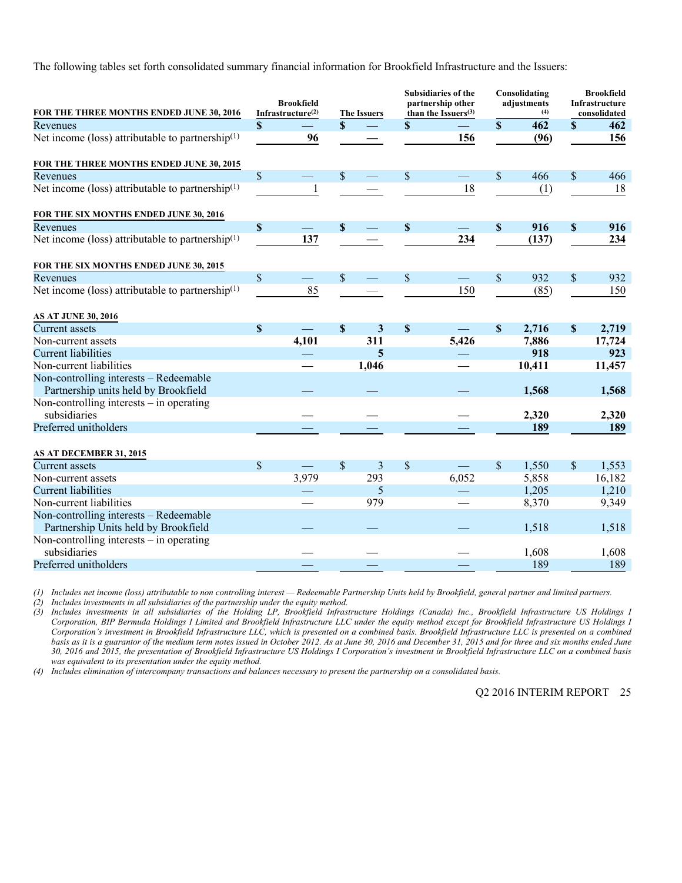The following tables set forth consolidated summary financial information for Brookfield Infrastructure and the Issuers:

| FOR THE THREE MONTHS ENDED JUNE 30, 2016 | Brookfield Infrastructure[(2)] | The Issuers | Subsidiaries of the partnership other than the Issuers[(3)] | Consolidating adjustments [(4)] | Brookfield Infrastructure consolidated |
|---|---|---|---|---|---|
| Revenues | **$ —** | **$ —** | **$ —** | **$ 462** | **$ 462** |
| Net income (loss) attributable to partnership[(1)] | **96** | **—** | **156** | **(96)** | **156** |
| **FOR THE THREE MONTHS ENDED JUNE 30, 2015** | | | | | |
| Revenues | $ — | $ — | $ — | $ 466 | $ 466 |
| Net income (loss) attributable to partnership[(1)] | 1 | — | 18 | (1) | 18 |
| **FOR THE SIX MONTHS ENDED JUNE 30, 2016** | | | | | |
| Revenues | **$ —** | **$ —** | **$ —** | **$ 916** | **$ 916** |
| Net income (loss) attributable to partnership[(1)] | **137** | **—** | **234** | **(137)** | **234** |
| **FOR THE SIX MONTHS ENDED JUNE 30, 2015** | | | | | |
| Revenues | $ — | $ — | $ — | $ 932 | $ 932 |
| Net income (loss) attributable to partnership[(1)] | 85 | — | 150 | (85) | 150 |
| **AS AT JUNE 30, 2016** | | | | | |
| Current assets | **$ —** | **$ 3** | **$ —** | **$ 2,716** | **$ 2,719** |
| Non-current assets | **4,101** | **311** | **5,426** | **7,886** | **17,724** |
| Current liabilities | **—** | **5** | **—** | **918** | **923** |
| Non-current liabilities | **—** | **1,046** | **—** | **10,411** | **11,457** |
| Non-controlling interests – Redeemable Partnership units held by Brookfield | **—** | **—** | **—** | **1,568** | **1,568** |
| Non-controlling interests – in operating subsidiaries | **—** | **—** | **—** | **2,320** | **2,320** |
| Preferred unitholders | **—** | **—** | **—** | **189** | **189** |
| **AS AT DECEMBER 31, 2015** | | | | | |
| Current assets | $ — | $ 3 | $ — | $ 1,550 | $ 1,553 |
| Non-current assets | 3,979 | 293 | 6,052 | 5,858 | 16,182 |
| Current liabilities | — | 5 | — | 1,205 | 1,210 |
| Non-current liabilities | — | 979 | — | 8,370 | 9,349 |
| Non-controlling interests – Redeemable Partnership Units held by Brookfield | — | — | — | 1,518 | 1,518 |
| Non-controlling interests – in operating subsidiaries | — | — | — | 1,608 | 1,608 |
| Preferred unitholders | — | — | — | 189 | 189 |

*(1) Includes net income (loss) attributable to non controlling interest — Redeemable Partnership Units held by Brookfield, general partner and limited partners.*

*(2) Includes investments in all subsidiaries of the partnership under the equity method.*

*(3) Includes investments in all subsidiaries of the Holding LP, Brookfield Infrastructure Holdings (Canada) Inc., Brookfield Infrastructure US Holdings I Corporation, BIP Bermuda Holdings I Limited and Brookfield Infrastructure LLC under the equity method except for Brookfield Infrastructure US Holdings I Corporation's investment in Brookfield Infrastructure LLC, which is presented on a combined basis. Brookfield Infrastructure LLC is presented on a combined basis as it is a guarantor of the medium term notes issued in October 2012. As at June 30, 2016 and December 31, 2015 and for three and six months ended June 30, 2016 and 2015, the presentation of Brookfield Infrastructure US Holdings I Corporation's investment in Brookfield Infrastructure LLC on a combined basis was equivalent to its presentation under the equity method.*

*(4) Includes elimination of intercompany transactions and balances necessary to present the partnership on a consolidated basis.*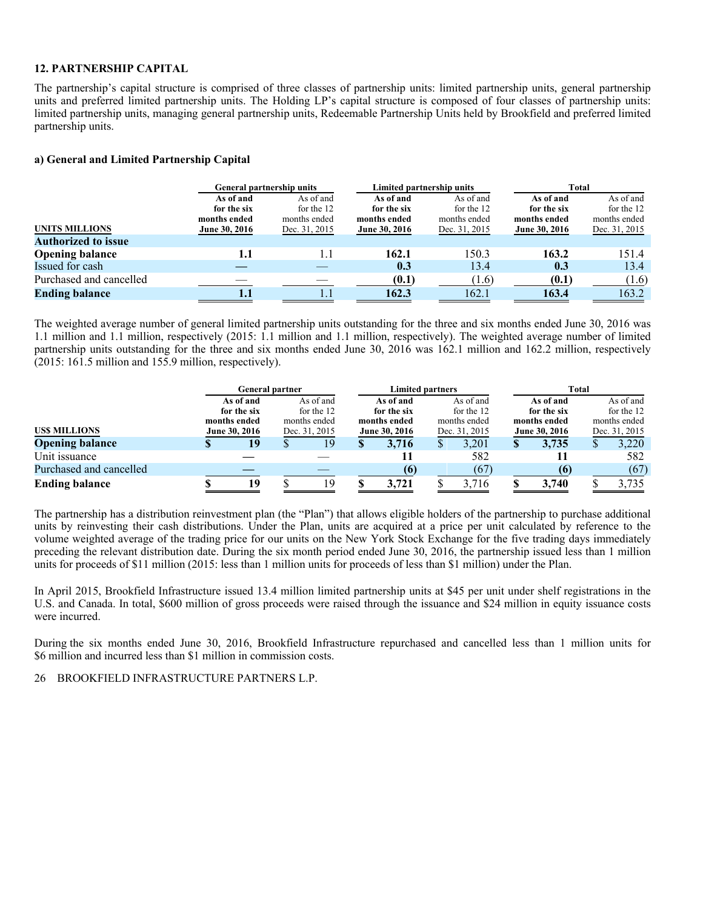## 12. PARTNERSHIP CAPITAL

The partnership's capital structure is comprised of three classes of partnership units: limited partnership units, general partnership units and preferred limited partnership units. The Holding LP's capital structure is composed of four classes of partnership units: limited partnership units, managing general partnership units, Redeemable Partnership Units held by Brookfield and preferred limited partnership units.

### a) General and Limited Partnership Capital

| UNITS MILLIONS | General partnership units | | Limited partnership units | | Total | |
|---|---|---|---|---|---|---|
| | **As of and for the six months ended June 30, 2016** | As of and for the 12 months ended Dec. 31, 2015 | **As of and for the six months ended June 30, 2016** | As of and for the 12 months ended Dec. 31, 2015 | **As of and for the six months ended June 30, 2016** | As of and for the 12 months ended Dec. 31, 2015 |
| **Authorized to issue** | | | | | | |
| **Opening balance** | **1.1** | 1.1 | **162.1** | 150.3 | **163.2** | 151.4 |
| Issued for cash | **—** | — | **0.3** | 13.4 | **0.3** | 13.4 |
| Purchased and cancelled | **—** | — | **(0.1)** | (1.6) | **(0.1)** | (1.6) |
| **Ending balance** | **1.1** | 1.1 | **162.3** | 162.1 | **163.4** | 163.2 |

The weighted average number of general limited partnership units outstanding for the three and six months ended June 30, 2016 was 1.1 million and 1.1 million, respectively (2015: 1.1 million and 1.1 million, respectively). The weighted average number of limited partnership units outstanding for the three and six months ended June 30, 2016 was 162.1 million and 162.2 million, respectively (2015: 161.5 million and 155.9 million, respectively).

| US$ MILLIONS | General partner | | Limited partners | | Total | |
|---|---|---|---|---|---|---|
| | **As of and for the six months ended June 30, 2016** | As of and for the 12 months ended Dec. 31, 2015 | **As of and for the six months ended June 30, 2016** | As of and for the 12 months ended Dec. 31, 2015 | **As of and for the six months ended June 30, 2016** | As of and for the 12 months ended Dec. 31, 2015 |
| **Opening balance** | **$ 19** | $ 19 | **$ 3,716** | $ 3,201 | **$ 3,735** | $ 3,220 |
| Unit issuance | **—** | — | **11** | 582 | **11** | 582 |
| Purchased and cancelled | **—** | — | **(6)** | (67) | **(6)** | (67) |
| **Ending balance** | **$ 19** | $ 19 | **$ 3,721** | $ 3,716 | **$ 3,740** | $ 3,735 |

The partnership has a distribution reinvestment plan (the "Plan") that allows eligible holders of the partnership to purchase additional units by reinvesting their cash distributions. Under the Plan, units are acquired at a price per unit calculated by reference to the volume weighted average of the trading price for our units on the New York Stock Exchange for the five trading days immediately preceding the relevant distribution date. During the six month period ended June 30, 2016, the partnership issued less than 1 million units for proceeds of $11 million (2015: less than 1 million units for proceeds of less than $1 million) under the Plan.

In April 2015, Brookfield Infrastructure issued 13.4 million limited partnership units at $45 per unit under shelf registrations in the U.S. and Canada. In total, $600 million of gross proceeds were raised through the issuance and $24 million in equity issuance costs were incurred.

During the six months ended June 30, 2016, Brookfield Infrastructure repurchased and cancelled less than 1 million units for $6 million and incurred less than $1 million in commission costs.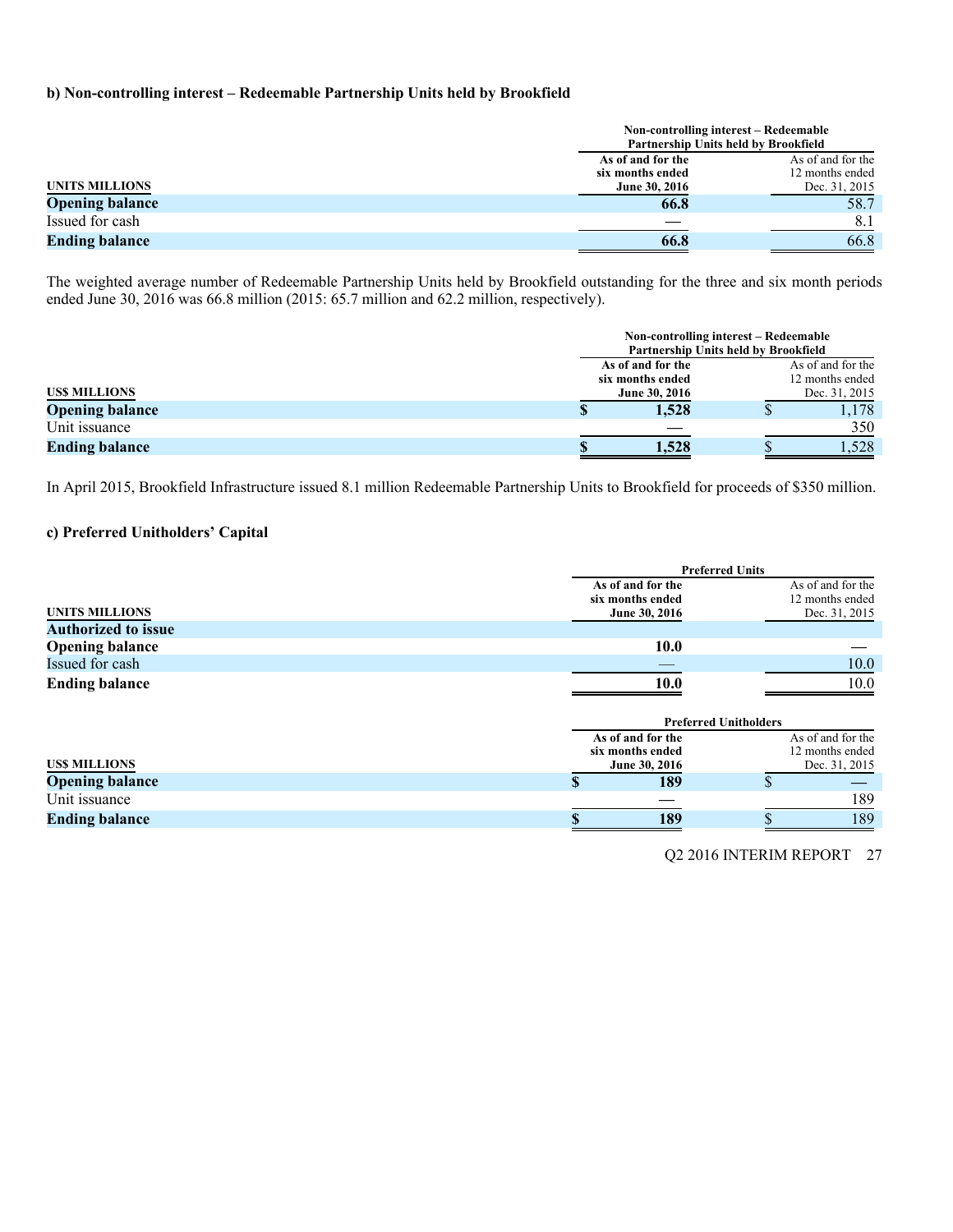### b) Non-controlling interest – Redeemable Partnership Units held by Brookfield

| UNITS MILLIONS | Non-controlling interest – Redeemable Partnership Units held by Brookfield | |
|---|---|---|
| | **As of and for the six months ended June 30, 2016** | As of and for the 12 months ended Dec. 31, 2015 |
| **Opening balance** | **66.8** | 58.7 |
| Issued for cash | **—** | 8.1 |
| **Ending balance** | **66.8** | 66.8 |

The weighted average number of Redeemable Partnership Units held by Brookfield outstanding for the three and six month periods ended June 30, 2016 was 66.8 million (2015: 65.7 million and 62.2 million, respectively).

| US$ MILLIONS | Non-controlling interest – Redeemable Partnership Units held by Brookfield | |
|---|---|---|
| | **As of and for the six months ended June 30, 2016** | As of and for the 12 months ended Dec. 31, 2015 |
| **Opening balance** | **$ 1,528** | $ 1,178 |
| Unit issuance | **—** | 350 |
| **Ending balance** | **$ 1,528** | $ 1,528 |

In April 2015, Brookfield Infrastructure issued 8.1 million Redeemable Partnership Units to Brookfield for proceeds of $350 million.

### c) Preferred Unitholders' Capital

| UNITS MILLIONS | Preferred Units | |
|---|---|---|
| | **As of and for the six months ended June 30, 2016** | As of and for the 12 months ended Dec. 31, 2015 |
| **Authorized to issue** | | |
| **Opening balance** | **10.0** | — |
| Issued for cash | **—** | 10.0 |
| **Ending balance** | **10.0** | 10.0 |

| US$ MILLIONS | Preferred Unitholders | |
|---|---|---|
| | **As of and for the six months ended June 30, 2016** | As of and for the 12 months ended Dec. 31, 2015 |
| **Opening balance** | **$ 189** | $ — |
| Unit issuance | **—** | 189 |
| **Ending balance** | **$ 189** | $ 189 |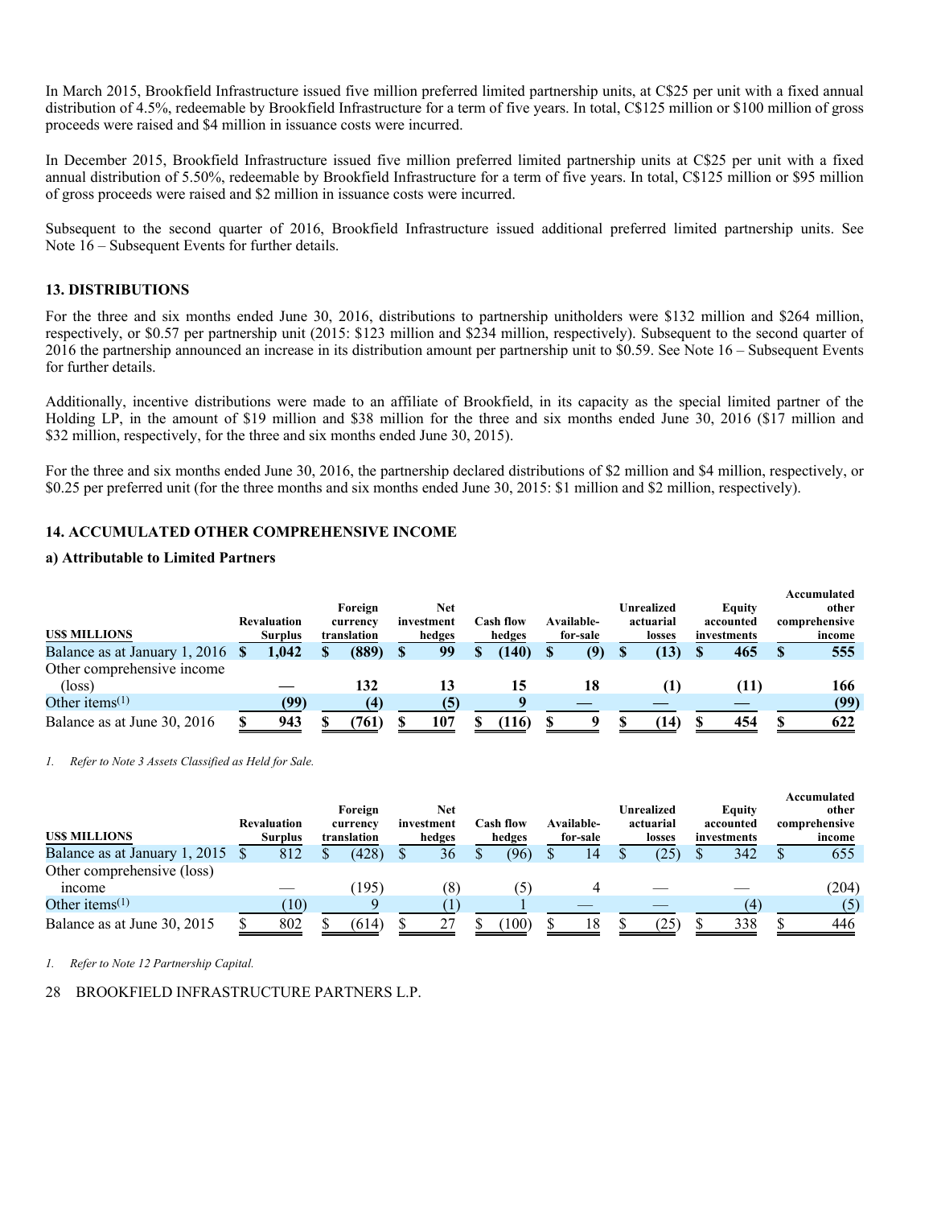In March 2015, Brookfield Infrastructure issued five million preferred limited partnership units, at C$25 per unit with a fixed annual distribution of 4.5%, redeemable by Brookfield Infrastructure for a term of five years. In total, C$125 million or $100 million of gross proceeds were raised and $4 million in issuance costs were incurred.

In December 2015, Brookfield Infrastructure issued five million preferred limited partnership units at C$25 per unit with a fixed annual distribution of 5.50%, redeemable by Brookfield Infrastructure for a term of five years. In total, C$125 million or $95 million of gross proceeds were raised and $2 million in issuance costs were incurred.

Subsequent to the second quarter of 2016, Brookfield Infrastructure issued additional preferred limited partnership units. See Note 16 – Subsequent Events for further details.

## 13. DISTRIBUTIONS

For the three and six months ended June 30, 2016, distributions to partnership unitholders were $132 million and $264 million, respectively, or $0.57 per partnership unit (2015: $123 million and $234 million, respectively). Subsequent to the second quarter of 2016 the partnership announced an increase in its distribution amount per partnership unit to $0.59. See Note 16 – Subsequent Events for further details.

Additionally, incentive distributions were made to an affiliate of Brookfield, in its capacity as the special limited partner of the Holding LP, in the amount of $19 million and $38 million for the three and six months ended June 30, 2016 ($17 million and $32 million, respectively, for the three and six months ended June 30, 2015).

For the three and six months ended June 30, 2016, the partnership declared distributions of $2 million and $4 million, respectively, or $0.25 per preferred unit (for the three months and six months ended June 30, 2015: $1 million and $2 million, respectively).

## 14. ACCUMULATED OTHER COMPREHENSIVE INCOME

### a) Attributable to Limited Partners

| US$ MILLIONS | Revaluation Surplus | Foreign currency translation | Net investment hedges | Cash flow hedges | Available-for-sale | Unrealized actuarial losses | Equity accounted investments | Accumulated other comprehensive income |
|---|---|---|---|---|---|---|---|---|
| **Balance as at January 1, 2016** | **$ 1,042** | **$ (889)** | **$ 99** | **$ (140)** | **$ (9)** | **$ (13)** | **$ 465** | **$ 555** |
| Other comprehensive income (loss) | **—** | **132** | **13** | **15** | **18** | **(1)** | **(11)** | **166** |
| Other items(1) | **(99)** | **(4)** | **(5)** | **9** | **—** | **—** | **—** | **(99)** |
| Balance as at June 30, 2016 | **$ 943** | **$ (761)** | **$ 107** | **$ (116)** | **$ 9** | **$ (14)** | **$ 454** | **$ 622** |

*1. Refer to Note 3 Assets Classified as Held for Sale.*

| US$ MILLIONS | Revaluation Surplus | Foreign currency translation | Net investment hedges | Cash flow hedges | Available-for-sale | Unrealized actuarial losses | Equity accounted investments | Accumulated other comprehensive income |
|---|---|---|---|---|---|---|---|---|
| Balance as at January 1, 2015 | $ 812 | $ (428) | $ 36 | $ (96) | $ 14 | $ (25) | $ 342 | $ 655 |
| Other comprehensive (loss) income | — | (195) | (8) | (5) | 4 | — | — | (204) |
| Other items(1) | (10) | 9 | (1) | 1 | — | — | (4) | (5) |
| Balance as at June 30, 2015 | $ 802 | $ (614) | $ 27 | $ (100) | $ 18 | $ (25) | $ 338 | $ 446 |

*1. Refer to Note 12 Partnership Capital.*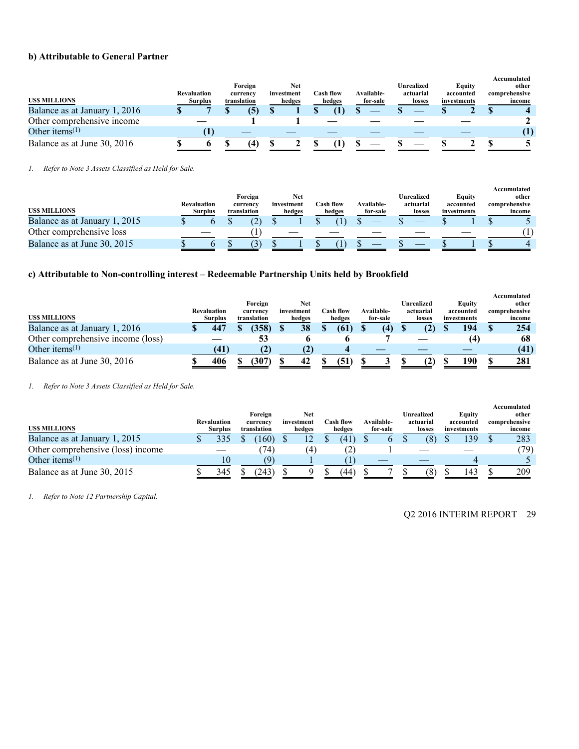### b) Attributable to General Partner

| US$ MILLIONS | Revaluation Surplus | Foreign currency translation | Net investment hedges | Cash flow hedges | Available-for-sale | Unrealized actuarial losses | Equity accounted investments | Accumulated other comprehensive income |
|---|---|---|---|---|---|---|---|---|
| Balance as at January 1, 2016 | $ 7 | $ (5) | $ 1 | $ (1) | $ — | $ — | $ 2 | $ 4 |
| Other comprehensive income | — | 1 | 1 | — | — | — | — | 2 |
| Other items(1) | (1) | — | — | — | — | — | — | (1) |
| Balance as at June 30, 2016 | $ 6 | $ (4) | $ 2 | $ (1) | $ — | $ — | $ 2 | $ 5 |

*1. Refer to Note 3 Assets Classified as Held for Sale.*

| US$ MILLIONS | Revaluation Surplus | Foreign currency translation | Net investment hedges | Cash flow hedges | Available-for-sale | Unrealized actuarial losses | Equity accounted investments | Accumulated other comprehensive income |
|---|---|---|---|---|---|---|---|---|
| Balance as at January 1, 2015 | $ 6 | $ (2) | $ 1 | $ (1) | $ — | $ — | $ 1 | $ 5 |
| Other comprehensive loss | — | (1) | — | — | — | — | — | (1) |
| Balance as at June 30, 2015 | $ 6 | $ (3) | $ 1 | $ (1) | $ — | $ — | $ 1 | $ 4 |

### c) Attributable to Non-controlling interest – Redeemable Partnership Units held by Brookfield

| US$ MILLIONS | Revaluation Surplus | Foreign currency translation | Net investment hedges | Cash flow hedges | Available-for-sale | Unrealized actuarial losses | Equity accounted investments | Accumulated other comprehensive income |
|---|---|---|---|---|---|---|---|---|
| Balance as at January 1, 2016 | $ 447 | $ (358) | $ 38 | $ (61) | $ (4) | $ (2) | $ 194 | $ 254 |
| Other comprehensive income (loss) | — | 53 | 6 | 6 | 7 | — | (4) | 68 |
| Other items(1) | (41) | (2) | (2) | 4 | — | — | — | (41) |
| Balance as at June 30, 2016 | $ 406 | $ (307) | $ 42 | $ (51) | $ 3 | $ (2) | $ 190 | $ 281 |

*1. Refer to Note 3 Assets Classified as Held for Sale.*

| US$ MILLIONS | Revaluation Surplus | Foreign currency translation | Net investment hedges | Cash flow hedges | Available-for-sale | Unrealized actuarial losses | Equity accounted investments | Accumulated other comprehensive income |
|---|---|---|---|---|---|---|---|---|
| Balance as at January 1, 2015 | $ 335 | $ (160) | $ 12 | $ (41) | $ 6 | $ (8) | $ 139 | $ 283 |
| Other comprehensive (loss) income | — | (74) | (4) | (2) | 1 | — | — | (79) |
| Other items(1) | 10 | (9) | 1 | (1) | — | — | 4 | 5 |
| Balance as at June 30, 2015 | $ 345 | $ (243) | $ 9 | $ (44) | $ 7 | $ (8) | $ 143 | $ 209 |

*1. Refer to Note 12 Partnership Capital.*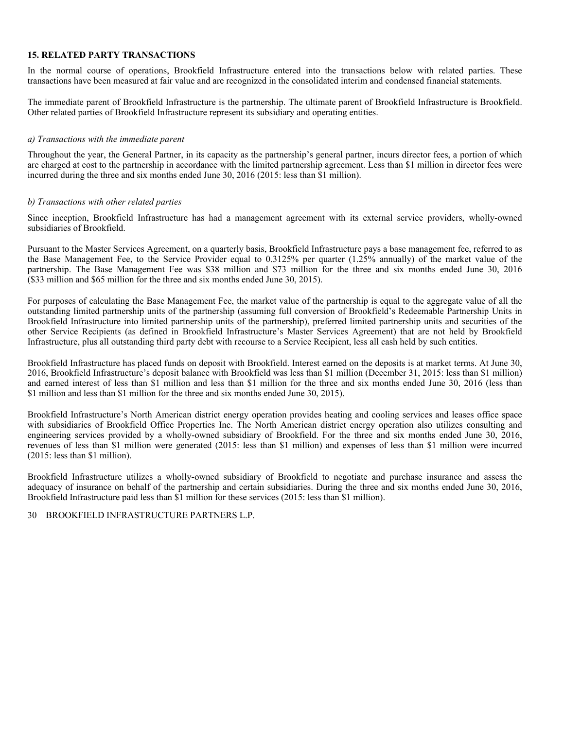## 15. RELATED PARTY TRANSACTIONS

In the normal course of operations, Brookfield Infrastructure entered into the transactions below with related parties. These transactions have been measured at fair value and are recognized in the consolidated interim and condensed financial statements.

The immediate parent of Brookfield Infrastructure is the partnership. The ultimate parent of Brookfield Infrastructure is Brookfield. Other related parties of Brookfield Infrastructure represent its subsidiary and operating entities.

*a) Transactions with the immediate parent*

Throughout the year, the General Partner, in its capacity as the partnership's general partner, incurs director fees, a portion of which are charged at cost to the partnership in accordance with the limited partnership agreement. Less than $1 million in director fees were incurred during the three and six months ended June 30, 2016 (2015: less than $1 million).

*b) Transactions with other related parties*

Since inception, Brookfield Infrastructure has had a management agreement with its external service providers, wholly-owned subsidiaries of Brookfield.

Pursuant to the Master Services Agreement, on a quarterly basis, Brookfield Infrastructure pays a base management fee, referred to as the Base Management Fee, to the Service Provider equal to 0.3125% per quarter (1.25% annually) of the market value of the partnership. The Base Management Fee was $38 million and $73 million for the three and six months ended June 30, 2016 ($33 million and $65 million for the three and six months ended June 30, 2015).

For purposes of calculating the Base Management Fee, the market value of the partnership is equal to the aggregate value of all the outstanding limited partnership units of the partnership (assuming full conversion of Brookfield's Redeemable Partnership Units in Brookfield Infrastructure into limited partnership units of the partnership), preferred limited partnership units and securities of the other Service Recipients (as defined in Brookfield Infrastructure's Master Services Agreement) that are not held by Brookfield Infrastructure, plus all outstanding third party debt with recourse to a Service Recipient, less all cash held by such entities.

Brookfield Infrastructure has placed funds on deposit with Brookfield. Interest earned on the deposits is at market terms. At June 30, 2016, Brookfield Infrastructure's deposit balance with Brookfield was less than $1 million (December 31, 2015: less than $1 million) and earned interest of less than $1 million and less than $1 million for the three and six months ended June 30, 2016 (less than $1 million and less than $1 million for the three and six months ended June 30, 2015).

Brookfield Infrastructure's North American district energy operation provides heating and cooling services and leases office space with subsidiaries of Brookfield Office Properties Inc. The North American district energy operation also utilizes consulting and engineering services provided by a wholly-owned subsidiary of Brookfield. For the three and six months ended June 30, 2016, revenues of less than $1 million were generated (2015: less than $1 million) and expenses of less than $1 million were incurred (2015: less than $1 million).

Brookfield Infrastructure utilizes a wholly-owned subsidiary of Brookfield to negotiate and purchase insurance and assess the adequacy of insurance on behalf of the partnership and certain subsidiaries. During the three and six months ended June 30, 2016, Brookfield Infrastructure paid less than $1 million for these services (2015: less than $1 million).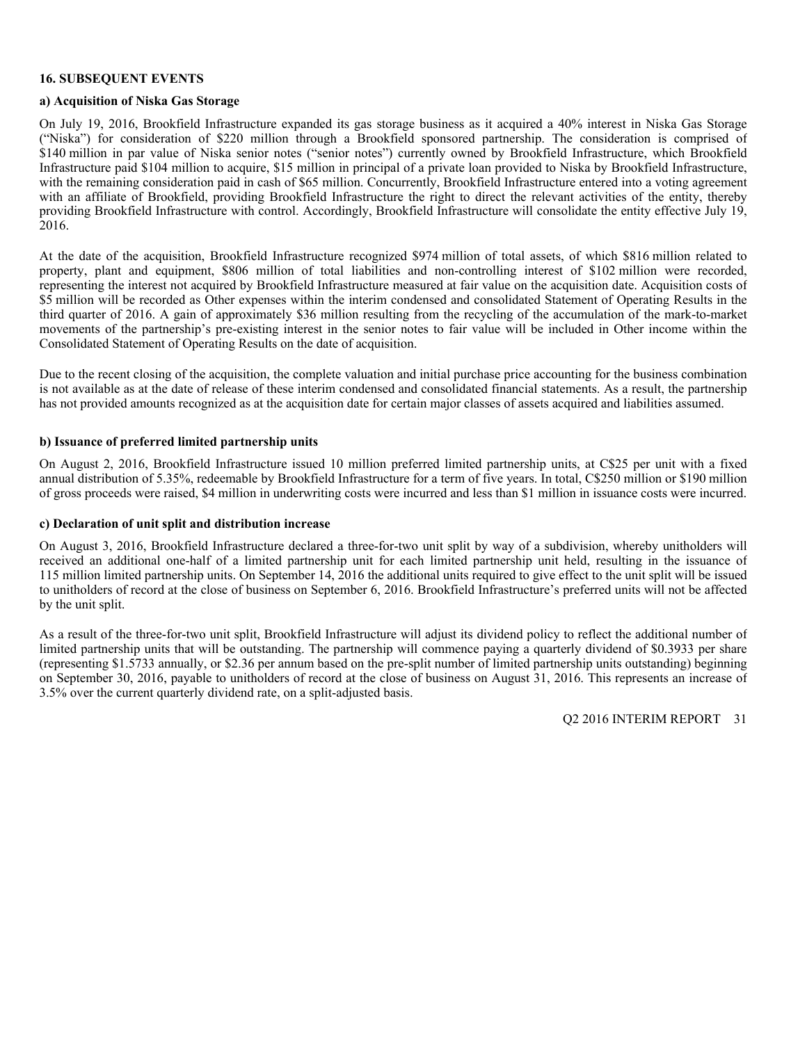## 16. SUBSEQUENT EVENTS

### a) Acquisition of Niska Gas Storage

On July 19, 2016, Brookfield Infrastructure expanded its gas storage business as it acquired a 40% interest in Niska Gas Storage ("Niska") for consideration of $220 million through a Brookfield sponsored partnership. The consideration is comprised of $140 million in par value of Niska senior notes ("senior notes") currently owned by Brookfield Infrastructure, which Brookfield Infrastructure paid $104 million to acquire, $15 million in principal of a private loan provided to Niska by Brookfield Infrastructure, with the remaining consideration paid in cash of $65 million. Concurrently, Brookfield Infrastructure entered into a voting agreement with an affiliate of Brookfield, providing Brookfield Infrastructure the right to direct the relevant activities of the entity, thereby providing Brookfield Infrastructure with control. Accordingly, Brookfield Infrastructure will consolidate the entity effective July 19, 2016.

At the date of the acquisition, Brookfield Infrastructure recognized $974 million of total assets, of which $816 million related to property, plant and equipment, $806 million of total liabilities and non-controlling interest of $102 million were recorded, representing the interest not acquired by Brookfield Infrastructure measured at fair value on the acquisition date. Acquisition costs of $5 million will be recorded as Other expenses within the interim condensed and consolidated Statement of Operating Results in the third quarter of 2016. A gain of approximately $36 million resulting from the recycling of the accumulation of the mark-to-market movements of the partnership's pre-existing interest in the senior notes to fair value will be included in Other income within the Consolidated Statement of Operating Results on the date of acquisition.

Due to the recent closing of the acquisition, the complete valuation and initial purchase price accounting for the business combination is not available as at the date of release of these interim condensed and consolidated financial statements. As a result, the partnership has not provided amounts recognized as at the acquisition date for certain major classes of assets acquired and liabilities assumed.

### b) Issuance of preferred limited partnership units

On August 2, 2016, Brookfield Infrastructure issued 10 million preferred limited partnership units, at C$25 per unit with a fixed annual distribution of 5.35%, redeemable by Brookfield Infrastructure for a term of five years. In total, C$250 million or $190 million of gross proceeds were raised, $4 million in underwriting costs were incurred and less than $1 million in issuance costs were incurred.

### c) Declaration of unit split and distribution increase

On August 3, 2016, Brookfield Infrastructure declared a three-for-two unit split by way of a subdivision, whereby unitholders will received an additional one-half of a limited partnership unit for each limited partnership unit held, resulting in the issuance of 115 million limited partnership units. On September 14, 2016 the additional units required to give effect to the unit split will be issued to unitholders of record at the close of business on September 6, 2016. Brookfield Infrastructure's preferred units will not be affected by the unit split.

As a result of the three-for-two unit split, Brookfield Infrastructure will adjust its dividend policy to reflect the additional number of limited partnership units that will be outstanding. The partnership will commence paying a quarterly dividend of $0.3933 per share (representing $1.5733 annually, or $2.36 per annum based on the pre-split number of limited partnership units outstanding) beginning on September 30, 2016, payable to unitholders of record at the close of business on August 31, 2016. This represents an increase of 3.5% over the current quarterly dividend rate, on a split-adjusted basis.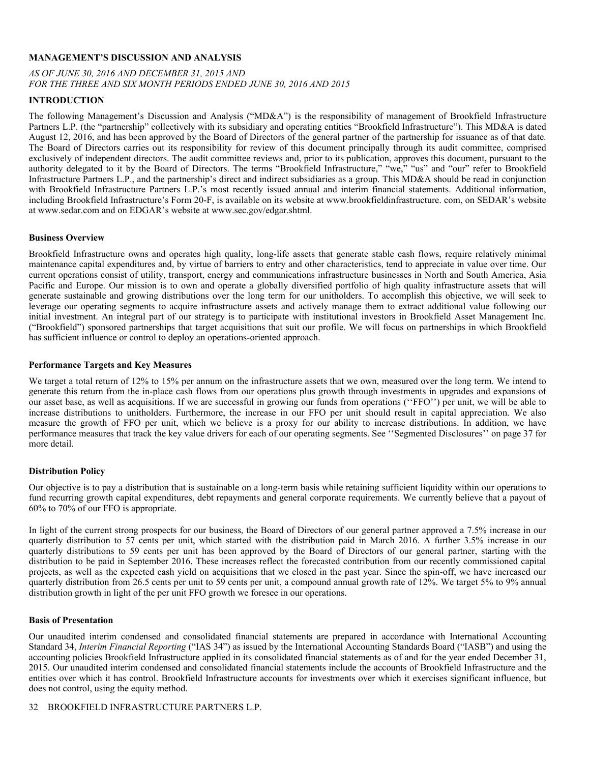# MANAGEMENT'S DISCUSSION AND ANALYSIS

*AS OF JUNE 30, 2016 AND DECEMBER 31, 2015 AND*
*FOR THE THREE AND SIX MONTH PERIODS ENDED JUNE 30, 2016 AND 2015*

## INTRODUCTION

The following Management's Discussion and Analysis ("MD&A") is the responsibility of management of Brookfield Infrastructure Partners L.P. (the "partnership" collectively with its subsidiary and operating entities "Brookfield Infrastructure"). This MD&A is dated August 12, 2016, and has been approved by the Board of Directors of the general partner of the partnership for issuance as of that date. The Board of Directors carries out its responsibility for review of this document principally through its audit committee, comprised exclusively of independent directors. The audit committee reviews and, prior to its publication, approves this document, pursuant to the authority delegated to it by the Board of Directors. The terms "Brookfield Infrastructure," "we," "us" and "our" refer to Brookfield Infrastructure Partners L.P., and the partnership's direct and indirect subsidiaries as a group. This MD&A should be read in conjunction with Brookfield Infrastructure Partners L.P.'s most recently issued annual and interim financial statements. Additional information, including Brookfield Infrastructure's Form 20-F, is available on its website at www.brookfieldinfrastructure. com, on SEDAR's website at www.sedar.com and on EDGAR's website at www.sec.gov/edgar.shtml.

### Business Overview

Brookfield Infrastructure owns and operates high quality, long-life assets that generate stable cash flows, require relatively minimal maintenance capital expenditures and, by virtue of barriers to entry and other characteristics, tend to appreciate in value over time. Our current operations consist of utility, transport, energy and communications infrastructure businesses in North and South America, Asia Pacific and Europe. Our mission is to own and operate a globally diversified portfolio of high quality infrastructure assets that will generate sustainable and growing distributions over the long term for our unitholders. To accomplish this objective, we will seek to leverage our operating segments to acquire infrastructure assets and actively manage them to extract additional value following our initial investment. An integral part of our strategy is to participate with institutional investors in Brookfield Asset Management Inc. ("Brookfield") sponsored partnerships that target acquisitions that suit our profile. We will focus on partnerships in which Brookfield has sufficient influence or control to deploy an operations-oriented approach.

### Performance Targets and Key Measures

We target a total return of 12% to 15% per annum on the infrastructure assets that we own, measured over the long term. We intend to generate this return from the in-place cash flows from our operations plus growth through investments in upgrades and expansions of our asset base, as well as acquisitions. If we are successful in growing our funds from operations (''FFO'') per unit, we will be able to increase distributions to unitholders. Furthermore, the increase in our FFO per unit should result in capital appreciation. We also measure the growth of FFO per unit, which we believe is a proxy for our ability to increase distributions. In addition, we have performance measures that track the key value drivers for each of our operating segments. See ''Segmented Disclosures'' on page 37 for more detail.

### Distribution Policy

Our objective is to pay a distribution that is sustainable on a long-term basis while retaining sufficient liquidity within our operations to fund recurring growth capital expenditures, debt repayments and general corporate requirements. We currently believe that a payout of 60% to 70% of our FFO is appropriate.

In light of the current strong prospects for our business, the Board of Directors of our general partner approved a 7.5% increase in our quarterly distribution to 57 cents per unit, which started with the distribution paid in March 2016. A further 3.5% increase in our quarterly distributions to 59 cents per unit has been approved by the Board of Directors of our general partner, starting with the distribution to be paid in September 2016. These increases reflect the forecasted contribution from our recently commissioned capital projects, as well as the expected cash yield on acquisitions that we closed in the past year. Since the spin-off, we have increased our quarterly distribution from 26.5 cents per unit to 59 cents per unit, a compound annual growth rate of 12%. We target 5% to 9% annual distribution growth in light of the per unit FFO growth we foresee in our operations.

### Basis of Presentation

Our unaudited interim condensed and consolidated financial statements are prepared in accordance with International Accounting Standard 34, *Interim Financial Reporting* ("IAS 34") as issued by the International Accounting Standards Board ("IASB") and using the accounting policies Brookfield Infrastructure applied in its consolidated financial statements as of and for the year ended December 31, 2015. Our unaudited interim condensed and consolidated financial statements include the accounts of Brookfield Infrastructure and the entities over which it has control. Brookfield Infrastructure accounts for investments over which it exercises significant influence, but does not control, using the equity method.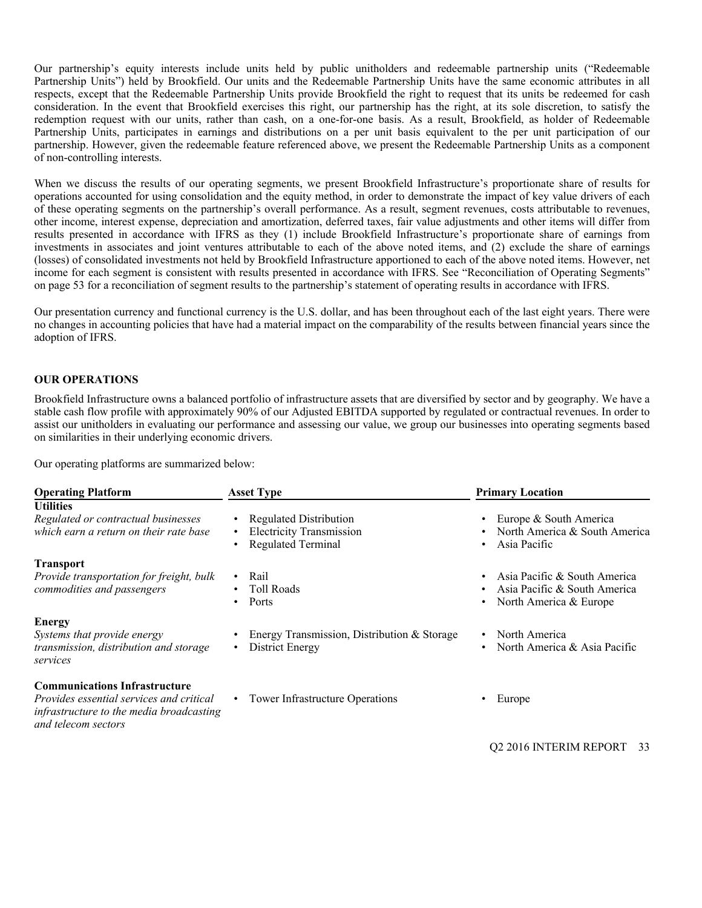Our partnership's equity interests include units held by public unitholders and redeemable partnership units ("Redeemable Partnership Units") held by Brookfield. Our units and the Redeemable Partnership Units have the same economic attributes in all respects, except that the Redeemable Partnership Units provide Brookfield the right to request that its units be redeemed for cash consideration. In the event that Brookfield exercises this right, our partnership has the right, at its sole discretion, to satisfy the redemption request with our units, rather than cash, on a one-for-one basis. As a result, Brookfield, as holder of Redeemable Partnership Units, participates in earnings and distributions on a per unit basis equivalent to the per unit participation of our partnership. However, given the redeemable feature referenced above, we present the Redeemable Partnership Units as a component of non-controlling interests.

When we discuss the results of our operating segments, we present Brookfield Infrastructure's proportionate share of results for operations accounted for using consolidation and the equity method, in order to demonstrate the impact of key value drivers of each of these operating segments on the partnership's overall performance. As a result, segment revenues, costs attributable to revenues, other income, interest expense, depreciation and amortization, deferred taxes, fair value adjustments and other items will differ from results presented in accordance with IFRS as they (1) include Brookfield Infrastructure's proportionate share of earnings from investments in associates and joint ventures attributable to each of the above noted items, and (2) exclude the share of earnings (losses) of consolidated investments not held by Brookfield Infrastructure apportioned to each of the above noted items. However, net income for each segment is consistent with results presented in accordance with IFRS. See "Reconciliation of Operating Segments" on page 53 for a reconciliation of segment results to the partnership's statement of operating results in accordance with IFRS.

Our presentation currency and functional currency is the U.S. dollar, and has been throughout each of the last eight years. There were no changes in accounting policies that have had a material impact on the comparability of the results between financial years since the adoption of IFRS.

## OUR OPERATIONS

Brookfield Infrastructure owns a balanced portfolio of infrastructure assets that are diversified by sector and by geography. We have a stable cash flow profile with approximately 90% of our Adjusted EBITDA supported by regulated or contractual revenues. In order to assist our unitholders in evaluating our performance and assessing our value, we group our businesses into operating segments based on similarities in their underlying economic drivers.

Our operating platforms are summarized below:

| Operating Platform | Asset Type | Primary Location |
|---|---|---|
| **Utilities**<br>*Regulated or contractual businesses which earn a return on their rate base* | • Regulated Distribution<br>• Electricity Transmission<br>• Regulated Terminal | • Europe & South America<br>• North America & South America<br>• Asia Pacific |
| **Transport**<br>*Provide transportation for freight, bulk commodities and passengers* | • Rail<br>• Toll Roads<br>• Ports | • Asia Pacific & South America<br>• Asia Pacific & South America<br>• North America & Europe |
| **Energy**<br>*Systems that provide energy transmission, distribution and storage services* | • Energy Transmission, Distribution & Storage<br>• District Energy | • North America<br>• North America & Asia Pacific |
| **Communications Infrastructure**<br>*Provides essential services and critical infrastructure to the media broadcasting and telecom sectors* | • Tower Infrastructure Operations | • Europe |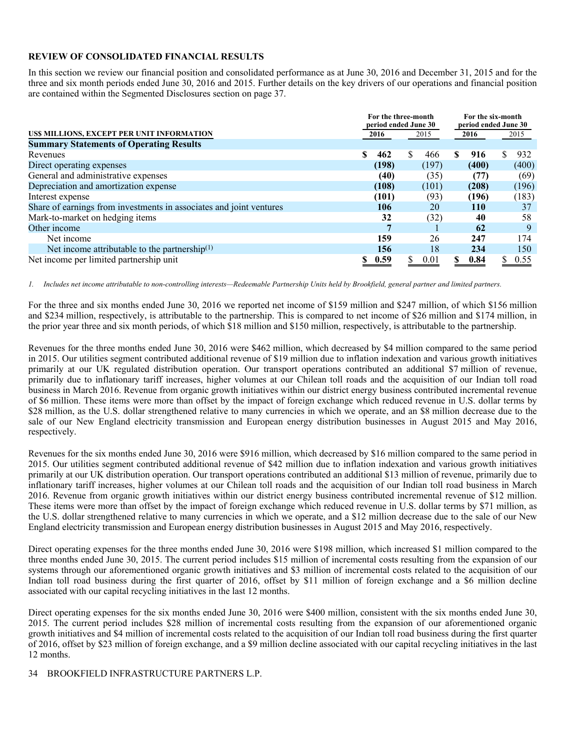## REVIEW OF CONSOLIDATED FINANCIAL RESULTS

In this section we review our financial position and consolidated performance as at June 30, 2016 and December 31, 2015 and for the three and six month periods ended June 30, 2016 and 2015. Further details on the key drivers of our operations and financial position are contained within the Segmented Disclosures section on page 37.

| US$ MILLIONS, EXCEPT PER UNIT INFORMATION | For the three-month period ended June 30 | | For the six-month period ended June 30 | |
|---|---|---|---|---|
| | **2016** | 2015 | **2016** | 2015 |
| **Summary Statements of Operating Results** | | | | |
| Revenues | **$ 462** | $ 466 | **$ 916** | $ 932 |
| Direct operating expenses | **(198)** | (197) | **(400)** | (400) |
| General and administrative expenses | **(40)** | (35) | **(77)** | (69) |
| Depreciation and amortization expense | **(108)** | (101) | **(208)** | (196) |
| Interest expense | **(101)** | (93) | **(196)** | (183) |
| Share of earnings from investments in associates and joint ventures | **106** | 20 | **110** | 37 |
| Mark-to-market on hedging items | **32** | (32) | **40** | 58 |
| Other income | **7** | 1 | **62** | 9 |
| Net income | **159** | 26 | **247** | 174 |
| Net income attributable to the partnership[1] | **156** | 18 | **234** | 150 |
| Net income per limited partnership unit | **$ 0.59** | $ 0.01 | **$ 0.84** | $ 0.55 |

*1. Includes net income attributable to non-controlling interests—Redeemable Partnership Units held by Brookfield, general partner and limited partners.*

For the three and six months ended June 30, 2016 we reported net income of $159 million and $247 million, of which $156 million and $234 million, respectively, is attributable to the partnership. This is compared to net income of $26 million and $174 million, in the prior year three and six month periods, of which $18 million and $150 million, respectively, is attributable to the partnership.

Revenues for the three months ended June 30, 2016 were $462 million, which decreased by $4 million compared to the same period in 2015. Our utilities segment contributed additional revenue of $19 million due to inflation indexation and various growth initiatives primarily at our UK regulated distribution operation. Our transport operations contributed an additional $7 million of revenue, primarily due to inflationary tariff increases, higher volumes at our Chilean toll roads and the acquisition of our Indian toll road business in March 2016. Revenue from organic growth initiatives within our district energy business contributed incremental revenue of $6 million. These items were more than offset by the impact of foreign exchange which reduced revenue in U.S. dollar terms by $28 million, as the U.S. dollar strengthened relative to many currencies in which we operate, and an $8 million decrease due to the sale of our New England electricity transmission and European energy distribution businesses in August 2015 and May 2016, respectively.

Revenues for the six months ended June 30, 2016 were $916 million, which decreased by $16 million compared to the same period in 2015. Our utilities segment contributed additional revenue of $42 million due to inflation indexation and various growth initiatives primarily at our UK distribution operation. Our transport operations contributed an additional $13 million of revenue, primarily due to inflationary tariff increases, higher volumes at our Chilean toll roads and the acquisition of our Indian toll road business in March 2016. Revenue from organic growth initiatives within our district energy business contributed incremental revenue of $12 million. These items were more than offset by the impact of foreign exchange which reduced revenue in U.S. dollar terms by $71 million, as the U.S. dollar strengthened relative to many currencies in which we operate, and a $12 million decrease due to the sale of our New England electricity transmission and European energy distribution businesses in August 2015 and May 2016, respectively.

Direct operating expenses for the three months ended June 30, 2016 were $198 million, which increased $1 million compared to the three months ended June 30, 2015. The current period includes $15 million of incremental costs resulting from the expansion of our systems through our aforementioned organic growth initiatives and $3 million of incremental costs related to the acquisition of our Indian toll road business during the first quarter of 2016, offset by $11 million of foreign exchange and a $6 million decline associated with our capital recycling initiatives in the last 12 months.

Direct operating expenses for the six months ended June 30, 2016 were $400 million, consistent with the six months ended June 30, 2015. The current period includes $28 million of incremental costs resulting from the expansion of our aforementioned organic growth initiatives and $4 million of incremental costs related to the acquisition of our Indian toll road business during the first quarter of 2016, offset by $23 million of foreign exchange, and a $9 million decline associated with our capital recycling initiatives in the last 12 months.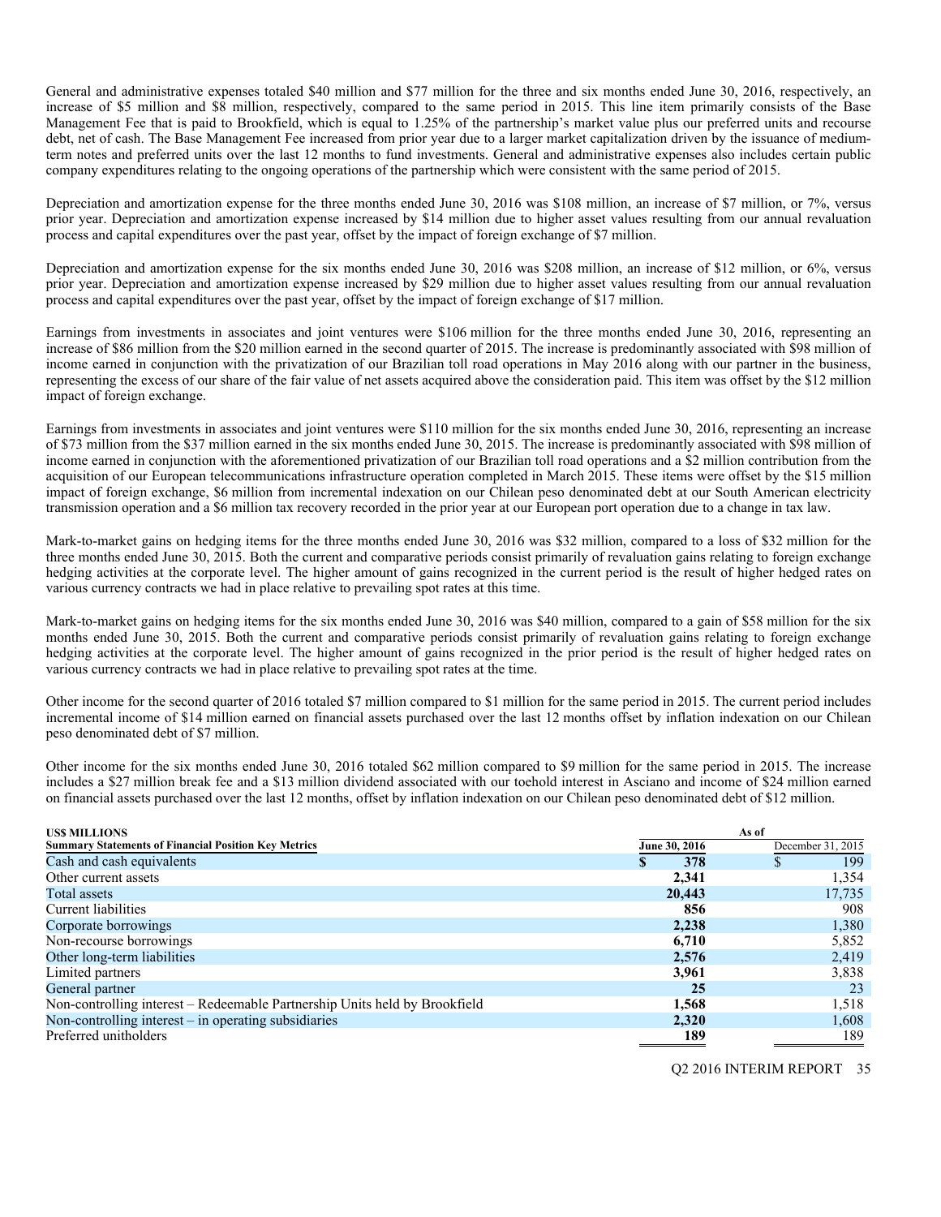General and administrative expenses totaled $40 million and $77 million for the three and six months ended June 30, 2016, respectively, an increase of $5 million and $8 million, respectively, compared to the same period in 2015. This line item primarily consists of the Base Management Fee that is paid to Brookfield, which is equal to 1.25% of the partnership's market value plus our preferred units and recourse debt, net of cash. The Base Management Fee increased from prior year due to a larger market capitalization driven by the issuance of medium-term notes and preferred units over the last 12 months to fund investments. General and administrative expenses also includes certain public company expenditures relating to the ongoing operations of the partnership which were consistent with the same period of 2015.

Depreciation and amortization expense for the three months ended June 30, 2016 was $108 million, an increase of $7 million, or 7%, versus prior year. Depreciation and amortization expense increased by $14 million due to higher asset values resulting from our annual revaluation process and capital expenditures over the past year, offset by the impact of foreign exchange of $7 million.

Depreciation and amortization expense for the six months ended June 30, 2016 was $208 million, an increase of $12 million, or 6%, versus prior year. Depreciation and amortization expense increased by $29 million due to higher asset values resulting from our annual revaluation process and capital expenditures over the past year, offset by the impact of foreign exchange of $17 million.

Earnings from investments in associates and joint ventures were $106 million for the three months ended June 30, 2016, representing an increase of $86 million from the $20 million earned in the second quarter of 2015. The increase is predominantly associated with $98 million of income earned in conjunction with the privatization of our Brazilian toll road operations in May 2016 along with our partner in the business, representing the excess of our share of the fair value of net assets acquired above the consideration paid. This item was offset by the $12 million impact of foreign exchange.

Earnings from investments in associates and joint ventures were $110 million for the six months ended June 30, 2016, representing an increase of $73 million from the $37 million earned in the six months ended June 30, 2015. The increase is predominantly associated with $98 million of income earned in conjunction with the aforementioned privatization of our Brazilian toll road operations and a $2 million contribution from the acquisition of our European telecommunications infrastructure operation completed in March 2015. These items were offset by the $15 million impact of foreign exchange, $6 million from incremental indexation on our Chilean peso denominated debt at our South American electricity transmission operation and a $6 million tax recovery recorded in the prior year at our European port operation due to a change in tax law.

Mark-to-market gains on hedging items for the three months ended June 30, 2016 was $32 million, compared to a loss of $32 million for the three months ended June 30, 2015. Both the current and comparative periods consist primarily of revaluation gains relating to foreign exchange hedging activities at the corporate level. The higher amount of gains recognized in the current period is the result of higher hedged rates on various currency contracts we had in place relative to prevailing spot rates at this time.

Mark-to-market gains on hedging items for the six months ended June 30, 2016 was $40 million, compared to a gain of $58 million for the six months ended June 30, 2015. Both the current and comparative periods consist primarily of revaluation gains relating to foreign exchange hedging activities at the corporate level. The higher amount of gains recognized in the prior period is the result of higher hedged rates on various currency contracts we had in place relative to prevailing spot rates at the time.

Other income for the second quarter of 2016 totaled $7 million compared to $1 million for the same period in 2015. The current period includes incremental income of $14 million earned on financial assets purchased over the last 12 months offset by inflation indexation on our Chilean peso denominated debt of $7 million.

Other income for the six months ended June 30, 2016 totaled $62 million compared to $9 million for the same period in 2015. The increase includes a $27 million break fee and a $13 million dividend associated with our toehold interest in Asciano and income of $24 million earned on financial assets purchased over the last 12 months, offset by inflation indexation on our Chilean peso denominated debt of $12 million.

| **US$ MILLIONS** | **As of** | |
|---|---|---|
| **Summary Statements of Financial Position Key Metrics** | **June 30, 2016** | December 31, 2015 |
| Cash and cash equivalents | **$ 378** | $ 199 |
| Other current assets | **2,341** | 1,354 |
| Total assets | **20,443** | 17,735 |
| Current liabilities | **856** | 908 |
| Corporate borrowings | **2,238** | 1,380 |
| Non-recourse borrowings | **6,710** | 5,852 |
| Other long-term liabilities | **2,576** | 2,419 |
| Limited partners | **3,961** | 3,838 |
| General partner | **25** | 23 |
| Non-controlling interest – Redeemable Partnership Units held by Brookfield | **1,568** | 1,518 |
| Non-controlling interest – in operating subsidiaries | **2,320** | 1,608 |
| Preferred unitholders | **189** | 189 |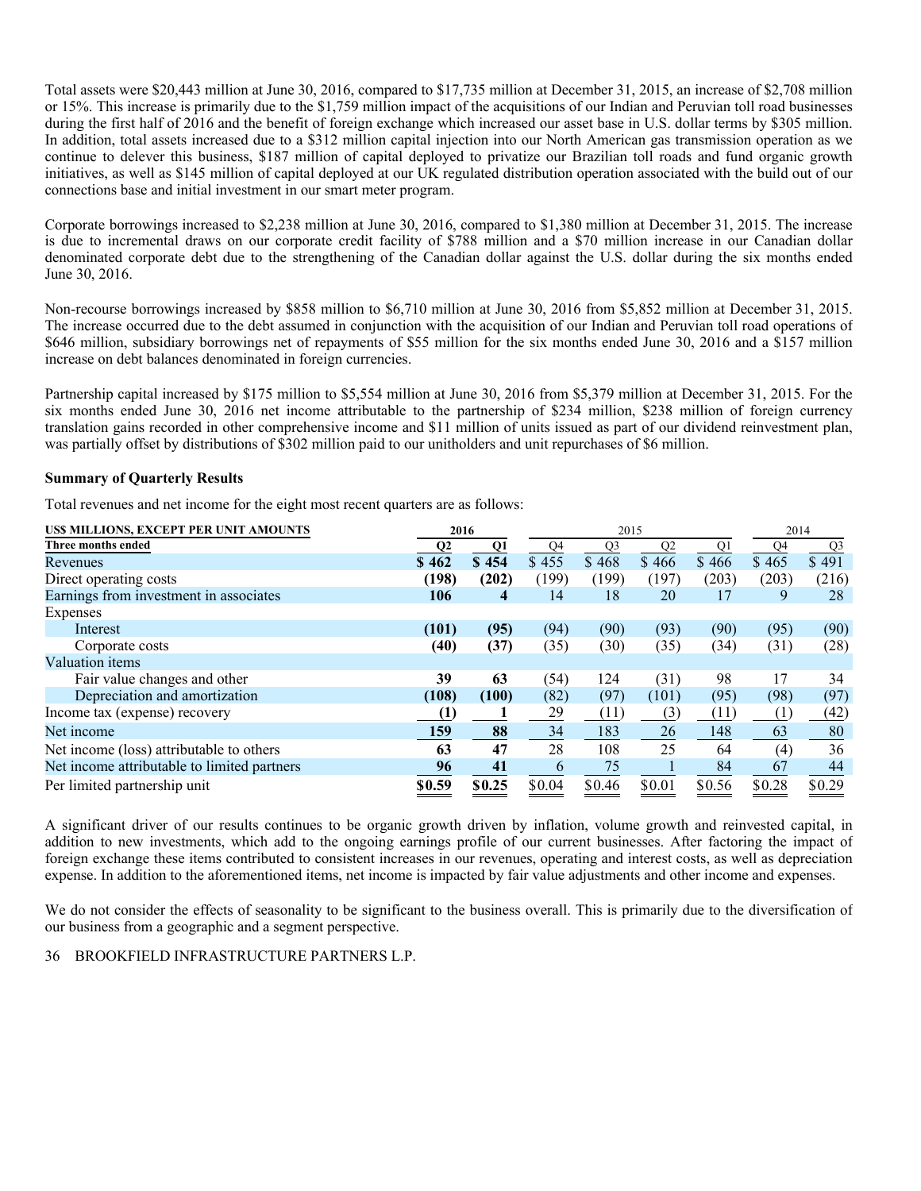Total assets were $20,443 million at June 30, 2016, compared to $17,735 million at December 31, 2015, an increase of $2,708 million or 15%. This increase is primarily due to the $1,759 million impact of the acquisitions of our Indian and Peruvian toll road businesses during the first half of 2016 and the benefit of foreign exchange which increased our asset base in U.S. dollar terms by $305 million. In addition, total assets increased due to a $312 million capital injection into our North American gas transmission operation as we continue to delever this business, $187 million of capital deployed to privatize our Brazilian toll roads and fund organic growth initiatives, as well as $145 million of capital deployed at our UK regulated distribution operation associated with the build out of our connections base and initial investment in our smart meter program.

Corporate borrowings increased to $2,238 million at June 30, 2016, compared to $1,380 million at December 31, 2015. The increase is due to incremental draws on our corporate credit facility of $788 million and a $70 million increase in our Canadian dollar denominated corporate debt due to the strengthening of the Canadian dollar against the U.S. dollar during the six months ended June 30, 2016.

Non-recourse borrowings increased by $858 million to $6,710 million at June 30, 2016 from $5,852 million at December 31, 2015. The increase occurred due to the debt assumed in conjunction with the acquisition of our Indian and Peruvian toll road operations of $646 million, subsidiary borrowings net of repayments of $55 million for the six months ended June 30, 2016 and a $157 million increase on debt balances denominated in foreign currencies.

Partnership capital increased by $175 million to $5,554 million at June 30, 2016 from $5,379 million at December 31, 2015. For the six months ended June 30, 2016 net income attributable to the partnership of $234 million, $238 million of foreign currency translation gains recorded in other comprehensive income and $11 million of units issued as part of our dividend reinvestment plan, was partially offset by distributions of $302 million paid to our unitholders and unit repurchases of $6 million.

**Summary of Quarterly Results**

Total revenues and net income for the eight most recent quarters are as follows:

| US$ MILLIONS, EXCEPT PER UNIT AMOUNTS | 2016 | | 2015 | | | | 2014 | |
|---|---|---|---|---|---|---|---|---|
| **Three months ended** | **Q2** | **Q1** | Q4 | Q3 | Q2 | Q1 | Q4 | Q3 |
| Revenues | **$ 462** | **$ 454** | $ 455 | $ 468 | $ 466 | $ 466 | $ 465 | $ 491 |
| Direct operating costs | **(198)** | **(202)** | (199) | (199) | (197) | (203) | (203) | (216) |
| Earnings from investment in associates | **106** | **4** | 14 | 18 | 20 | 17 | 9 | 28 |
| Expenses | | | | | | | | |
| Interest | **(101)** | **(95)** | (94) | (90) | (93) | (90) | (95) | (90) |
| Corporate costs | **(40)** | **(37)** | (35) | (30) | (35) | (34) | (31) | (28) |
| Valuation items | | | | | | | | |
| Fair value changes and other | **39** | **63** | (54) | 124 | (31) | 98 | 17 | 34 |
| Depreciation and amortization | **(108)** | **(100)** | (82) | (97) | (101) | (95) | (98) | (97) |
| Income tax (expense) recovery | **(1)** | **1** | 29 | (11) | (3) | (11) | (1) | (42) |
| Net income | **159** | **88** | 34 | 183 | 26 | 148 | 63 | 80 |
| Net income (loss) attributable to others | **63** | **47** | 28 | 108 | 25 | 64 | (4) | 36 |
| Net income attributable to limited partners | **96** | **41** | 6 | 75 | 1 | 84 | 67 | 44 |
| Per limited partnership unit | **$0.59** | **$0.25** | $0.04 | $0.46 | $0.01 | $0.56 | $0.28 | $0.29 |

A significant driver of our results continues to be organic growth driven by inflation, volume growth and reinvested capital, in addition to new investments, which add to the ongoing earnings profile of our current businesses. After factoring the impact of foreign exchange these items contributed to consistent increases in our revenues, operating and interest costs, as well as depreciation expense. In addition to the aforementioned items, net income is impacted by fair value adjustments and other income and expenses.

We do not consider the effects of seasonality to be significant to the business overall. This is primarily due to the diversification of our business from a geographic and a segment perspective.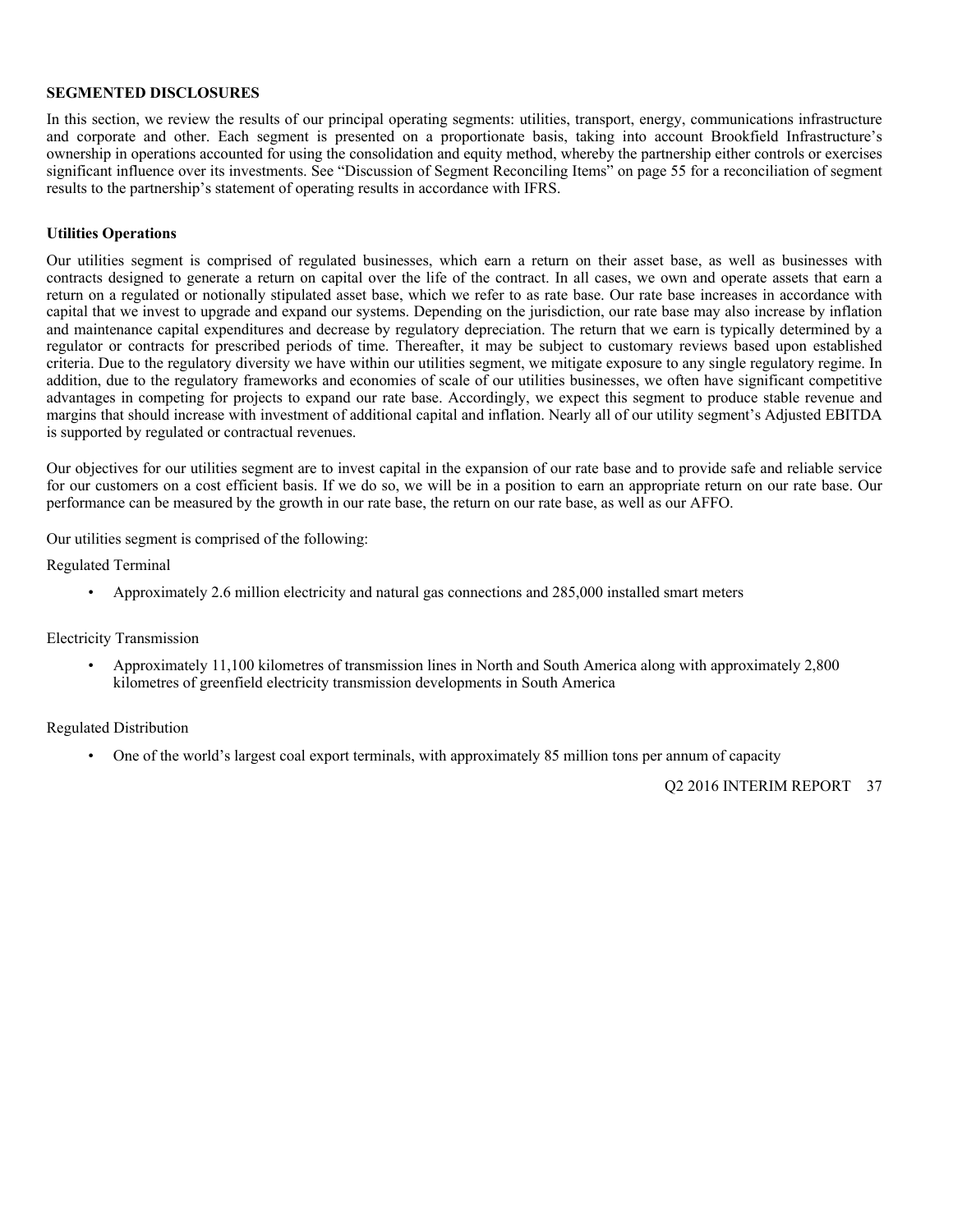**SEGMENTED DISCLOSURES**

In this section, we review the results of our principal operating segments: utilities, transport, energy, communications infrastructure and corporate and other. Each segment is presented on a proportionate basis, taking into account Brookfield Infrastructure's ownership in operations accounted for using the consolidation and equity method, whereby the partnership either controls or exercises significant influence over its investments. See "Discussion of Segment Reconciling Items" on page 55 for a reconciliation of segment results to the partnership's statement of operating results in accordance with IFRS.

**Utilities Operations**

Our utilities segment is comprised of regulated businesses, which earn a return on their asset base, as well as businesses with contracts designed to generate a return on capital over the life of the contract. In all cases, we own and operate assets that earn a return on a regulated or notionally stipulated asset base, which we refer to as rate base. Our rate base increases in accordance with capital that we invest to upgrade and expand our systems. Depending on the jurisdiction, our rate base may also increase by inflation and maintenance capital expenditures and decrease by regulatory depreciation. The return that we earn is typically determined by a regulator or contracts for prescribed periods of time. Thereafter, it may be subject to customary reviews based upon established criteria. Due to the regulatory diversity we have within our utilities segment, we mitigate exposure to any single regulatory regime. In addition, due to the regulatory frameworks and economies of scale of our utilities businesses, we often have significant competitive advantages in competing for projects to expand our rate base. Accordingly, we expect this segment to produce stable revenue and margins that should increase with investment of additional capital and inflation. Nearly all of our utility segment's Adjusted EBITDA is supported by regulated or contractual revenues.

Our objectives for our utilities segment are to invest capital in the expansion of our rate base and to provide safe and reliable service for our customers on a cost efficient basis. If we do so, we will be in a position to earn an appropriate return on our rate base. Our performance can be measured by the growth in our rate base, the return on our rate base, as well as our AFFO.

Our utilities segment is comprised of the following:

Regulated Terminal

- Approximately 2.6 million electricity and natural gas connections and 285,000 installed smart meters

Electricity Transmission

- Approximately 11,100 kilometres of transmission lines in North and South America along with approximately 2,800 kilometres of greenfield electricity transmission developments in South America

Regulated Distribution

- One of the world's largest coal export terminals, with approximately 85 million tons per annum of capacity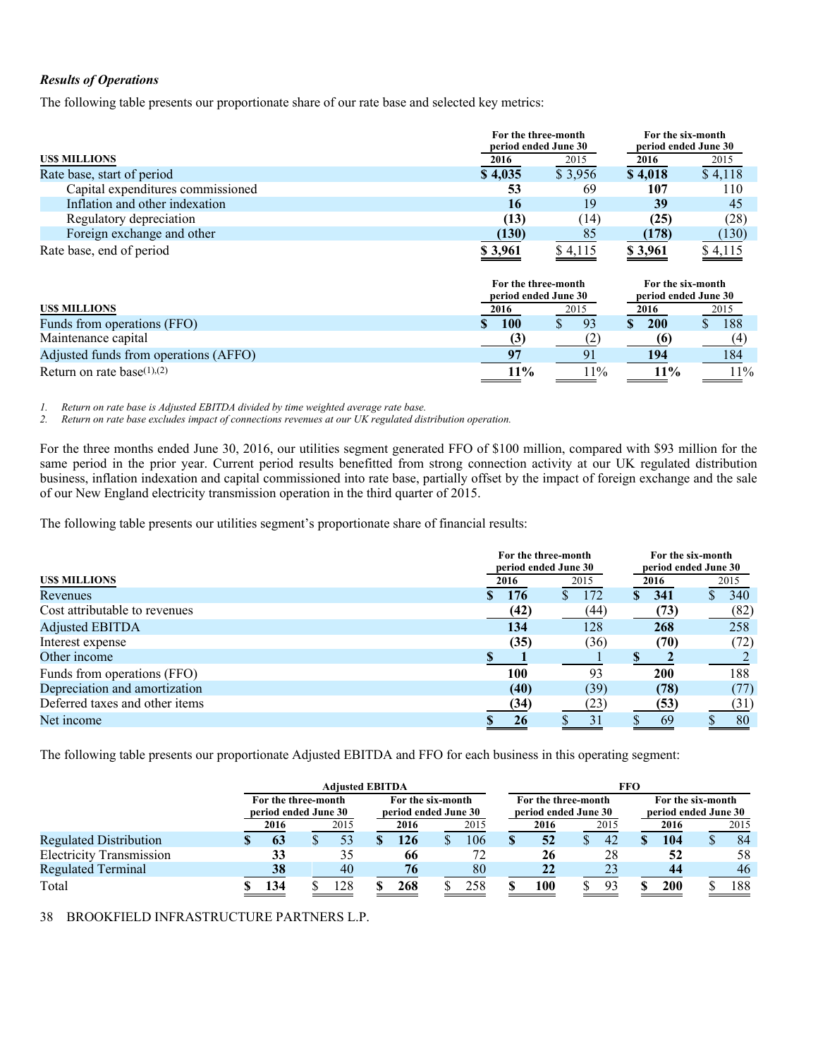### *Results of Operations*

The following table presents our proportionate share of our rate base and selected key metrics:

| US$ MILLIONS | For the three-month period ended June 30 2016 | 2015 | For the six-month period ended June 30 2016 | 2015 |
|---|---|---|---|---|
| Rate base, start of period | **$ 4,035** | $ 3,956 | **$ 4,018** | $ 4,118 |
| Capital expenditures commissioned | **53** | 69 | **107** | 110 |
| Inflation and other indexation | **16** | 19 | **39** | 45 |
| Regulatory depreciation | **(13)** | (14) | **(25)** | (28) |
| Foreign exchange and other | **(130)** | 85 | **(178)** | (130) |
| Rate base, end of period | **$ 3,961** | $ 4,115 | **$ 3,961** | $ 4,115 |

| US$ MILLIONS | For the three-month period ended June 30 2016 | 2015 | For the six-month period ended June 30 2016 | 2015 |
|---|---|---|---|---|
| Funds from operations (FFO) | **$ 100** | $ 93 | **$ 200** | $ 188 |
| Maintenance capital | **(3)** | (2) | **(6)** | (4) |
| Adjusted funds from operations (AFFO) | **97** | 91 | **194** | 184 |
| Return on rate base[(1),(2)] | **11%** | 11% | **11%** | 11% |

1. *Return on rate base is Adjusted EBITDA divided by time weighted average rate base.*
2. *Return on rate base excludes impact of connections revenues at our UK regulated distribution operation.*

For the three months ended June 30, 2016, our utilities segment generated FFO of $100 million, compared with $93 million for the same period in the prior year. Current period results benefitted from strong connection activity at our UK regulated distribution business, inflation indexation and capital commissioned into rate base, partially offset by the impact of foreign exchange and the sale of our New England electricity transmission operation in the third quarter of 2015.

The following table presents our utilities segment's proportionate share of financial results:

| US$ MILLIONS | For the three-month period ended June 30 2016 | 2015 | For the six-month period ended June 30 2016 | 2015 |
|---|---|---|---|---|
| Revenues | **$ 176** | $ 172 | **$ 341** | $ 340 |
| Cost attributable to revenues | **(42)** | (44) | **(73)** | (82) |
| Adjusted EBITDA | **134** | 128 | **268** | 258 |
| Interest expense | **(35)** | (36) | **(70)** | (72) |
| Other income | **$ 1** | 1 | **$ 2** | 2 |
| Funds from operations (FFO) | **100** | 93 | **200** | 188 |
| Depreciation and amortization | **(40)** | (39) | **(78)** | (77) |
| Deferred taxes and other items | **(34)** | (23) | **(53)** | (31) |
| Net income | **$ 26** | $ 31 | $ 69 | $ 80 |

The following table presents our proportionate Adjusted EBITDA and FFO for each business in this operating segment:

| | Adjusted EBITDA | | | | FFO | | | |
|---|---|---|---|---|---|---|---|---|
| | For the three-month period ended June 30 | | For the six-month period ended June 30 | | For the three-month period ended June 30 | | For the six-month period ended June 30 | |
| | 2016 | 2015 | 2016 | 2015 | 2016 | 2015 | 2016 | 2015 |
| Regulated Distribution | **$ 63** | $ 53 | **$ 126** | $ 106 | **$ 52** | $ 42 | **$ 104** | $ 84 |
| Electricity Transmission | **33** | 35 | **66** | 72 | **26** | 28 | **52** | 58 |
| Regulated Terminal | **38** | 40 | **76** | 80 | **22** | 23 | **44** | 46 |
| Total | **$ 134** | $ 128 | **$ 268** | $ 258 | **$ 100** | $ 93 | **$ 200** | $ 188 |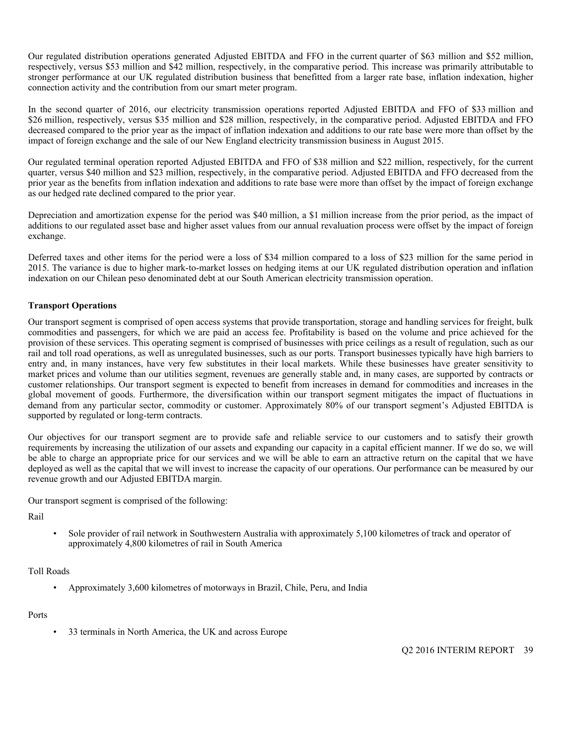Our regulated distribution operations generated Adjusted EBITDA and FFO in the current quarter of $63 million and $52 million, respectively, versus $53 million and $42 million, respectively, in the comparative period. This increase was primarily attributable to stronger performance at our UK regulated distribution business that benefitted from a larger rate base, inflation indexation, higher connection activity and the contribution from our smart meter program.

In the second quarter of 2016, our electricity transmission operations reported Adjusted EBITDA and FFO of $33 million and $26 million, respectively, versus $35 million and $28 million, respectively, in the comparative period. Adjusted EBITDA and FFO decreased compared to the prior year as the impact of inflation indexation and additions to our rate base were more than offset by the impact of foreign exchange and the sale of our New England electricity transmission business in August 2015.

Our regulated terminal operation reported Adjusted EBITDA and FFO of $38 million and $22 million, respectively, for the current quarter, versus $40 million and $23 million, respectively, in the comparative period. Adjusted EBITDA and FFO decreased from the prior year as the benefits from inflation indexation and additions to rate base were more than offset by the impact of foreign exchange as our hedged rate declined compared to the prior year.

Depreciation and amortization expense for the period was $40 million, a $1 million increase from the prior period, as the impact of additions to our regulated asset base and higher asset values from our annual revaluation process were offset by the impact of foreign exchange.

Deferred taxes and other items for the period were a loss of $34 million compared to a loss of $23 million for the same period in 2015. The variance is due to higher mark-to-market losses on hedging items at our UK regulated distribution operation and inflation indexation on our Chilean peso denominated debt at our South American electricity transmission operation.

**Transport Operations**

Our transport segment is comprised of open access systems that provide transportation, storage and handling services for freight, bulk commodities and passengers, for which we are paid an access fee. Profitability is based on the volume and price achieved for the provision of these services. This operating segment is comprised of businesses with price ceilings as a result of regulation, such as our rail and toll road operations, as well as unregulated businesses, such as our ports. Transport businesses typically have high barriers to entry and, in many instances, have very few substitutes in their local markets. While these businesses have greater sensitivity to market prices and volume than our utilities segment, revenues are generally stable and, in many cases, are supported by contracts or customer relationships. Our transport segment is expected to benefit from increases in demand for commodities and increases in the global movement of goods. Furthermore, the diversification within our transport segment mitigates the impact of fluctuations in demand from any particular sector, commodity or customer. Approximately 80% of our transport segment's Adjusted EBITDA is supported by regulated or long-term contracts.

Our objectives for our transport segment are to provide safe and reliable service to our customers and to satisfy their growth requirements by increasing the utilization of our assets and expanding our capacity in a capital efficient manner. If we do so, we will be able to charge an appropriate price for our services and we will be able to earn an attractive return on the capital that we have deployed as well as the capital that we will invest to increase the capacity of our operations. Our performance can be measured by our revenue growth and our Adjusted EBITDA margin.

Our transport segment is comprised of the following:

Rail

- Sole provider of rail network in Southwestern Australia with approximately 5,100 kilometres of track and operator of approximately 4,800 kilometres of rail in South America

Toll Roads

- Approximately 3,600 kilometres of motorways in Brazil, Chile, Peru, and India

Ports

- 33 terminals in North America, the UK and across Europe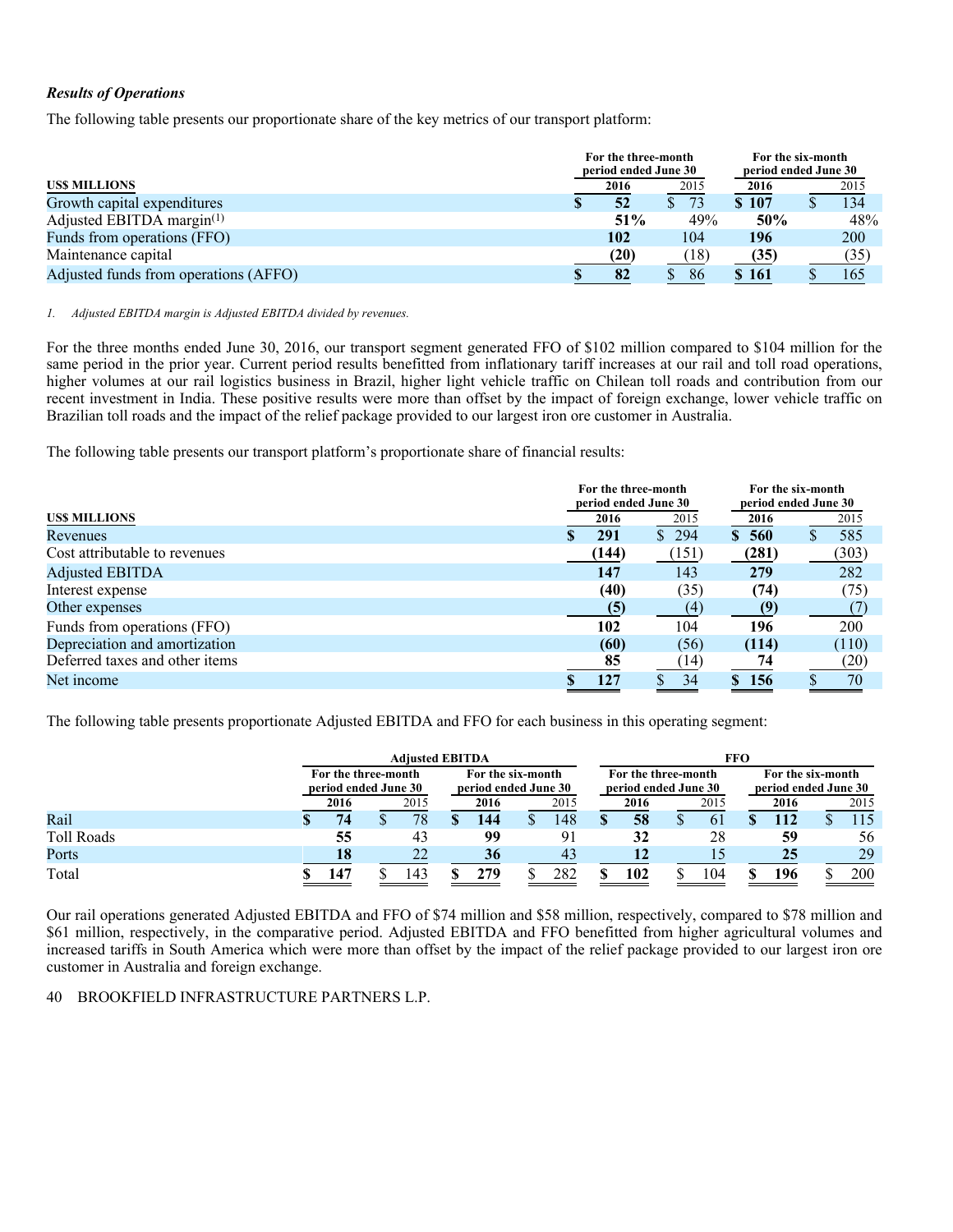### *Results of Operations*

The following table presents our proportionate share of the key metrics of our transport platform:

| US$ MILLIONS | For the three-month period ended June 30 | | For the six-month period ended June 30 | |
|---|---|---|---|---|
| | **2016** | 2015 | **2016** | 2015 |
| Growth capital expenditures | **$ 52** | $ 73 | **$ 107** | $ 134 |
| Adjusted EBITDA margin(1) | **51%** | 49% | **50%** | 48% |
| Funds from operations (FFO) | **102** | 104 | **196** | 200 |
| Maintenance capital | **(20)** | (18) | **(35)** | (35) |
| Adjusted funds from operations (AFFO) | **$ 82** | $ 86 | **$ 161** | $ 165 |

*1. Adjusted EBITDA margin is Adjusted EBITDA divided by revenues.*

For the three months ended June 30, 2016, our transport segment generated FFO of $102 million compared to $104 million for the same period in the prior year. Current period results benefitted from inflationary tariff increases at our rail and toll road operations, higher volumes at our rail logistics business in Brazil, higher light vehicle traffic on Chilean toll roads and contribution from our recent investment in India. These positive results were more than offset by the impact of foreign exchange, lower vehicle traffic on Brazilian toll roads and the impact of the relief package provided to our largest iron ore customer in Australia.

The following table presents our transport platform's proportionate share of financial results:

| US$ MILLIONS | For the three-month period ended June 30 | | For the six-month period ended June 30 | |
|---|---|---|---|---|
| | **2016** | 2015 | **2016** | 2015 |
| Revenues | **$ 291** | $ 294 | **$ 560** | $ 585 |
| Cost attributable to revenues | **(144)** | (151) | **(281)** | (303) |
| Adjusted EBITDA | **147** | 143 | **279** | 282 |
| Interest expense | **(40)** | (35) | **(74)** | (75) |
| Other expenses | **(5)** | (4) | **(9)** | (7) |
| Funds from operations (FFO) | **102** | 104 | **196** | 200 |
| Depreciation and amortization | **(60)** | (56) | **(114)** | (110) |
| Deferred taxes and other items | **85** | (14) | **74** | (20) |
| Net income | **$ 127** | $ 34 | **$ 156** | $ 70 |

The following table presents proportionate Adjusted EBITDA and FFO for each business in this operating segment:

| | Adjusted EBITDA | | | | FFO | | | |
|---|---|---|---|---|---|---|---|---|
| | For the three-month period ended June 30 | | For the six-month period ended June 30 | | For the three-month period ended June 30 | | For the six-month period ended June 30 | |
| | **2016** | 2015 | **2016** | 2015 | **2016** | 2015 | **2016** | 2015 |
| Rail | **$ 74** | $ 78 | **$ 144** | $ 148 | **$ 58** | $ 61 | **$ 112** | $ 115 |
| Toll Roads | **55** | 43 | **99** | 91 | **32** | 28 | **59** | 56 |
| Ports | **18** | 22 | **36** | 43 | **12** | 15 | **25** | 29 |
| Total | **$ 147** | $ 143 | **$ 279** | $ 282 | **$ 102** | $ 104 | **$ 196** | $ 200 |

Our rail operations generated Adjusted EBITDA and FFO of $74 million and $58 million, respectively, compared to $78 million and $61 million, respectively, in the comparative period. Adjusted EBITDA and FFO benefitted from higher agricultural volumes and increased tariffs in South America which were more than offset by the impact of the relief package provided to our largest iron ore customer in Australia and foreign exchange.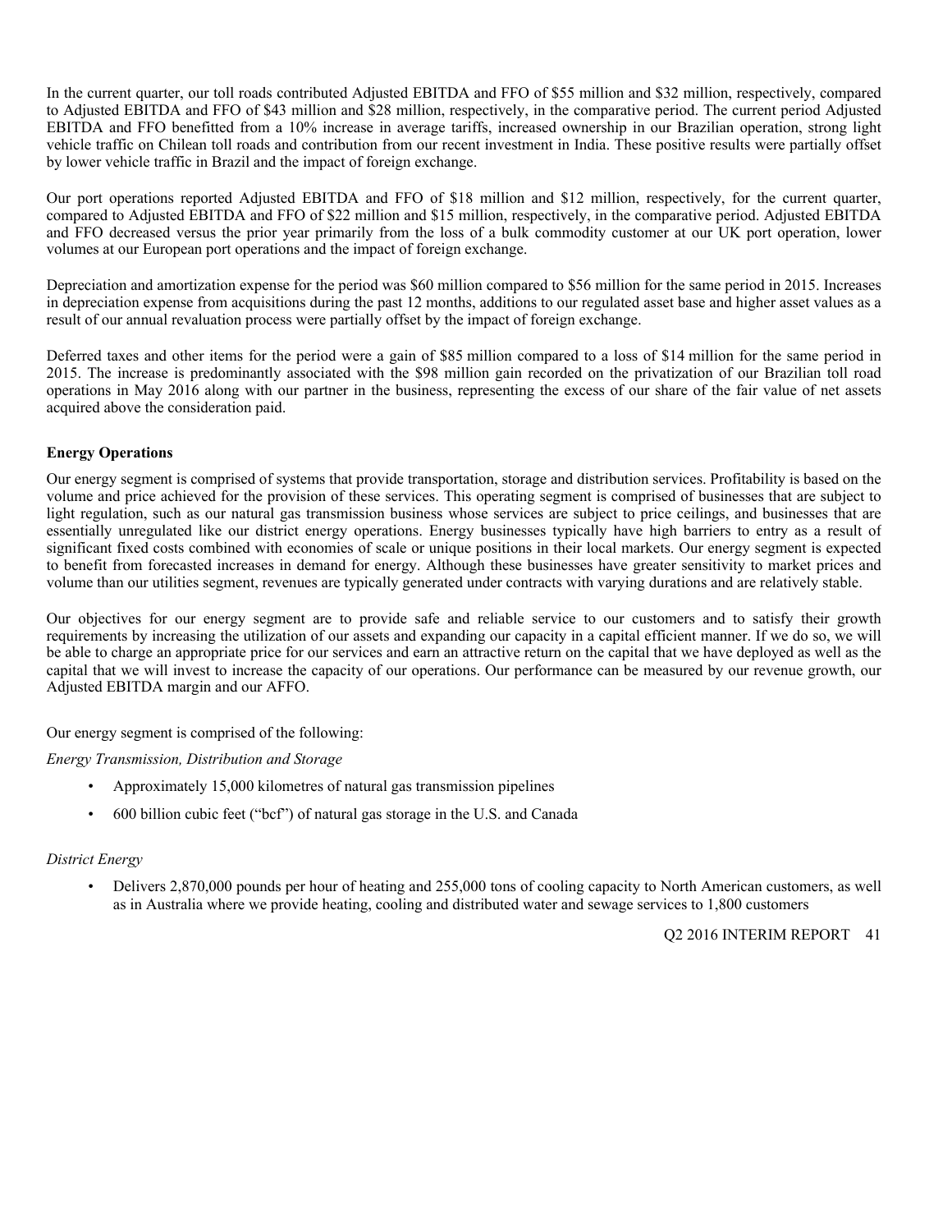In the current quarter, our toll roads contributed Adjusted EBITDA and FFO of $55 million and $32 million, respectively, compared to Adjusted EBITDA and FFO of $43 million and $28 million, respectively, in the comparative period. The current period Adjusted EBITDA and FFO benefitted from a 10% increase in average tariffs, increased ownership in our Brazilian operation, strong light vehicle traffic on Chilean toll roads and contribution from our recent investment in India. These positive results were partially offset by lower vehicle traffic in Brazil and the impact of foreign exchange.

Our port operations reported Adjusted EBITDA and FFO of $18 million and $12 million, respectively, for the current quarter, compared to Adjusted EBITDA and FFO of $22 million and $15 million, respectively, in the comparative period. Adjusted EBITDA and FFO decreased versus the prior year primarily from the loss of a bulk commodity customer at our UK port operation, lower volumes at our European port operations and the impact of foreign exchange.

Depreciation and amortization expense for the period was $60 million compared to $56 million for the same period in 2015. Increases in depreciation expense from acquisitions during the past 12 months, additions to our regulated asset base and higher asset values as a result of our annual revaluation process were partially offset by the impact of foreign exchange.

Deferred taxes and other items for the period were a gain of $85 million compared to a loss of $14 million for the same period in 2015. The increase is predominantly associated with the $98 million gain recorded on the privatization of our Brazilian toll road operations in May 2016 along with our partner in the business, representing the excess of our share of the fair value of net assets acquired above the consideration paid.

**Energy Operations**

Our energy segment is comprised of systems that provide transportation, storage and distribution services. Profitability is based on the volume and price achieved for the provision of these services. This operating segment is comprised of businesses that are subject to light regulation, such as our natural gas transmission business whose services are subject to price ceilings, and businesses that are essentially unregulated like our district energy operations. Energy businesses typically have high barriers to entry as a result of significant fixed costs combined with economies of scale or unique positions in their local markets. Our energy segment is expected to benefit from forecasted increases in demand for energy. Although these businesses have greater sensitivity to market prices and volume than our utilities segment, revenues are typically generated under contracts with varying durations and are relatively stable.

Our objectives for our energy segment are to provide safe and reliable service to our customers and to satisfy their growth requirements by increasing the utilization of our assets and expanding our capacity in a capital efficient manner. If we do so, we will be able to charge an appropriate price for our services and earn an attractive return on the capital that we have deployed as well as the capital that we will invest to increase the capacity of our operations. Our performance can be measured by our revenue growth, our Adjusted EBITDA margin and our AFFO.

Our energy segment is comprised of the following:

*Energy Transmission, Distribution and Storage*

- Approximately 15,000 kilometres of natural gas transmission pipelines
- 600 billion cubic feet ("bcf") of natural gas storage in the U.S. and Canada

*District Energy*

- Delivers 2,870,000 pounds per hour of heating and 255,000 tons of cooling capacity to North American customers, as well as in Australia where we provide heating, cooling and distributed water and sewage services to 1,800 customers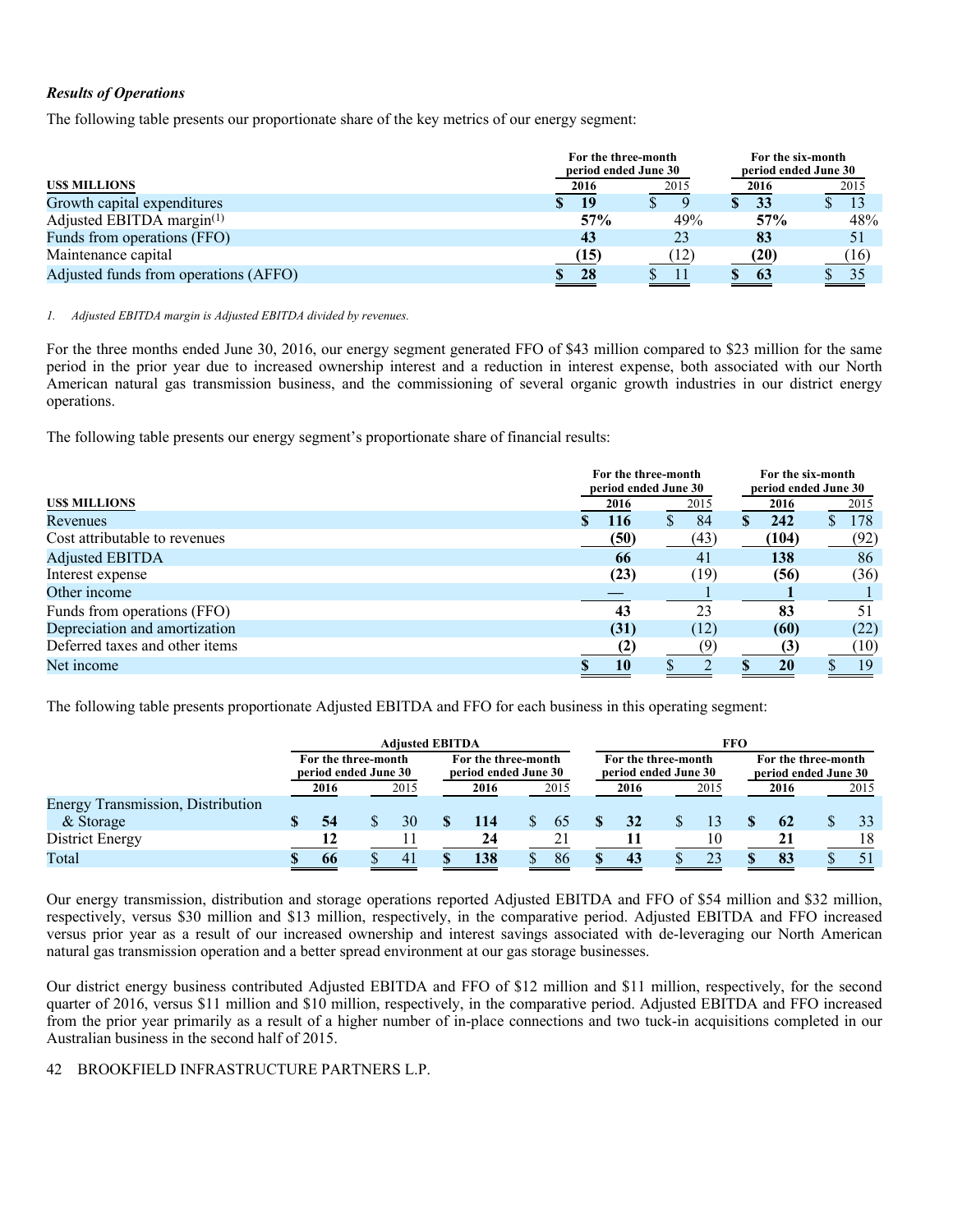### *Results of Operations*

The following table presents our proportionate share of the key metrics of our energy segment:

| US$ MILLIONS | For the three-month period ended June 30 | | For the six-month period ended June 30 | |
|---|---|---|---|---|
| | **2016** | 2015 | **2016** | 2015 |
| Growth capital expenditures | **$ 19** | $ 9 | **$ 33** | $ 13 |
| Adjusted EBITDA margin[(1)] | **57%** | 49% | **57%** | 48% |
| Funds from operations (FFO) | **43** | 23 | **83** | 51 |
| Maintenance capital | **(15)** | (12) | **(20)** | (16) |
| Adjusted funds from operations (AFFO) | **$ 28** | $ 11 | **$ 63** | $ 35 |

*1. Adjusted EBITDA margin is Adjusted EBITDA divided by revenues.*

For the three months ended June 30, 2016, our energy segment generated FFO of $43 million compared to $23 million for the same period in the prior year due to increased ownership interest and a reduction in interest expense, both associated with our North American natural gas transmission business, and the commissioning of several organic growth industries in our district energy operations.

The following table presents our energy segment's proportionate share of financial results:

| US$ MILLIONS | For the three-month period ended June 30 | | For the six-month period ended June 30 | |
|---|---|---|---|---|
| | **2016** | 2015 | **2016** | 2015 |
| Revenues | **$ 116** | $ 84 | **$ 242** | $ 178 |
| Cost attributable to revenues | **(50)** | (43) | **(104)** | (92) |
| Adjusted EBITDA | **66** | 41 | **138** | 86 |
| Interest expense | **(23)** | (19) | **(56)** | (36) |
| Other income | **—** | 1 | **1** | 1 |
| Funds from operations (FFO) | **43** | 23 | **83** | 51 |
| Depreciation and amortization | **(31)** | (12) | **(60)** | (22) |
| Deferred taxes and other items | **(2)** | (9) | **(3)** | (10) |
| Net income | **$ 10** | $ 2 | **$ 20** | $ 19 |

The following table presents proportionate Adjusted EBITDA and FFO for each business in this operating segment:

| | Adjusted EBITDA | | | | FFO | | | |
|---|---|---|---|---|---|---|---|---|
| | For the three-month period ended June 30 | | For the three-month period ended June 30 | | For the three-month period ended June 30 | | For the three-month period ended June 30 | |
| | **2016** | 2015 | **2016** | 2015 | **2016** | 2015 | **2016** | 2015 |
| Energy Transmission, Distribution & Storage | **$ 54** | $ 30 | **$ 114** | $ 65 | **$ 32** | $ 13 | **$ 62** | $ 33 |
| District Energy | **12** | 11 | **24** | 21 | **11** | 10 | **21** | 18 |
| Total | **$ 66** | $ 41 | **$ 138** | $ 86 | **$ 43** | $ 23 | **$ 83** | $ 51 |

Our energy transmission, distribution and storage operations reported Adjusted EBITDA and FFO of $54 million and $32 million, respectively, versus $30 million and $13 million, respectively, in the comparative period. Adjusted EBITDA and FFO increased versus prior year as a result of our increased ownership and interest savings associated with de-leveraging our North American natural gas transmission operation and a better spread environment at our gas storage businesses.

Our district energy business contributed Adjusted EBITDA and FFO of $12 million and $11 million, respectively, for the second quarter of 2016, versus $11 million and $10 million, respectively, in the comparative period. Adjusted EBITDA and FFO increased from the prior year primarily as a result of a higher number of in-place connections and two tuck-in acquisitions completed in our Australian business in the second half of 2015.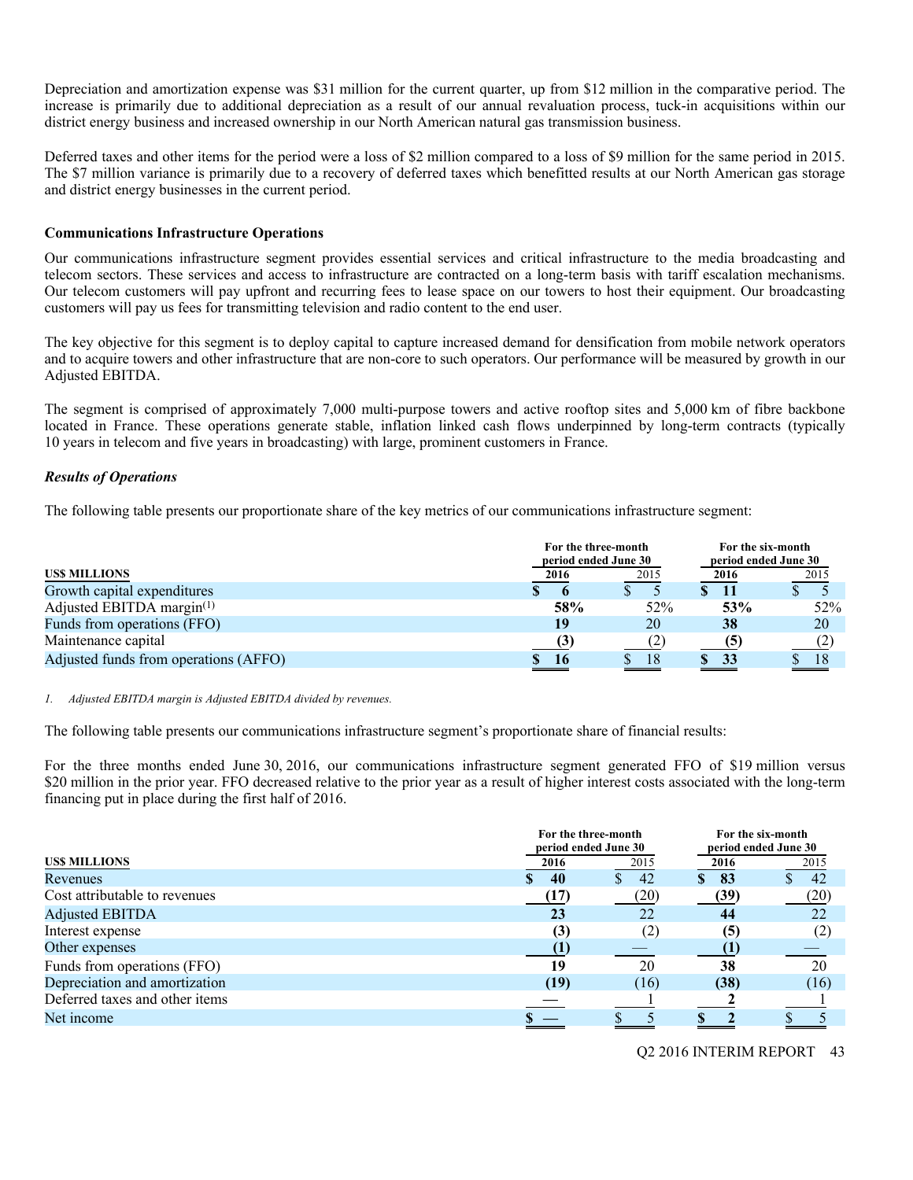Depreciation and amortization expense was $31 million for the current quarter, up from $12 million in the comparative period. The increase is primarily due to additional depreciation as a result of our annual revaluation process, tuck-in acquisitions within our district energy business and increased ownership in our North American natural gas transmission business.

Deferred taxes and other items for the period were a loss of $2 million compared to a loss of $9 million for the same period in 2015. The $7 million variance is primarily due to a recovery of deferred taxes which benefitted results at our North American gas storage and district energy businesses in the current period.

### Communications Infrastructure Operations

Our communications infrastructure segment provides essential services and critical infrastructure to the media broadcasting and telecom sectors. These services and access to infrastructure are contracted on a long-term basis with tariff escalation mechanisms. Our telecom customers will pay upfront and recurring fees to lease space on our towers to host their equipment. Our broadcasting customers will pay us fees for transmitting television and radio content to the end user.

The key objective for this segment is to deploy capital to capture increased demand for densification from mobile network operators and to acquire towers and other infrastructure that are non-core to such operators. Our performance will be measured by growth in our Adjusted EBITDA.

The segment is comprised of approximately 7,000 multi-purpose towers and active rooftop sites and 5,000 km of fibre backbone located in France. These operations generate stable, inflation linked cash flows underpinned by long-term contracts (typically 10 years in telecom and five years in broadcasting) with large, prominent customers in France.

#### *Results of Operations*

The following table presents our proportionate share of the key metrics of our communications infrastructure segment:

| US$ MILLIONS | For the three-month period ended June 30 2016 | 2015 | For the six-month period ended June 30 2016 | 2015 |
|---|---|---|---|---|
| Growth capital expenditures | **$ 6** | $ 5 | **$ 11** | $ 5 |
| Adjusted EBITDA margin[1] | **58%** | 52% | **53%** | 52% |
| Funds from operations (FFO) | **19** | 20 | **38** | 20 |
| Maintenance capital | **(3)** | (2) | **(5)** | (2) |
| Adjusted funds from operations (AFFO) | **$ 16** | $ 18 | **$ 33** | $ 18 |

*1. Adjusted EBITDA margin is Adjusted EBITDA divided by revenues.*

The following table presents our communications infrastructure segment's proportionate share of financial results:

For the three months ended June 30, 2016, our communications infrastructure segment generated FFO of $19 million versus $20 million in the prior year. FFO decreased relative to the prior year as a result of higher interest costs associated with the long-term financing put in place during the first half of 2016.

| US$ MILLIONS | For the three-month period ended June 30 2016 | 2015 | For the six-month period ended June 30 2016 | 2015 |
|---|---|---|---|---|
| Revenues | **$ 40** | $ 42 | **$ 83** | $ 42 |
| Cost attributable to revenues | **(17)** | (20) | **(39)** | (20) |
| Adjusted EBITDA | **23** | 22 | **44** | 22 |
| Interest expense | **(3)** | (2) | **(5)** | (2) |
| Other expenses | **(1)** | — | **(1)** | — |
| Funds from operations (FFO) | **19** | 20 | **38** | 20 |
| Depreciation and amortization | **(19)** | (16) | **(38)** | (16) |
| Deferred taxes and other items | **—** | 1 | **2** | 1 |
| Net income | **$ —** | $ 5 | **$ 2** | $ 5 |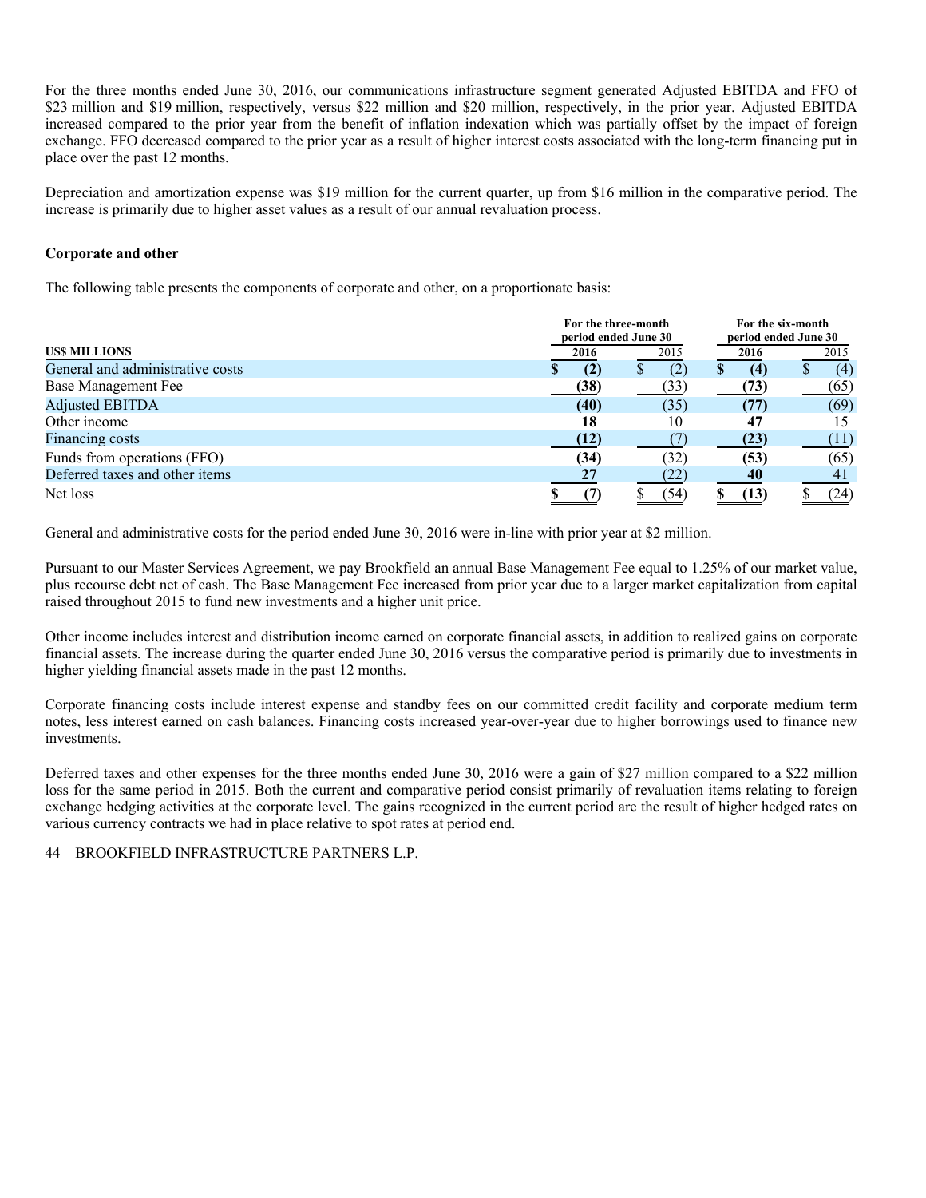For the three months ended June 30, 2016, our communications infrastructure segment generated Adjusted EBITDA and FFO of $23 million and $19 million, respectively, versus $22 million and $20 million, respectively, in the prior year. Adjusted EBITDA increased compared to the prior year from the benefit of inflation indexation which was partially offset by the impact of foreign exchange. FFO decreased compared to the prior year as a result of higher interest costs associated with the long-term financing put in place over the past 12 months.

Depreciation and amortization expense was $19 million for the current quarter, up from $16 million in the comparative period. The increase is primarily due to higher asset values as a result of our annual revaluation process.

**Corporate and other**

The following table presents the components of corporate and other, on a proportionate basis:

| US$ MILLIONS | For the three-month period ended June 30 2016 | For the three-month period ended June 30 2015 | For the six-month period ended June 30 2016 | For the six-month period ended June 30 2015 |
|---|---|---|---|---|
| General and administrative costs | **$ (2)** | $ (2) | **$ (4)** | $ (4) |
| Base Management Fee | **(38)** | (33) | **(73)** | (65) |
| Adjusted EBITDA | **(40)** | (35) | **(77)** | (69) |
| Other income | **18** | 10 | **47** | 15 |
| Financing costs | **(12)** | (7) | **(23)** | (11) |
| Funds from operations (FFO) | **(34)** | (32) | **(53)** | (65) |
| Deferred taxes and other items | **27** | (22) | **40** | 41 |
| Net loss | **$ (7)** | $ (54) | **$ (13)** | $ (24) |

General and administrative costs for the period ended June 30, 2016 were in-line with prior year at $2 million.

Pursuant to our Master Services Agreement, we pay Brookfield an annual Base Management Fee equal to 1.25% of our market value, plus recourse debt net of cash. The Base Management Fee increased from prior year due to a larger market capitalization from capital raised throughout 2015 to fund new investments and a higher unit price.

Other income includes interest and distribution income earned on corporate financial assets, in addition to realized gains on corporate financial assets. The increase during the quarter ended June 30, 2016 versus the comparative period is primarily due to investments in higher yielding financial assets made in the past 12 months.

Corporate financing costs include interest expense and standby fees on our committed credit facility and corporate medium term notes, less interest earned on cash balances. Financing costs increased year-over-year due to higher borrowings used to finance new investments.

Deferred taxes and other expenses for the three months ended June 30, 2016 were a gain of $27 million compared to a $22 million loss for the same period in 2015. Both the current and comparative period consist primarily of revaluation items relating to foreign exchange hedging activities at the corporate level. The gains recognized in the current period are the result of higher hedged rates on various currency contracts we had in place relative to spot rates at period end.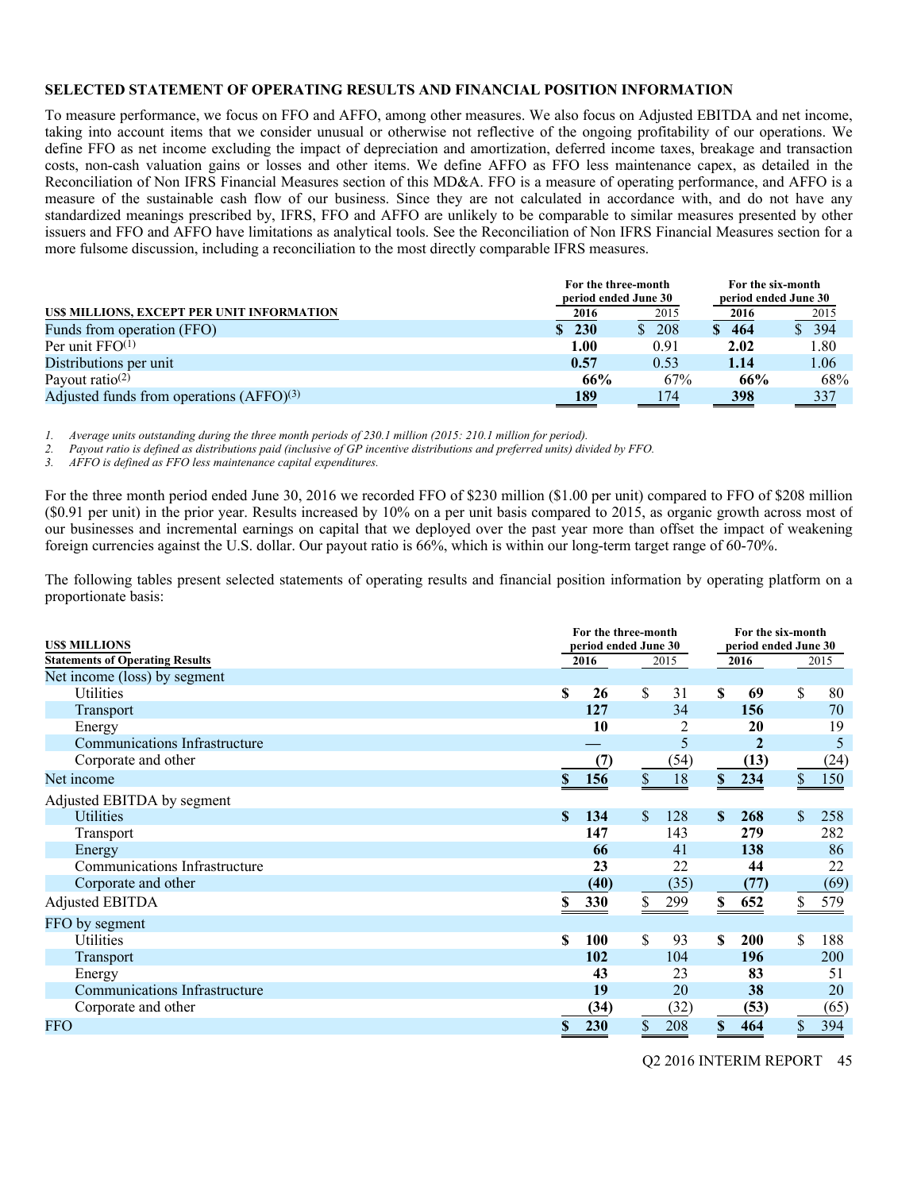## SELECTED STATEMENT OF OPERATING RESULTS AND FINANCIAL POSITION INFORMATION

To measure performance, we focus on FFO and AFFO, among other measures. We also focus on Adjusted EBITDA and net income, taking into account items that we consider unusual or otherwise not reflective of the ongoing profitability of our operations. We define FFO as net income excluding the impact of depreciation and amortization, deferred income taxes, breakage and transaction costs, non-cash valuation gains or losses and other items. We define AFFO as FFO less maintenance capex, as detailed in the Reconciliation of Non IFRS Financial Measures section of this MD&A. FFO is a measure of operating performance, and AFFO is a measure of the sustainable cash flow of our business. Since they are not calculated in accordance with, and do not have any standardized meanings prescribed by, IFRS, FFO and AFFO are unlikely to be comparable to similar measures presented by other issuers and FFO and AFFO have limitations as analytical tools. See the Reconciliation of Non IFRS Financial Measures section for a more fulsome discussion, including a reconciliation to the most directly comparable IFRS measures.

| US$ MILLIONS, EXCEPT PER UNIT INFORMATION | For the three-month period ended June 30 2016 | 2015 | For the six-month period ended June 30 2016 | 2015 |
|---|---|---|---|---|
| Funds from operation (FFO) | **$ 230** | $ 208 | **$ 464** | $ 394 |
| Per unit FFO[1] | **1.00** | 0.91 | **2.02** | 1.80 |
| Distributions per unit | **0.57** | 0.53 | **1.14** | 1.06 |
| Payout ratio[2] | **66%** | 67% | **66%** | 68% |
| Adjusted funds from operations (AFFO)[3] | **189** | 174 | **398** | 337 |

1. *Average units outstanding during the three month periods of 230.1 million (2015: 210.1 million for period).*
2. *Payout ratio is defined as distributions paid (inclusive of GP incentive distributions and preferred units) divided by FFO.*
3. *AFFO is defined as FFO less maintenance capital expenditures.*

For the three month period ended June 30, 2016 we recorded FFO of $230 million ($1.00 per unit) compared to FFO of $208 million ($0.91 per unit) in the prior year. Results increased by 10% on a per unit basis compared to 2015, as organic growth across most of our businesses and incremental earnings on capital that we deployed over the past year more than offset the impact of weakening foreign currencies against the U.S. dollar. Our payout ratio is 66%, which is within our long-term target range of 60-70%.

The following tables present selected statements of operating results and financial position information by operating platform on a proportionate basis:

| US$ MILLIONS<br>Statements of Operating Results | For the three-month period ended June 30 2016 | 2015 | For the six-month period ended June 30 2016 | 2015 |
|---|---|---|---|---|
| Net income (loss) by segment | | | | |
| Utilities | **$ 26** | $ 31 | **$ 69** | $ 80 |
| Transport | **127** | 34 | **156** | 70 |
| Energy | **10** | 2 | **20** | 19 |
| Communications Infrastructure | **—** | 5 | **2** | 5 |
| Corporate and other | **(7)** | (54) | **(13)** | (24) |
| Net income | **$ 156** | $ 18 | **$ 234** | $ 150 |
| Adjusted EBITDA by segment | | | | |
| Utilities | **$ 134** | $ 128 | **$ 268** | $ 258 |
| Transport | **147** | 143 | **279** | 282 |
| Energy | **66** | 41 | **138** | 86 |
| Communications Infrastructure | **23** | 22 | **44** | 22 |
| Corporate and other | **(40)** | (35) | **(77)** | (69) |
| Adjusted EBITDA | **$ 330** | $ 299 | **$ 652** | $ 579 |
| FFO by segment | | | | |
| Utilities | **$ 100** | $ 93 | **$ 200** | $ 188 |
| Transport | **102** | 104 | **196** | 200 |
| Energy | **43** | 23 | **83** | 51 |
| Communications Infrastructure | **19** | 20 | **38** | 20 |
| Corporate and other | **(34)** | (32) | **(53)** | (65) |
| FFO | **$ 230** | $ 208 | **$ 464** | $ 394 |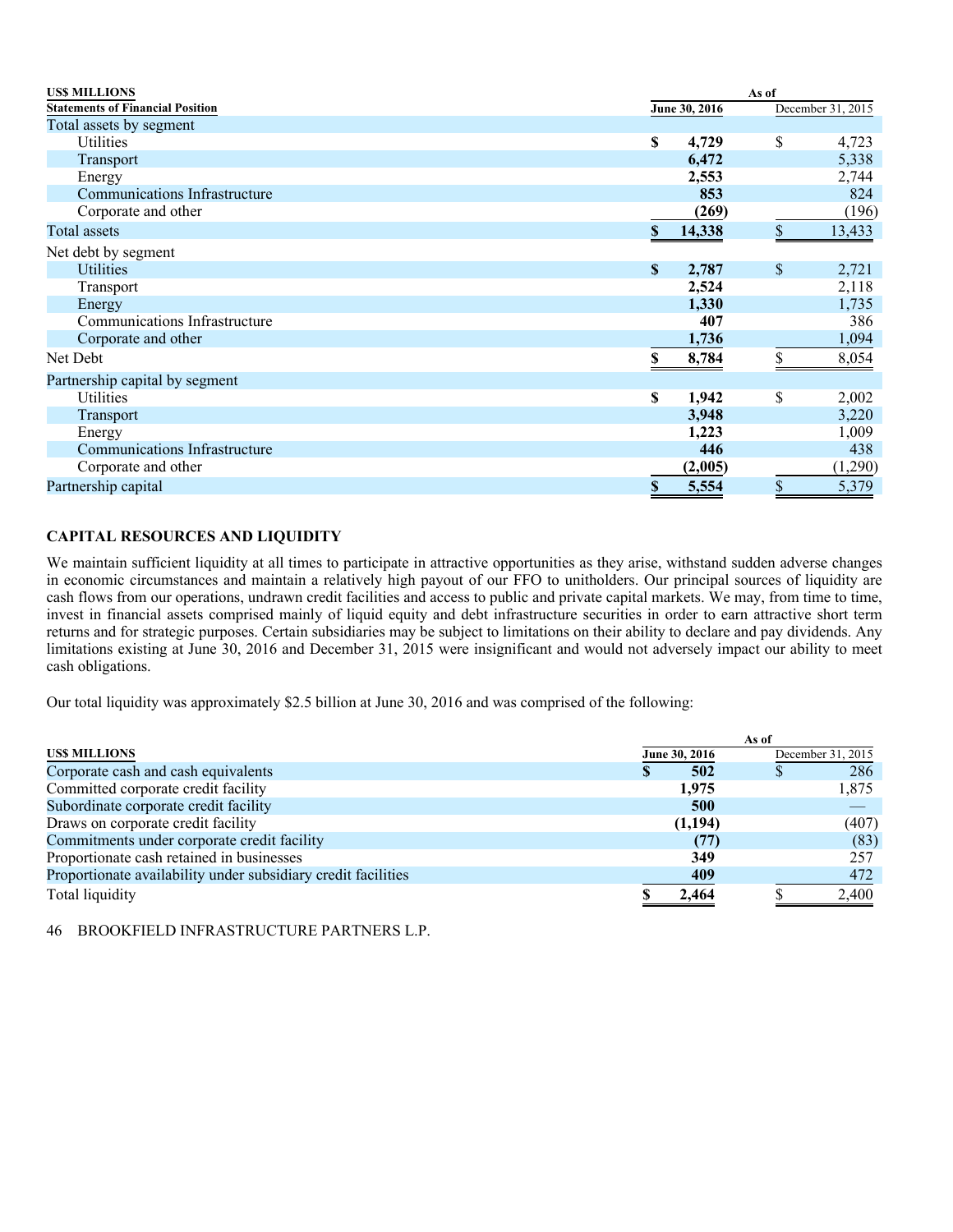| US$ MILLIONS | As of | |
|---|---|---|
| **Statements of Financial Position** | **June 30, 2016** | December 31, 2015 |
| Total assets by segment | | |
| Utilities | **$ 4,729** | $ 4,723 |
| Transport | **6,472** | 5,338 |
| Energy | **2,553** | 2,744 |
| Communications Infrastructure | **853** | 824 |
| Corporate and other | **(269)** | (196) |
| Total assets | **$ 14,338** | $ 13,433 |
| Net debt by segment | | |
| Utilities | **$ 2,787** | $ 2,721 |
| Transport | **2,524** | 2,118 |
| Energy | **1,330** | 1,735 |
| Communications Infrastructure | **407** | 386 |
| Corporate and other | **1,736** | 1,094 |
| Net Debt | **$ 8,784** | $ 8,054 |
| Partnership capital by segment | | |
| Utilities | **$ 1,942** | $ 2,002 |
| Transport | **3,948** | 3,220 |
| Energy | **1,223** | 1,009 |
| Communications Infrastructure | **446** | 438 |
| Corporate and other | **(2,005)** | (1,290) |
| Partnership capital | **$ 5,554** | $ 5,379 |

## CAPITAL RESOURCES AND LIQUIDITY

We maintain sufficient liquidity at all times to participate in attractive opportunities as they arise, withstand sudden adverse changes in economic circumstances and maintain a relatively high payout of our FFO to unitholders. Our principal sources of liquidity are cash flows from our operations, undrawn credit facilities and access to public and private capital markets. We may, from time to time, invest in financial assets comprised mainly of liquid equity and debt infrastructure securities in order to earn attractive short term returns and for strategic purposes. Certain subsidiaries may be subject to limitations on their ability to declare and pay dividends. Any limitations existing at June 30, 2016 and December 31, 2015 were insignificant and would not adversely impact our ability to meet cash obligations.

Our total liquidity was approximately $2.5 billion at June 30, 2016 and was comprised of the following:

| | As of | |
|---|---|---|
| **US$ MILLIONS** | **June 30, 2016** | December 31, 2015 |
| Corporate cash and cash equivalents | **$ 502** | $ 286 |
| Committed corporate credit facility | **1,975** | 1,875 |
| Subordinate corporate credit facility | **500** | — |
| Draws on corporate credit facility | **(1,194)** | (407) |
| Commitments under corporate credit facility | **(77)** | (83) |
| Proportionate cash retained in businesses | **349** | 257 |
| Proportionate availability under subsidiary credit facilities | **409** | 472 |
| Total liquidity | **$ 2,464** | $ 2,400 |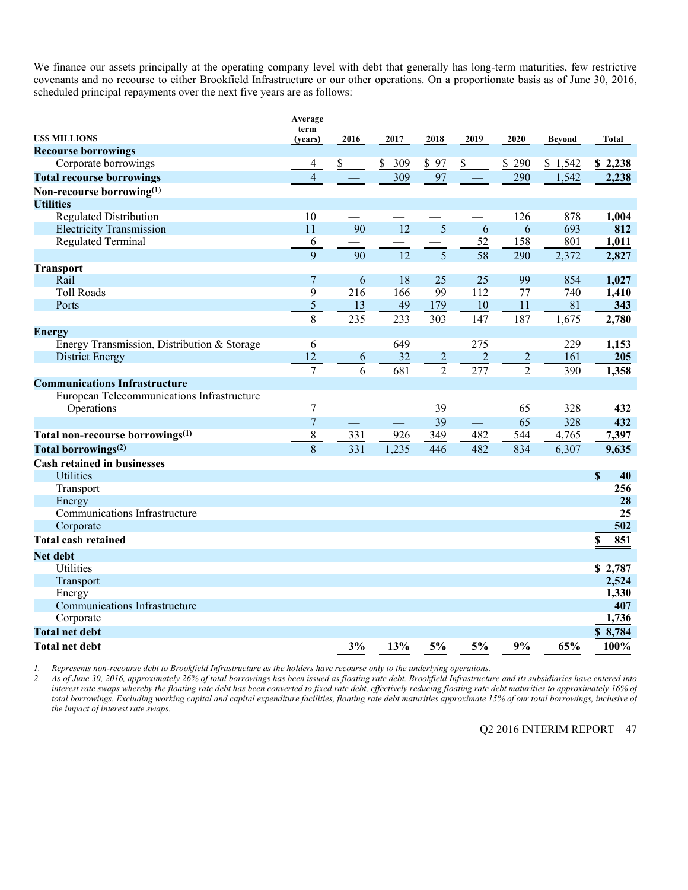We finance our assets principally at the operating company level with debt that generally has long-term maturities, few restrictive covenants and no recourse to either Brookfield Infrastructure or our other operations. On a proportionate basis as of June 30, 2016, scheduled principal repayments over the next five years are as follows:

| US$ MILLIONS | Average term (years) | 2016 | 2017 | 2018 | 2019 | 2020 | Beyond | Total |
|---|---|---|---|---|---|---|---|---|
| **Recourse borrowings** | | | | | | | | |
| Corporate borrowings | 4 | $ — | $ 309 | $ 97 | $ — | $ 290 | $ 1,542 | **$ 2,238** |
| **Total recourse borrowings** | 4 | — | 309 | 97 | — | 290 | 1,542 | **2,238** |
| **Non-recourse borrowing[1]** | | | | | | | | |
| **Utilities** | | | | | | | | |
| Regulated Distribution | 10 | — | — | — | — | 126 | 878 | **1,004** |
| Electricity Transmission | 11 | 90 | 12 | 5 | 6 | 6 | 693 | **812** |
| Regulated Terminal | 6 | — | — | — | 52 | 158 | 801 | **1,011** |
| | 9 | 90 | 12 | 5 | 58 | 290 | 2,372 | **2,827** |
| **Transport** | | | | | | | | |
| Rail | 7 | 6 | 18 | 25 | 25 | 99 | 854 | **1,027** |
| Toll Roads | 9 | 216 | 166 | 99 | 112 | 77 | 740 | **1,410** |
| Ports | 5 | 13 | 49 | 179 | 10 | 11 | 81 | **343** |
| | 8 | 235 | 233 | 303 | 147 | 187 | 1,675 | **2,780** |
| **Energy** | | | | | | | | |
| Energy Transmission, Distribution & Storage | 6 | — | 649 | — | 275 | — | 229 | **1,153** |
| District Energy | 12 | 6 | 32 | 2 | 2 | 2 | 161 | **205** |
| | 7 | 6 | 681 | 2 | 277 | 2 | 390 | **1,358** |
| **Communications Infrastructure** | | | | | | | | |
| European Telecommunications Infrastructure Operations | 7 | — | — | 39 | — | 65 | 328 | **432** |
| | 7 | — | — | 39 | — | 65 | 328 | **432** |
| **Total non-recourse borrowings[1]** | 8 | 331 | 926 | 349 | 482 | 544 | 4,765 | **7,397** |
| **Total borrowings[2]** | 8 | 331 | 1,235 | 446 | 482 | 834 | 6,307 | **9,635** |
| **Cash retained in businesses** | | | | | | | | |
| Utilities | | | | | | | | **$ 40** |
| Transport | | | | | | | | **256** |
| Energy | | | | | | | | **28** |
| Communications Infrastructure | | | | | | | | **25** |
| Corporate | | | | | | | | **502** |
| **Total cash retained** | | | | | | | | **$ 851** |
| **Net debt** | | | | | | | | |
| Utilities | | | | | | | | **$ 2,787** |
| Transport | | | | | | | | **2,524** |
| Energy | | | | | | | | **1,330** |
| Communications Infrastructure | | | | | | | | **407** |
| Corporate | | | | | | | | **1,736** |
| **Total net debt** | | | | | | | | **$ 8,784** |
| **Total net debt** | | **3%** | **13%** | **5%** | **5%** | **9%** | **65%** | **100%** |

1. *Represents non-recourse debt to Brookfield Infrastructure as the holders have recourse only to the underlying operations.*
2. *As of June 30, 2016, approximately 26% of total borrowings has been issued as floating rate debt. Brookfield Infrastructure and its subsidiaries have entered into interest rate swaps whereby the floating rate debt has been converted to fixed rate debt, effectively reducing floating rate debt maturities to approximately 16% of total borrowings. Excluding working capital and capital expenditure facilities, floating rate debt maturities approximate 15% of our total borrowings, inclusive of the impact of interest rate swaps.*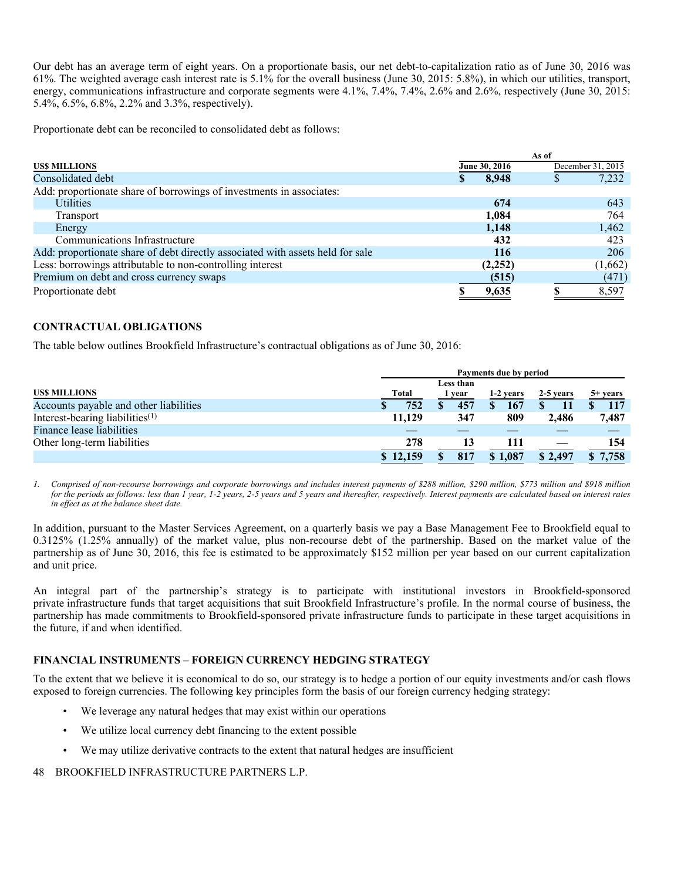Our debt has an average term of eight years. On a proportionate basis, our net debt-to-capitalization ratio as of June 30, 2016 was 61%. The weighted average cash interest rate is 5.1% for the overall business (June 30, 2015: 5.8%), in which our utilities, transport, energy, communications infrastructure and corporate segments were 4.1%, 7.4%, 7.4%, 2.6% and 2.6%, respectively (June 30, 2015: 5.4%, 6.5%, 6.8%, 2.2% and 3.3%, respectively).

Proportionate debt can be reconciled to consolidated debt as follows:

| US$ MILLIONS | As of June 30, 2016 | As of December 31, 2015 |
|---|---|---|
| Consolidated debt | **$ 8,948** | $ 7,232 |
| Add: proportionate share of borrowings of investments in associates: | | |
| Utilities | **674** | 643 |
| Transport | **1,084** | 764 |
| Energy | **1,148** | 1,462 |
| Communications Infrastructure | **432** | 423 |
| Add: proportionate share of debt directly associated with assets held for sale | **116** | 206 |
| Less: borrowings attributable to non-controlling interest | **(2,252)** | (1,662) |
| Premium on debt and cross currency swaps | **(515)** | (471) |
| Proportionate debt | **$ 9,635** | $ 8,597 |

## CONTRACTUAL OBLIGATIONS

The table below outlines Brookfield Infrastructure's contractual obligations as of June 30, 2016:

| US$ MILLIONS | Total | Less than 1 year | 1-2 years | 2-5 years | 5+ years |
|---|---|---|---|---|---|
| Accounts payable and other liabilities | **$ 752** | **$ 457** | **$ 167** | **$ 11** | **$ 117** |
| Interest-bearing liabilities[1] | **11,129** | **347** | **809** | **2,486** | **7,487** |
| Finance lease liabilities | **—** | **—** | **—** | **—** | **—** |
| Other long-term liabilities | **278** | **13** | **111** | **—** | **154** |
| | **$ 12,159** | **$ 817** | **$ 1,087** | **$ 2,497** | **$ 7,758** |

*1. Comprised of non-recourse borrowings and corporate borrowings and includes interest payments of $288 million, $290 million, $773 million and $918 million for the periods as follows: less than 1 year, 1-2 years, 2-5 years and 5 years and thereafter, respectively. Interest payments are calculated based on interest rates in effect as at the balance sheet date.*

In addition, pursuant to the Master Services Agreement, on a quarterly basis we pay a Base Management Fee to Brookfield equal to 0.3125% (1.25% annually) of the market value, plus non-recourse debt of the partnership. Based on the market value of the partnership as of June 30, 2016, this fee is estimated to be approximately $152 million per year based on our current capitalization and unit price.

An integral part of the partnership's strategy is to participate with institutional investors in Brookfield-sponsored private infrastructure funds that target acquisitions that suit Brookfield Infrastructure's profile. In the normal course of business, the partnership has made commitments to Brookfield-sponsored private infrastructure funds to participate in these target acquisitions in the future, if and when identified.

## FINANCIAL INSTRUMENTS – FOREIGN CURRENCY HEDGING STRATEGY

To the extent that we believe it is economical to do so, our strategy is to hedge a portion of our equity investments and/or cash flows exposed to foreign currencies. The following key principles form the basis of our foreign currency hedging strategy:

- We leverage any natural hedges that may exist within our operations
- We utilize local currency debt financing to the extent possible
- We may utilize derivative contracts to the extent that natural hedges are insufficient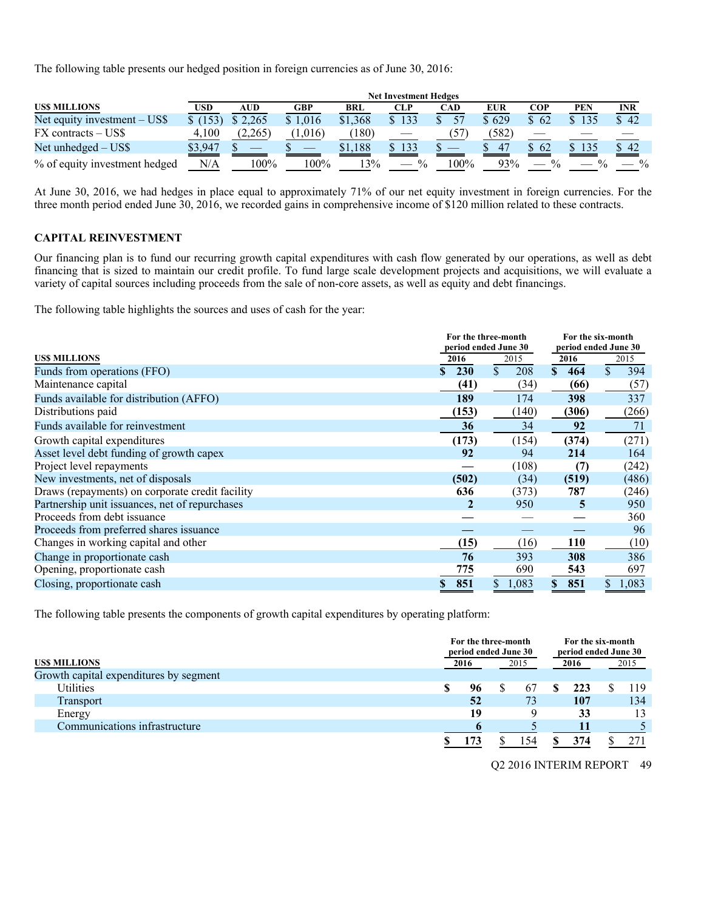The following table presents our hedged position in foreign currencies as of June 30, 2016:

| | | Net Investment Hedges | | | | | | | | |
|---|---|---|---|---|---|---|---|---|---|---|
| **US$ MILLIONS** | **USD** | **AUD** | **GBP** | **BRL** | **CLP** | **CAD** | **EUR** | **COP** | **PEN** | **INR** |
| Net equity investment – US$ | $ (153) | $ 2,265 | $ 1,016 | $1,368 | $ 133 | $ 57 | $ 629 | $ 62 | $ 135 | $ 42 |
| FX contracts – US$ | 4,100 | (2,265) | (1,016) | (180) | — | (57) | (582) | — | — | — |
| Net unhedged – US$ | $3,947 | $ — | $ — | $1,188 | $ 133 | $ — | $ 47 | $ 62 | $ 135 | $ 42 |
| % of equity investment hedged | N/A | 100% | 100% | 13% | — % | 100% | 93% | — % | — % | — % |

At June 30, 2016, we had hedges in place equal to approximately 71% of our net equity investment in foreign currencies. For the three month period ended June 30, 2016, we recorded gains in comprehensive income of $120 million related to these contracts.

## CAPITAL REINVESTMENT

Our financing plan is to fund our recurring growth capital expenditures with cash flow generated by our operations, as well as debt financing that is sized to maintain our credit profile. To fund large scale development projects and acquisitions, we will evaluate a variety of capital sources including proceeds from the sale of non-core assets, as well as equity and debt financings.

The following table highlights the sources and uses of cash for the year:

| | For the three-month period ended June 30 | | For the six-month period ended June 30 | |
|---|---|---|---|---|
| **US$ MILLIONS** | **2016** | 2015 | **2016** | 2015 |
| Funds from operations (FFO) | **$ 230** | $ 208 | **$ 464** | $ 394 |
| Maintenance capital | **(41)** | (34) | **(66)** | (57) |
| Funds available for distribution (AFFO) | **189** | 174 | **398** | 337 |
| Distributions paid | **(153)** | (140) | **(306)** | (266) |
| Funds available for reinvestment | **36** | 34 | **92** | 71 |
| Growth capital expenditures | **(173)** | (154) | **(374)** | (271) |
| Asset level debt funding of growth capex | **92** | 94 | **214** | 164 |
| Project level repayments | **—** | (108) | **(7)** | (242) |
| New investments, net of disposals | **(502)** | (34) | **(519)** | (486) |
| Draws (repayments) on corporate credit facility | **636** | (373) | **787** | (246) |
| Partnership unit issuances, net of repurchases | **2** | 950 | **5** | 950 |
| Proceeds from debt issuance | **—** | — | **—** | 360 |
| Proceeds from preferred shares issuance | **—** | — | **—** | 96 |
| Changes in working capital and other | **(15)** | (16) | **110** | (10) |
| Change in proportionate cash | **76** | 393 | **308** | 386 |
| Opening, proportionate cash | **775** | 690 | **543** | 697 |
| Closing, proportionate cash | **$ 851** | $ 1,083 | **$ 851** | $ 1,083 |

The following table presents the components of growth capital expenditures by operating platform:

| | For the three-month period ended June 30 | | For the six-month period ended June 30 | |
|---|---|---|---|---|
| **US$ MILLIONS** | **2016** | 2015 | **2016** | 2015 |
| Growth capital expenditures by segment | | | | |
| Utilities | **$ 96** | $ 67 | **$ 223** | $ 119 |
| Transport | **52** | 73 | **107** | 134 |
| Energy | **19** | 9 | **33** | 13 |
| Communications infrastructure | **6** | 5 | **11** | 5 |
| | **$ 173** | $ 154 | **$ 374** | $ 271 |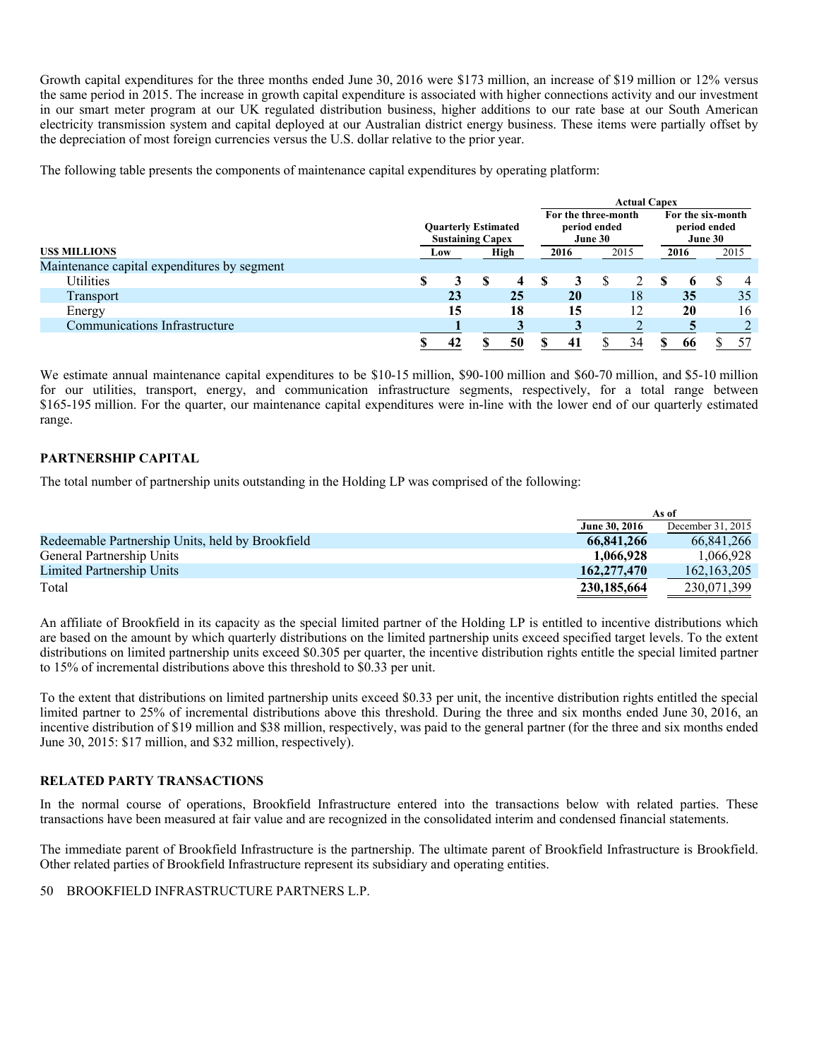Growth capital expenditures for the three months ended June 30, 2016 were $173 million, an increase of $19 million or 12% versus the same period in 2015. The increase in growth capital expenditure is associated with higher connections activity and our investment in our smart meter program at our UK regulated distribution business, higher additions to our rate base at our South American electricity transmission system and capital deployed at our Australian district energy business. These items were partially offset by the depreciation of most foreign currencies versus the U.S. dollar relative to the prior year.

The following table presents the components of maintenance capital expenditures by operating platform:

| US$ MILLIONS | Quarterly Estimated Sustaining Capex | | Actual Capex | | | |
|---|---|---|---|---|---|---|
| | | | For the three-month period ended June 30 | | For the six-month period ended June 30 | |
| | Low | High | 2016 | 2015 | 2016 | 2015 |
| Maintenance capital expenditures by segment | | | | | | |
| Utilities | $ 3 | $ 4 | $ 3 | $ 2 | $ 6 | $ 4 |
| Transport | 23 | 25 | 20 | 18 | 35 | 35 |
| Energy | 15 | 18 | 15 | 12 | 20 | 16 |
| Communications Infrastructure | 1 | 3 | 3 | 2 | 5 | 2 |
| | $ 42 | $ 50 | $ 41 | $ 34 | $ 66 | $ 57 |

We estimate annual maintenance capital expenditures to be $10-15 million, $90-100 million and $60-70 million, and $5-10 million for our utilities, transport, energy, and communication infrastructure segments, respectively, for a total range between $165-195 million. For the quarter, our maintenance capital expenditures were in-line with the lower end of our quarterly estimated range.

## PARTNERSHIP CAPITAL

The total number of partnership units outstanding in the Holding LP was comprised of the following:

| | As of | |
|---|---|---|
| | June 30, 2016 | December 31, 2015 |
| Redeemable Partnership Units, held by Brookfield | 66,841,266 | 66,841,266 |
| General Partnership Units | 1,066,928 | 1,066,928 |
| Limited Partnership Units | 162,277,470 | 162,163,205 |
| Total | 230,185,664 | 230,071,399 |

An affiliate of Brookfield in its capacity as the special limited partner of the Holding LP is entitled to incentive distributions which are based on the amount by which quarterly distributions on the limited partnership units exceed specified target levels. To the extent distributions on limited partnership units exceed $0.305 per quarter, the incentive distribution rights entitle the special limited partner to 15% of incremental distributions above this threshold to $0.33 per unit.

To the extent that distributions on limited partnership units exceed $0.33 per unit, the incentive distribution rights entitled the special limited partner to 25% of incremental distributions above this threshold. During the three and six months ended June 30, 2016, an incentive distribution of $19 million and $38 million, respectively, was paid to the general partner (for the three and six months ended June 30, 2015: $17 million, and $32 million, respectively).

## RELATED PARTY TRANSACTIONS

In the normal course of operations, Brookfield Infrastructure entered into the transactions below with related parties. These transactions have been measured at fair value and are recognized in the consolidated interim and condensed financial statements.

The immediate parent of Brookfield Infrastructure is the partnership. The ultimate parent of Brookfield Infrastructure is Brookfield. Other related parties of Brookfield Infrastructure represent its subsidiary and operating entities.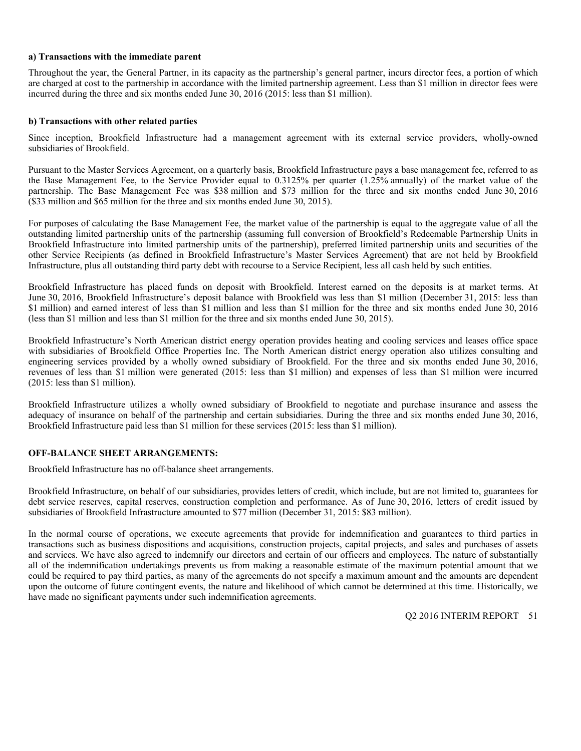**a) Transactions with the immediate parent**

Throughout the year, the General Partner, in its capacity as the partnership's general partner, incurs director fees, a portion of which are charged at cost to the partnership in accordance with the limited partnership agreement. Less than $1 million in director fees were incurred during the three and six months ended June 30, 2016 (2015: less than $1 million).

**b) Transactions with other related parties**

Since inception, Brookfield Infrastructure had a management agreement with its external service providers, wholly-owned subsidiaries of Brookfield.

Pursuant to the Master Services Agreement, on a quarterly basis, Brookfield Infrastructure pays a base management fee, referred to as the Base Management Fee, to the Service Provider equal to 0.3125% per quarter (1.25% annually) of the market value of the partnership. The Base Management Fee was $38 million and $73 million for the three and six months ended June 30, 2016 ($33 million and $65 million for the three and six months ended June 30, 2015).

For purposes of calculating the Base Management Fee, the market value of the partnership is equal to the aggregate value of all the outstanding limited partnership units of the partnership (assuming full conversion of Brookfield's Redeemable Partnership Units in Brookfield Infrastructure into limited partnership units of the partnership), preferred limited partnership units and securities of the other Service Recipients (as defined in Brookfield Infrastructure's Master Services Agreement) that are not held by Brookfield Infrastructure, plus all outstanding third party debt with recourse to a Service Recipient, less all cash held by such entities.

Brookfield Infrastructure has placed funds on deposit with Brookfield. Interest earned on the deposits is at market terms. At June 30, 2016, Brookfield Infrastructure's deposit balance with Brookfield was less than $1 million (December 31, 2015: less than $1 million) and earned interest of less than $1 million and less than $1 million for the three and six months ended June 30, 2016 (less than $1 million and less than $1 million for the three and six months ended June 30, 2015).

Brookfield Infrastructure's North American district energy operation provides heating and cooling services and leases office space with subsidiaries of Brookfield Office Properties Inc. The North American district energy operation also utilizes consulting and engineering services provided by a wholly owned subsidiary of Brookfield. For the three and six months ended June 30, 2016, revenues of less than $1 million were generated (2015: less than $1 million) and expenses of less than $1 million were incurred (2015: less than $1 million).

Brookfield Infrastructure utilizes a wholly owned subsidiary of Brookfield to negotiate and purchase insurance and assess the adequacy of insurance on behalf of the partnership and certain subsidiaries. During the three and six months ended June 30, 2016, Brookfield Infrastructure paid less than $1 million for these services (2015: less than $1 million).

**OFF-BALANCE SHEET ARRANGEMENTS:**

Brookfield Infrastructure has no off-balance sheet arrangements.

Brookfield Infrastructure, on behalf of our subsidiaries, provides letters of credit, which include, but are not limited to, guarantees for debt service reserves, capital reserves, construction completion and performance. As of June 30, 2016, letters of credit issued by subsidiaries of Brookfield Infrastructure amounted to $77 million (December 31, 2015: $83 million).

In the normal course of operations, we execute agreements that provide for indemnification and guarantees to third parties in transactions such as business dispositions and acquisitions, construction projects, capital projects, and sales and purchases of assets and services. We have also agreed to indemnify our directors and certain of our officers and employees. The nature of substantially all of the indemnification undertakings prevents us from making a reasonable estimate of the maximum potential amount that we could be required to pay third parties, as many of the agreements do not specify a maximum amount and the amounts are dependent upon the outcome of future contingent events, the nature and likelihood of which cannot be determined at this time. Historically, we have made no significant payments under such indemnification agreements.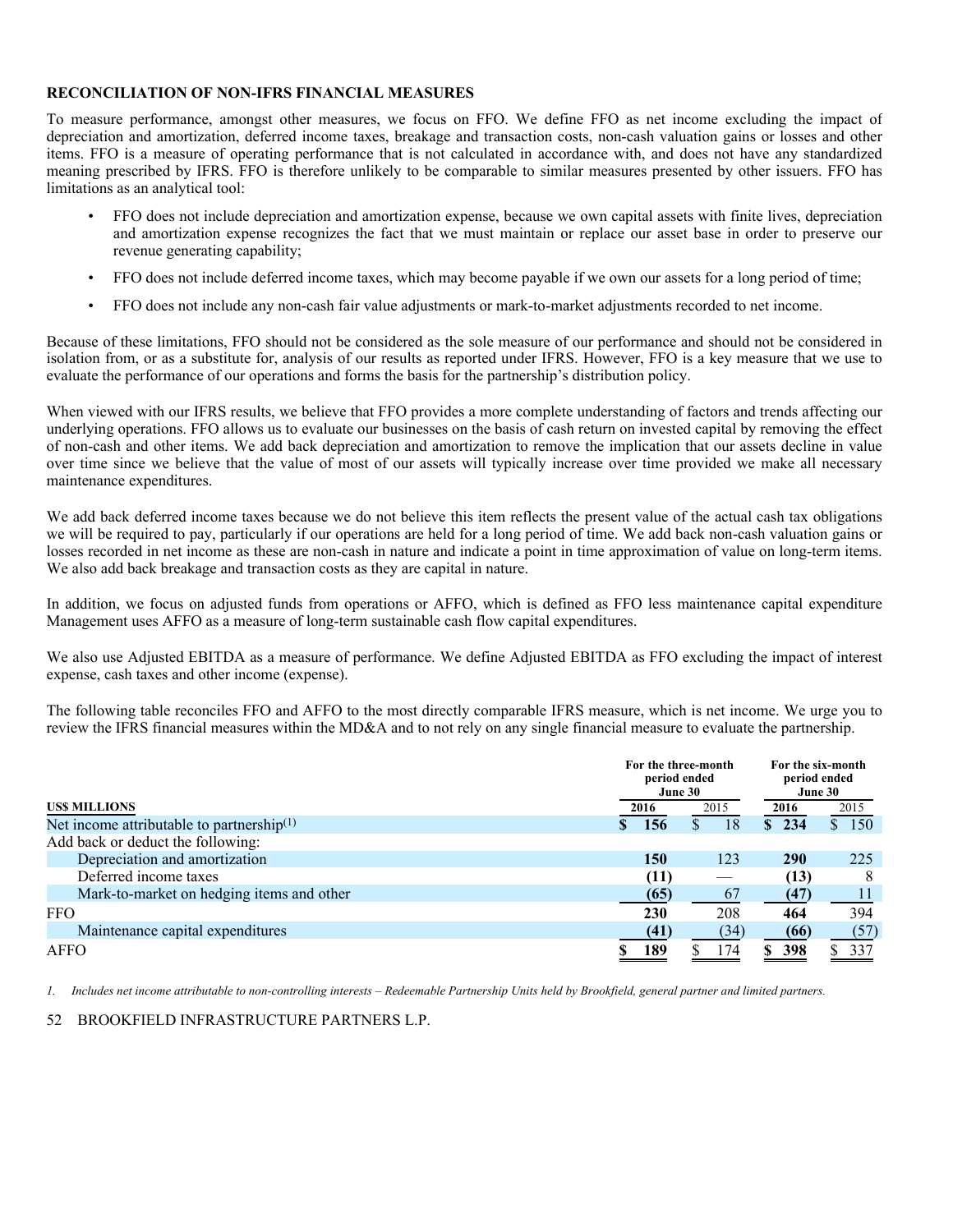**RECONCILIATION OF NON-IFRS FINANCIAL MEASURES**

To measure performance, amongst other measures, we focus on FFO. We define FFO as net income excluding the impact of depreciation and amortization, deferred income taxes, breakage and transaction costs, non-cash valuation gains or losses and other items. FFO is a measure of operating performance that is not calculated in accordance with, and does not have any standardized meaning prescribed by IFRS. FFO is therefore unlikely to be comparable to similar measures presented by other issuers. FFO has limitations as an analytical tool:

- FFO does not include depreciation and amortization expense, because we own capital assets with finite lives, depreciation and amortization expense recognizes the fact that we must maintain or replace our asset base in order to preserve our revenue generating capability;
- FFO does not include deferred income taxes, which may become payable if we own our assets for a long period of time;
- FFO does not include any non-cash fair value adjustments or mark-to-market adjustments recorded to net income.

Because of these limitations, FFO should not be considered as the sole measure of our performance and should not be considered in isolation from, or as a substitute for, analysis of our results as reported under IFRS. However, FFO is a key measure that we use to evaluate the performance of our operations and forms the basis for the partnership's distribution policy.

When viewed with our IFRS results, we believe that FFO provides a more complete understanding of factors and trends affecting our underlying operations. FFO allows us to evaluate our businesses on the basis of cash return on invested capital by removing the effect of non-cash and other items. We add back depreciation and amortization to remove the implication that our assets decline in value over time since we believe that the value of most of our assets will typically increase over time provided we make all necessary maintenance expenditures.

We add back deferred income taxes because we do not believe this item reflects the present value of the actual cash tax obligations we will be required to pay, particularly if our operations are held for a long period of time. We add back non-cash valuation gains or losses recorded in net income as these are non-cash in nature and indicate a point in time approximation of value on long-term items. We also add back breakage and transaction costs as they are capital in nature.

In addition, we focus on adjusted funds from operations or AFFO, which is defined as FFO less maintenance capital expenditure Management uses AFFO as a measure of long-term sustainable cash flow capital expenditures.

We also use Adjusted EBITDA as a measure of performance. We define Adjusted EBITDA as FFO excluding the impact of interest expense, cash taxes and other income (expense).

The following table reconciles FFO and AFFO to the most directly comparable IFRS measure, which is net income. We urge you to review the IFRS financial measures within the MD&A and to not rely on any single financial measure to evaluate the partnership.

| US$ MILLIONS | For the three-month period ended June 30 | | For the six-month period ended June 30 | |
|---|---|---|---|---|
| | **2016** | 2015 | **2016** | 2015 |
| Net income attributable to partnership[1] | **$ 156** | $ 18 | **$ 234** | $ 150 |
| Add back or deduct the following: | | | | |
| Depreciation and amortization | **150** | 123 | **290** | 225 |
| Deferred income taxes | **(11)** | — | **(13)** | 8 |
| Mark-to-market on hedging items and other | **(65)** | 67 | **(47)** | 11 |
| FFO | **230** | 208 | **464** | 394 |
| Maintenance capital expenditures | **(41)** | (34) | **(66)** | (57) |
| AFFO | **$ 189** | $ 174 | **$ 398** | $ 337 |

*1. Includes net income attributable to non-controlling interests – Redeemable Partnership Units held by Brookfield, general partner and limited partners.*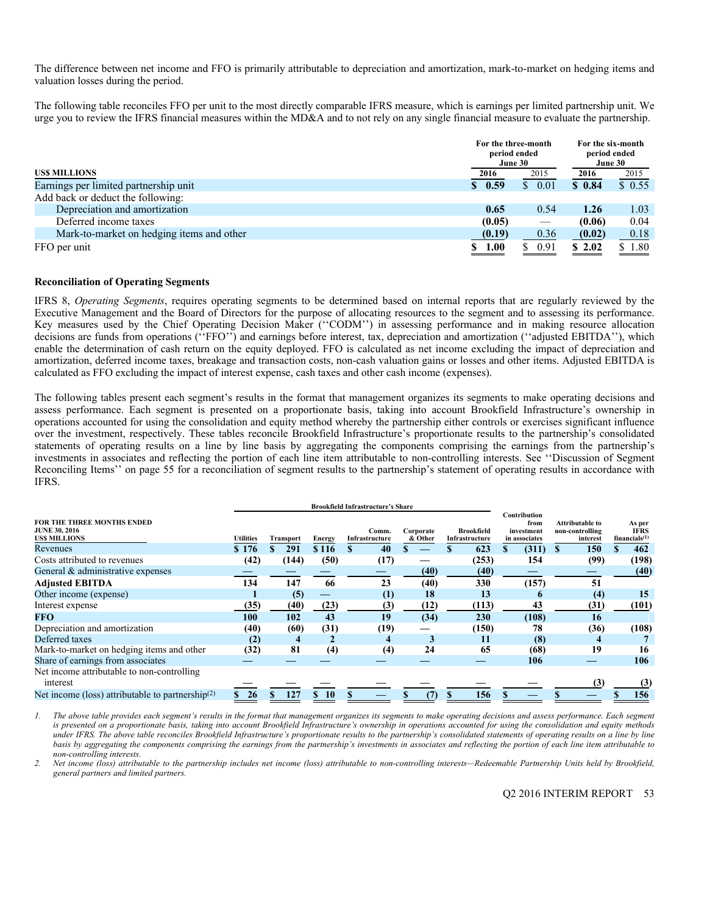The difference between net income and FFO is primarily attributable to depreciation and amortization, mark-to-market on hedging items and valuation losses during the period.

The following table reconciles FFO per unit to the most directly comparable IFRS measure, which is earnings per limited partnership unit. We urge you to review the IFRS financial measures within the MD&A and to not rely on any single financial measure to evaluate the partnership.

| US$ MILLIONS | For the three-month period ended June 30 2016 | 2015 | For the six-month period ended June 30 2016 | 2015 |
|---|---|---|---|---|
| Earnings per limited partnership unit | **$ 0.59** | $ 0.01 | **$ 0.84** | $ 0.55 |
| Add back or deduct the following: | | | | |
| Depreciation and amortization | **0.65** | 0.54 | **1.26** | 1.03 |
| Deferred income taxes | **(0.05)** | — | **(0.06)** | 0.04 |
| Mark-to-market on hedging items and other | **(0.19)** | 0.36 | **(0.02)** | 0.18 |
| FFO per unit | **$ 1.00** | $ 0.91 | **$ 2.02** | $ 1.80 |

**Reconciliation of Operating Segments**

IFRS 8, *Operating Segments*, requires operating segments to be determined based on internal reports that are regularly reviewed by the Executive Management and the Board of Directors for the purpose of allocating resources to the segment and to assessing its performance. Key measures used by the Chief Operating Decision Maker (''CODM'') in assessing performance and in making resource allocation decisions are funds from operations (''FFO'') and earnings before interest, tax, depreciation and amortization (''adjusted EBITDA''), which enable the determination of cash return on the equity deployed. FFO is calculated as net income excluding the impact of depreciation and amortization, deferred income taxes, breakage and transaction costs, non-cash valuation gains or losses and other items. Adjusted EBITDA is calculated as FFO excluding the impact of interest expense, cash taxes and other cash income (expenses).

The following tables present each segment's results in the format that management organizes its segments to make operating decisions and assess performance. Each segment is presented on a proportionate basis, taking into account Brookfield Infrastructure's ownership in operations accounted for using the consolidation and equity method whereby the partnership either controls or exercises significant influence over the investment, respectively. These tables reconcile Brookfield Infrastructure's proportionate results to the partnership's consolidated statements of operating results on a line by line basis by aggregating the components comprising the earnings from the partnership's investments in associates and reflecting the portion of each line item attributable to non-controlling interests. See ''Discussion of Segment Reconciling Items'' on page 55 for a reconciliation of segment results to the partnership's statement of operating results in accordance with IFRS.

| FOR THE THREE MONTHS ENDED JUNE 30, 2016 US$ MILLIONS | Brookfield Infrastructure's Share: Utilities | Transport | Energy | Comm. Infrastructure | Corporate & Other | Brookfield Infrastructure | Contribution from investment in associates | Attributable to non-controlling interest | As per IFRS financials[1] |
|---|---|---|---|---|---|---|---|---|---|
| Revenues | $ 176 | $ 291 | $ 116 | $ 40 | $ — | $ 623 | $ (311) | $ 150 | $ 462 |
| Costs attributed to revenues | (42) | (144) | (50) | (17) | — | (253) | 154 | (99) | (198) |
| General & administrative expenses | — | — | — | — | (40) | (40) | — | — | (40) |
| **Adjusted EBITDA** | 134 | 147 | 66 | 23 | (40) | 330 | (157) | 51 | |
| Other income (expense) | 1 | (5) | — | (1) | 18 | 13 | 6 | (4) | 15 |
| Interest expense | (35) | (40) | (23) | (3) | (12) | (113) | 43 | (31) | (101) |
| **FFO** | 100 | 102 | 43 | 19 | (34) | 230 | (108) | 16 | |
| Depreciation and amortization | (40) | (60) | (31) | (19) | — | (150) | 78 | (36) | (108) |
| Deferred taxes | (2) | 4 | 2 | 4 | 3 | 11 | (8) | 4 | 7 |
| Mark-to-market on hedging items and other | (32) | 81 | (4) | (4) | 24 | 65 | (68) | 19 | 16 |
| Share of earnings from associates | — | — | — | — | — | — | 106 | — | 106 |
| Net income attributable to non-controlling interest | — | — | — | — | — | — | — | (3) | (3) |
| Net income (loss) attributable to partnership[2] | $ 26 | $ 127 | $ 10 | $ — | $ (7) | $ 156 | $ — | $ — | $ 156 |

1. *The above table provides each segment's results in the format that management organizes its segments to make operating decisions and assess performance. Each segment is presented on a proportionate basis, taking into account Brookfield Infrastructure's ownership in operations accounted for using the consolidation and equity methods under IFRS. The above table reconciles Brookfield Infrastructure's proportionate results to the partnership's consolidated statements of operating results on a line by line basis by aggregating the components comprising the earnings from the partnership's investments in associates and reflecting the portion of each line item attributable to non-controlling interests.*
2. *Net income (loss) attributable to the partnership includes net income (loss) attributable to non-controlling interests—Redeemable Partnership Units held by Brookfield, general partners and limited partners.*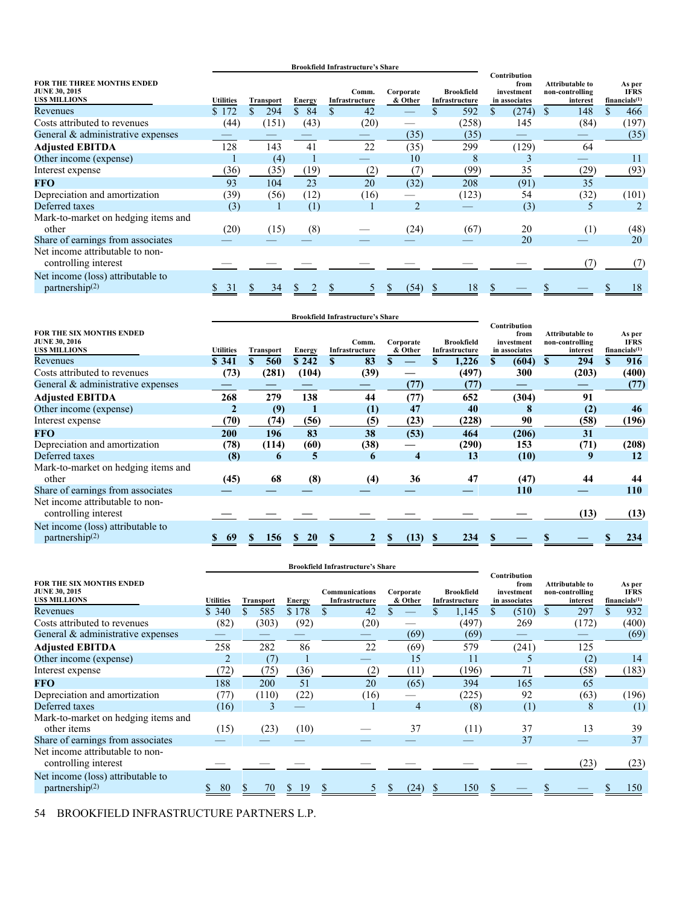| FOR THE THREE MONTHS ENDED JUNE 30, 2015 US$ MILLIONS | Brookfield Infrastructure's Share | | | | | | Contribution from investment in associates | Attributable to non-controlling interest | As per IFRS financials[1] |
|---|---|---|---|---|---|---|---|---|---|
| | Utilities | Transport | Energy | Comm. Infrastructure | Corporate & Other | Brookfield Infrastructure | | | |
| Revenues | $ 172 | $ 294 | $ 84 | $ 42 | — | $ 592 | $ (274) | $ 148 | $ 466 |
| Costs attributed to revenues | (44) | (151) | (43) | (20) | — | (258) | 145 | (84) | (197) |
| General & administrative expenses | — | — | — | — | (35) | (35) | — | — | (35) |
| **Adjusted EBITDA** | 128 | 143 | 41 | 22 | (35) | 299 | (129) | 64 | |
| Other income (expense) | 1 | (4) | 1 | — | 10 | 8 | 3 | — | 11 |
| Interest expense | (36) | (35) | (19) | (2) | (7) | (99) | 35 | (29) | (93) |
| **FFO** | 93 | 104 | 23 | 20 | (32) | 208 | (91) | 35 | |
| Depreciation and amortization | (39) | (56) | (12) | (16) | — | (123) | 54 | (32) | (101) |
| Deferred taxes | (3) | 1 | (1) | 1 | 2 | — | (3) | 5 | 2 |
| Mark-to-market on hedging items and other | (20) | (15) | (8) | — | (24) | (67) | 20 | (1) | (48) |
| Share of earnings from associates | — | — | — | — | — | — | 20 | — | 20 |
| Net income attributable to non-controlling interest | — | — | — | — | — | — | — | (7) | (7) |
| Net income (loss) attributable to partnership[2] | $ 31 | $ 34 | $ 2 | $ 5 | $ (54) | $ 18 | $ — | $ — | $ 18 |

| FOR THE SIX MONTHS ENDED JUNE 30, 2016 US$ MILLIONS | Brookfield Infrastructure's Share | | | | | | Contribution from investment in associates | Attributable to non-controlling interest | As per IFRS financials[1] |
|---|---|---|---|---|---|---|---|---|---|
| | Utilities | Transport | Energy | Comm. Infrastructure | Corporate & Other | Brookfield Infrastructure | | | |
| Revenues | **$ 341** | **$ 560** | **$ 242** | **$ 83** | **$ —** | **$ 1,226** | **$ (604)** | **$ 294** | **$ 916** |
| Costs attributed to revenues | **(73)** | **(281)** | **(104)** | **(39)** | **—** | **(497)** | **300** | **(203)** | **(400)** |
| General & administrative expenses | **—** | **—** | **—** | **—** | **(77)** | **(77)** | **—** | **—** | **(77)** |
| **Adjusted EBITDA** | **268** | **279** | **138** | **44** | **(77)** | **652** | **(304)** | **91** | |
| Other income (expense) | **2** | **(9)** | **1** | **(1)** | **47** | **40** | **8** | **(2)** | **46** |
| Interest expense | **(70)** | **(74)** | **(56)** | **(5)** | **(23)** | **(228)** | **90** | **(58)** | **(196)** |
| **FFO** | **200** | **196** | **83** | **38** | **(53)** | **464** | **(206)** | **31** | |
| Depreciation and amortization | **(78)** | **(114)** | **(60)** | **(38)** | **—** | **(290)** | **153** | **(71)** | **(208)** |
| Deferred taxes | **(8)** | **6** | **5** | **6** | **4** | **13** | **(10)** | **9** | **12** |
| Mark-to-market on hedging items and other | **(45)** | **68** | **(8)** | **(4)** | **36** | **47** | **(47)** | **44** | **44** |
| Share of earnings from associates | **—** | **—** | **—** | **—** | **—** | **—** | **110** | **—** | **110** |
| Net income attributable to non-controlling interest | **—** | **—** | **—** | **—** | **—** | **—** | **—** | **(13)** | **(13)** |
| Net income (loss) attributable to partnership[2] | **$ 69** | **$ 156** | **$ 20** | **$ 2** | **$ (13)** | **$ 234** | **$ —** | **$ —** | **$ 234** |

| FOR THE SIX MONTHS ENDED JUNE 30, 2015 US$ MILLIONS | Brookfield Infrastructure's Share | | | | | | Contribution from investment in associates | Attributable to non-controlling interest | As per IFRS financials[1] |
|---|---|---|---|---|---|---|---|---|---|
| | Utilities | Transport | Energy | Communications Infrastructure | Corporate & Other | Brookfield Infrastructure | | | |
| Revenues | $ 340 | $ 585 | $ 178 | $ 42 | $ — | $ 1,145 | $ (510) | $ 297 | $ 932 |
| Costs attributed to revenues | (82) | (303) | (92) | (20) | — | (497) | 269 | (172) | (400) |
| General & administrative expenses | — | — | — | — | (69) | (69) | — | — | (69) |
| **Adjusted EBITDA** | 258 | 282 | 86 | 22 | (69) | 579 | (241) | 125 | |
| Other income (expense) | 2 | (7) | 1 | — | 15 | 11 | 5 | (2) | 14 |
| Interest expense | (72) | (75) | (36) | (2) | (11) | (196) | 71 | (58) | (183) |
| **FFO** | 188 | 200 | 51 | 20 | (65) | 394 | 165 | 65 | |
| Depreciation and amortization | (77) | (110) | (22) | (16) | — | (225) | 92 | (63) | (196) |
| Deferred taxes | (16) | 3 | — | 1 | 4 | (8) | (1) | 8 | (1) |
| Mark-to-market on hedging items and other items | (15) | (23) | (10) | — | 37 | (11) | 37 | 13 | 39 |
| Share of earnings from associates | — | — | — | — | — | — | 37 | — | 37 |
| Net income attributable to non-controlling interest | — | — | — | — | — | — | — | (23) | (23) |
| Net income (loss) attributable to partnership[2] | $ 80 | $ 70 | $ 19 | $ 5 | $ (24) | $ 150 | $ — | $ — | $ 150 |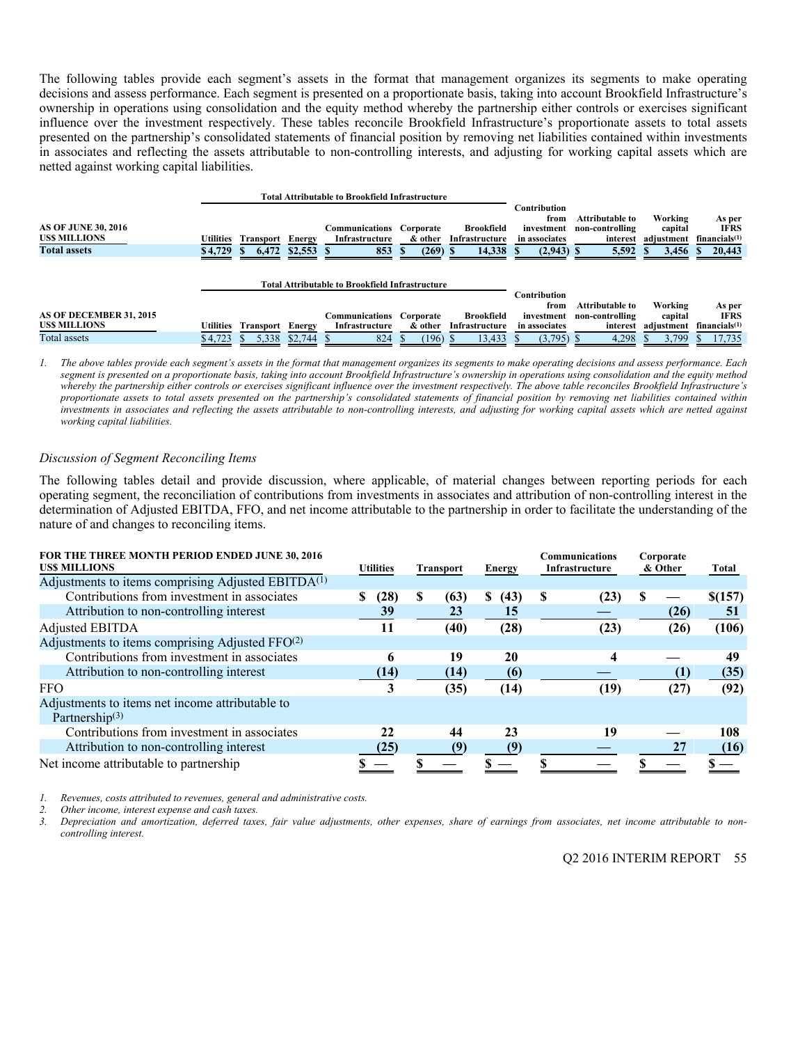The following tables provide each segment's assets in the format that management organizes its segments to make operating decisions and assess performance. Each segment is presented on a proportionate basis, taking into account Brookfield Infrastructure's ownership in operations using consolidation and the equity method whereby the partnership either controls or exercises significant influence over the investment respectively. These tables reconcile Brookfield Infrastructure's proportionate assets to total assets presented on the partnership's consolidated statements of financial position by removing net liabilities contained within investments in associates and reflecting the assets attributable to non-controlling interests, and adjusting for working capital assets which are netted against working capital liabilities.

| AS OF JUNE 30, 2016<br>US$ MILLIONS | Total Attributable to Brookfield Infrastructure<br>Utilities | Transport | Energy | Communications Infrastructure | Corporate & other | Brookfield Infrastructure | Contribution from investment in associates | Attributable to non-controlling interest | Working capital adjustment | As per IFRS financials[1] |
|---|---|---|---|---|---|---|---|---|---|---|
| **Total assets** | **$ 4,729** | **$ 6,472** | **$ 2,553** | **$ 853** | **$ (269)** | **$ 14,338** | **$ (2,943)** | **$ 5,592** | **$ 3,456** | **$ 20,443** |

| AS OF DECEMBER 31, 2015<br>US$ MILLIONS | Total Attributable to Brookfield Infrastructure<br>Utilities | Transport | Energy | Communications Infrastructure | Corporate & other | Brookfield Infrastructure | Contribution from investment in associates | Attributable to non-controlling interest | Working capital adjustment | As per IFRS financials[1] |
|---|---|---|---|---|---|---|---|---|---|---|
| Total assets | $ 4,723 | $ 5,338 | $ 2,744 | $ 824 | $ (196) | $ 13,433 | $ (3,795) | $ 4,298 | $ 3,799 | $ 17,735 |

*1. The above tables provide each segment's assets in the format that management organizes its segments to make operating decisions and assess performance. Each segment is presented on a proportionate basis, taking into account Brookfield Infrastructure's ownership in operations using consolidation and the equity method whereby the partnership either controls or exercises significant influence over the investment respectively. The above table reconciles Brookfield Infrastructure's proportionate assets to total assets presented on the partnership's consolidated statements of financial position by removing net liabilities contained within investments in associates and reflecting the assets attributable to non-controlling interests, and adjusting for working capital assets which are netted against working capital liabilities.*

*Discussion of Segment Reconciling Items*

The following tables detail and provide discussion, where applicable, of material changes between reporting periods for each operating segment, the reconciliation of contributions from investments in associates and attribution of non-controlling interest in the determination of Adjusted EBITDA, FFO, and net income attributable to the partnership in order to facilitate the understanding of the nature of and changes to reconciling items.

| FOR THE THREE MONTH PERIOD ENDED JUNE 30, 2016<br>US$ MILLIONS | Utilities | Transport | Energy | Communications Infrastructure | Corporate & Other | Total |
|---|---|---|---|---|---|---|
| Adjustments to items comprising Adjusted EBITDA[1] | | | | | | |
| Contributions from investment in associates | $ (28) | $ (63) | $ (43) | $ (23) | $ — | $ (157) |
| Attribution to non-controlling interest | 39 | 23 | 15 | — | (26) | 51 |
| Adjusted EBITDA | 11 | (40) | (28) | (23) | (26) | (106) |
| Adjustments to items comprising Adjusted FFO[2] | | | | | | |
| Contributions from investment in associates | 6 | 19 | 20 | 4 | — | 49 |
| Attribution to non-controlling interest | (14) | (14) | (6) | — | (1) | (35) |
| FFO | 3 | (35) | (14) | (19) | (27) | (92) |
| Adjustments to items net income attributable to Partnership[3] | | | | | | |
| Contributions from investment in associates | 22 | 44 | 23 | 19 | — | 108 |
| Attribution to non-controlling interest | (25) | (9) | (9) | — | 27 | (16) |
| Net income attributable to partnership | $ — | $ — | $ — | $ — | $ — | $ — |

*1. Revenues, costs attributed to revenues, general and administrative costs.*
*2. Other income, interest expense and cash taxes.*
*3. Depreciation and amortization, deferred taxes, fair value adjustments, other expenses, share of earnings from associates, net income attributable to non-controlling interest.*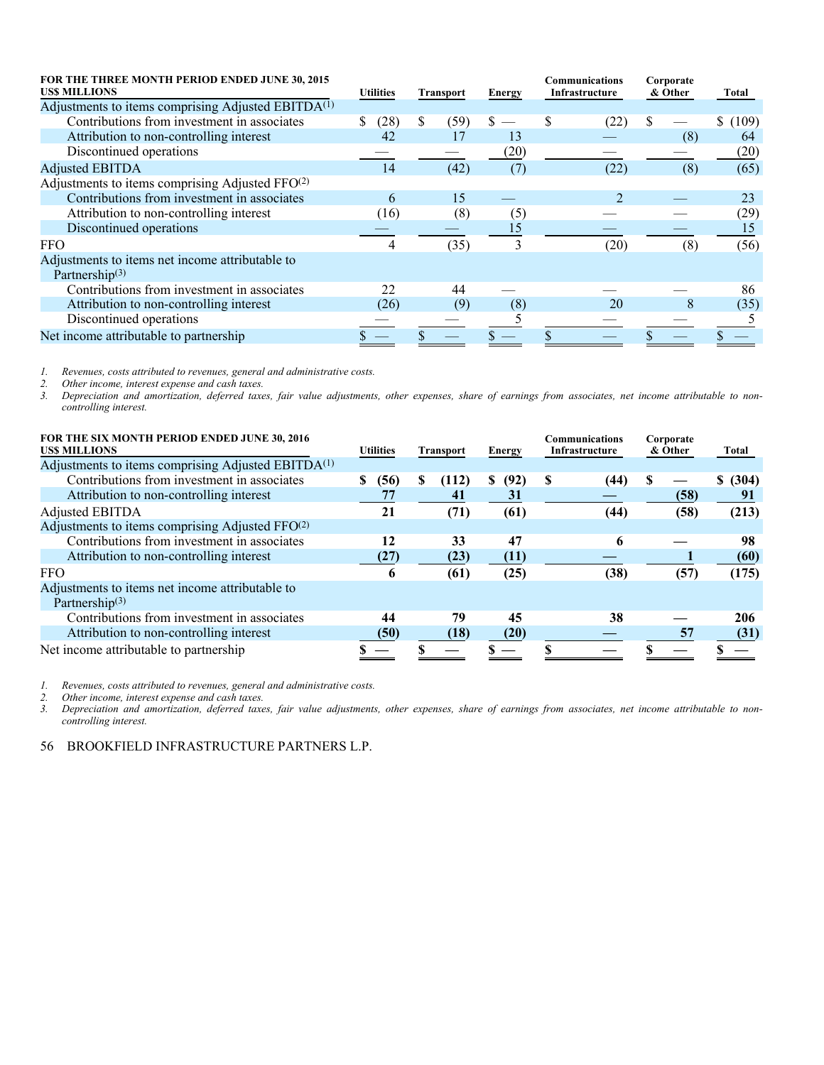| FOR THE THREE MONTH PERIOD ENDED JUNE 30, 2015<br>US$ MILLIONS | Utilities | Transport | Energy | Communications Infrastructure | Corporate & Other | Total |
|---|---|---|---|---|---|---|
| Adjustments to items comprising Adjusted EBITDA[(1)] | | | | | | |
| Contributions from investment in associates | $ (28) | $ (59) | $ — | $ (22) | $ — | $ (109) |
| Attribution to non-controlling interest | 42 | 17 | 13 | — | (8) | 64 |
| Discontinued operations | — | — | (20) | — | — | (20) |
| Adjusted EBITDA | 14 | (42) | (7) | (22) | (8) | (65) |
| Adjustments to items comprising Adjusted FFO[(2)] | | | | | | |
| Contributions from investment in associates | 6 | 15 | — | 2 | — | 23 |
| Attribution to non-controlling interest | (16) | (8) | (5) | — | — | (29) |
| Discontinued operations | — | — | 15 | — | — | 15 |
| FFO | 4 | (35) | 3 | (20) | (8) | (56) |
| Adjustments to items net income attributable to Partnership[(3)] | | | | | | |
| Contributions from investment in associates | 22 | 44 | — | — | — | 86 |
| Attribution to non-controlling interest | (26) | (9) | (8) | 20 | 8 | (35) |
| Discontinued operations | — | — | 5 | — | — | 5 |
| Net income attributable to partnership | $ — | $ — | $ — | $ — | $ — | $ — |

1. *Revenues, costs attributed to revenues, general and administrative costs.*
2. *Other income, interest expense and cash taxes.*
3. *Depreciation and amortization, deferred taxes, fair value adjustments, other expenses, share of earnings from associates, net income attributable to non-controlling interest.*

| FOR THE SIX MONTH PERIOD ENDED JUNE 30, 2016<br>US$ MILLIONS | Utilities | Transport | Energy | Communications Infrastructure | Corporate & Other | Total |
|---|---|---|---|---|---|---|
| Adjustments to items comprising Adjusted EBITDA[(1)] | | | | | | |
| Contributions from investment in associates | **$ (56)** | **$ (112)** | **$ (92)** | **$ (44)** | **$ —** | **$ (304)** |
| Attribution to non-controlling interest | **77** | **41** | **31** | **—** | **(58)** | **91** |
| Adjusted EBITDA | **21** | **(71)** | **(61)** | **(44)** | **(58)** | **(213)** |
| Adjustments to items comprising Adjusted FFO[(2)] | | | | | | |
| Contributions from investment in associates | **12** | **33** | **47** | **6** | **—** | **98** |
| Attribution to non-controlling interest | **(27)** | **(23)** | **(11)** | **—** | **1** | **(60)** |
| FFO | **6** | **(61)** | **(25)** | **(38)** | **(57)** | **(175)** |
| Adjustments to items net income attributable to Partnership[(3)] | | | | | | |
| Contributions from investment in associates | **44** | **79** | **45** | **38** | **—** | **206** |
| Attribution to non-controlling interest | **(50)** | **(18)** | **(20)** | **—** | **57** | **(31)** |
| Net income attributable to partnership | **$ —** | **$ —** | **$ —** | **$ —** | **$ —** | **$ —** |

1. *Revenues, costs attributed to revenues, general and administrative costs.*
2. *Other income, interest expense and cash taxes.*
3. *Depreciation and amortization, deferred taxes, fair value adjustments, other expenses, share of earnings from associates, net income attributable to non-controlling interest.*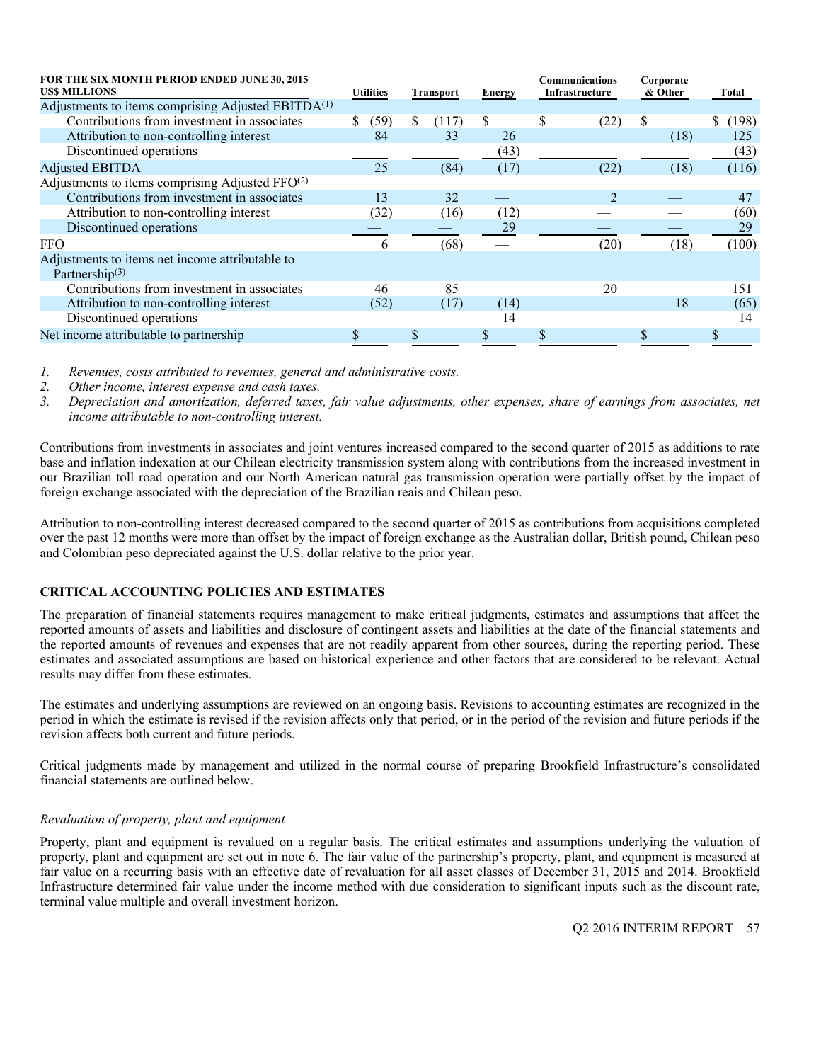| FOR THE SIX MONTH PERIOD ENDED JUNE 30, 2015 US$ MILLIONS | Utilities | Transport | Energy | Communications Infrastructure | Corporate & Other | Total |
|---|---|---|---|---|---|---|
| Adjustments to items comprising Adjusted EBITDA[1] | | | | | | |
| Contributions from investment in associates | $ (59) | $ (117) | $ — | $ (22) | $ — | $ (198) |
| Attribution to non-controlling interest | 84 | 33 | 26 | — | (18) | 125 |
| Discontinued operations | — | — | (43) | — | — | (43) |
| Adjusted EBITDA | 25 | (84) | (17) | (22) | (18) | (116) |
| Adjustments to items comprising Adjusted FFO[2] | | | | | | |
| Contributions from investment in associates | 13 | 32 | — | 2 | — | 47 |
| Attribution to non-controlling interest | (32) | (16) | (12) | — | — | (60) |
| Discontinued operations | — | — | 29 | — | — | 29 |
| FFO | 6 | (68) | — | (20) | (18) | (100) |
| Adjustments to items net income attributable to Partnership[3] | | | | | | |
| Contributions from investment in associates | 46 | 85 | — | 20 | — | 151 |
| Attribution to non-controlling interest | (52) | (17) | (14) | — | 18 | (65) |
| Discontinued operations | — | — | 14 | — | — | 14 |
| Net income attributable to partnership | $ — | $ — | $ — | $ — | $ — | $ — |

1. *Revenues, costs attributed to revenues, general and administrative costs.*
2. *Other income, interest expense and cash taxes.*
3. *Depreciation and amortization, deferred taxes, fair value adjustments, other expenses, share of earnings from associates, net income attributable to non-controlling interest.*

Contributions from investments in associates and joint ventures increased compared to the second quarter of 2015 as additions to rate base and inflation indexation at our Chilean electricity transmission system along with contributions from the increased investment in our Brazilian toll road operation and our North American natural gas transmission operation were partially offset by the impact of foreign exchange associated with the depreciation of the Brazilian reais and Chilean peso.

Attribution to non-controlling interest decreased compared to the second quarter of 2015 as contributions from acquisitions completed over the past 12 months were more than offset by the impact of foreign exchange as the Australian dollar, British pound, Chilean peso and Colombian peso depreciated against the U.S. dollar relative to the prior year.

## CRITICAL ACCOUNTING POLICIES AND ESTIMATES

The preparation of financial statements requires management to make critical judgments, estimates and assumptions that affect the reported amounts of assets and liabilities and disclosure of contingent assets and liabilities at the date of the financial statements and the reported amounts of revenues and expenses that are not readily apparent from other sources, during the reporting period. These estimates and associated assumptions are based on historical experience and other factors that are considered to be relevant. Actual results may differ from these estimates.

The estimates and underlying assumptions are reviewed on an ongoing basis. Revisions to accounting estimates are recognized in the period in which the estimate is revised if the revision affects only that period, or in the period of the revision and future periods if the revision affects both current and future periods.

Critical judgments made by management and utilized in the normal course of preparing Brookfield Infrastructure's consolidated financial statements are outlined below.

*Revaluation of property, plant and equipment*

Property, plant and equipment is revalued on a regular basis. The critical estimates and assumptions underlying the valuation of property, plant and equipment are set out in note 6. The fair value of the partnership's property, plant, and equipment is measured at fair value on a recurring basis with an effective date of revaluation for all asset classes of December 31, 2015 and 2014. Brookfield Infrastructure determined fair value under the income method with due consideration to significant inputs such as the discount rate, terminal value multiple and overall investment horizon.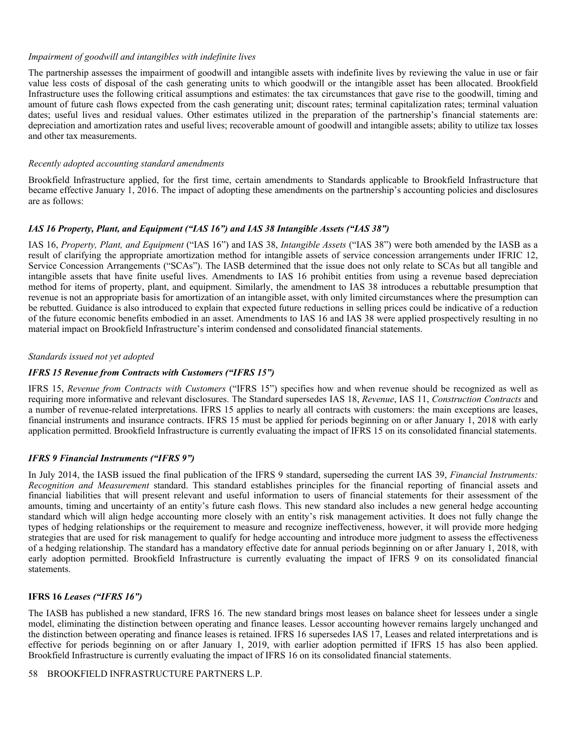*Impairment of goodwill and intangibles with indefinite lives*

The partnership assesses the impairment of goodwill and intangible assets with indefinite lives by reviewing the value in use or fair value less costs of disposal of the cash generating units to which goodwill or the intangible asset has been allocated. Brookfield Infrastructure uses the following critical assumptions and estimates: the tax circumstances that gave rise to the goodwill, timing and amount of future cash flows expected from the cash generating unit; discount rates; terminal capitalization rates; terminal valuation dates; useful lives and residual values. Other estimates utilized in the preparation of the partnership's financial statements are: depreciation and amortization rates and useful lives; recoverable amount of goodwill and intangible assets; ability to utilize tax losses and other tax measurements.

*Recently adopted accounting standard amendments*

Brookfield Infrastructure applied, for the first time, certain amendments to Standards applicable to Brookfield Infrastructure that became effective January 1, 2016. The impact of adopting these amendments on the partnership's accounting policies and disclosures are as follows:

***IAS 16 Property, Plant, and Equipment ("IAS 16") and IAS 38 Intangible Assets ("IAS 38")***

IAS 16, *Property, Plant, and Equipment* ("IAS 16") and IAS 38, *Intangible Assets* ("IAS 38") were both amended by the IASB as a result of clarifying the appropriate amortization method for intangible assets of service concession arrangements under IFRIC 12, Service Concession Arrangements ("SCAs"). The IASB determined that the issue does not only relate to SCAs but all tangible and intangible assets that have finite useful lives. Amendments to IAS 16 prohibit entities from using a revenue based depreciation method for items of property, plant, and equipment. Similarly, the amendment to IAS 38 introduces a rebuttable presumption that revenue is not an appropriate basis for amortization of an intangible asset, with only limited circumstances where the presumption can be rebutted. Guidance is also introduced to explain that expected future reductions in selling prices could be indicative of a reduction of the future economic benefits embodied in an asset. Amendments to IAS 16 and IAS 38 were applied prospectively resulting in no material impact on Brookfield Infrastructure's interim condensed and consolidated financial statements.

*Standards issued not yet adopted*

***IFRS 15 Revenue from Contracts with Customers ("IFRS 15")***

IFRS 15, *Revenue from Contracts with Customers* ("IFRS 15") specifies how and when revenue should be recognized as well as requiring more informative and relevant disclosures. The Standard supersedes IAS 18, *Revenue*, IAS 11, *Construction Contracts* and a number of revenue-related interpretations. IFRS 15 applies to nearly all contracts with customers: the main exceptions are leases, financial instruments and insurance contracts. IFRS 15 must be applied for periods beginning on or after January 1, 2018 with early application permitted. Brookfield Infrastructure is currently evaluating the impact of IFRS 15 on its consolidated financial statements.

***IFRS 9 Financial Instruments ("IFRS 9")***

In July 2014, the IASB issued the final publication of the IFRS 9 standard, superseding the current IAS 39, *Financial Instruments: Recognition and Measurement* standard. This standard establishes principles for the financial reporting of financial assets and financial liabilities that will present relevant and useful information to users of financial statements for their assessment of the amounts, timing and uncertainty of an entity's future cash flows. This new standard also includes a new general hedge accounting standard which will align hedge accounting more closely with an entity's risk management activities. It does not fully change the types of hedging relationships or the requirement to measure and recognize ineffectiveness, however, it will provide more hedging strategies that are used for risk management to qualify for hedge accounting and introduce more judgment to assess the effectiveness of a hedging relationship. The standard has a mandatory effective date for annual periods beginning on or after January 1, 2018, with early adoption permitted. Brookfield Infrastructure is currently evaluating the impact of IFRS 9 on its consolidated financial statements.

**IFRS 16 *Leases ("IFRS 16")***

The IASB has published a new standard, IFRS 16. The new standard brings most leases on balance sheet for lessees under a single model, eliminating the distinction between operating and finance leases. Lessor accounting however remains largely unchanged and the distinction between operating and finance leases is retained. IFRS 16 supersedes IAS 17, Leases and related interpretations and is effective for periods beginning on or after January 1, 2019, with earlier adoption permitted if IFRS 15 has also been applied. Brookfield Infrastructure is currently evaluating the impact of IFRS 16 on its consolidated financial statements.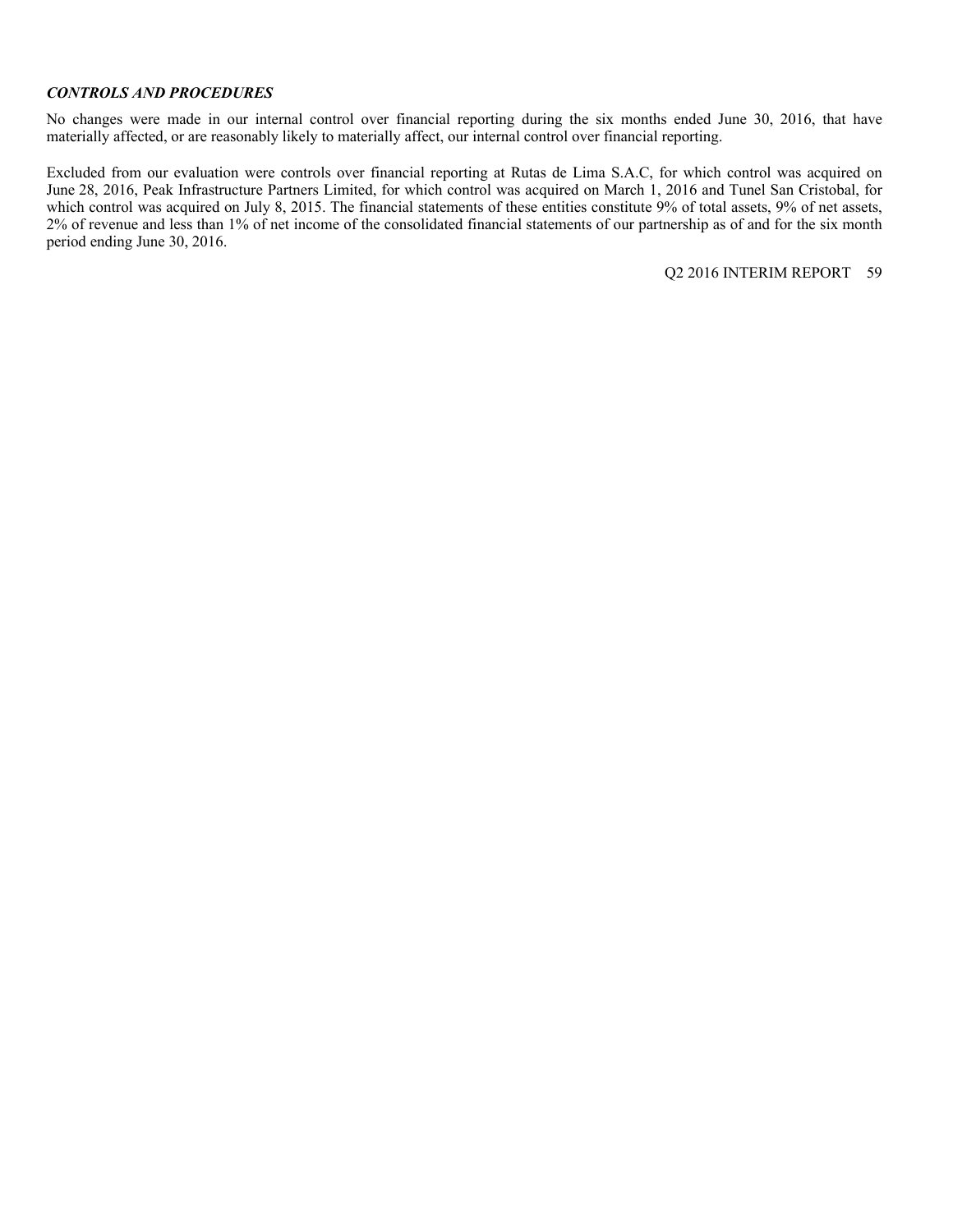***CONTROLS AND PROCEDURES***

No changes were made in our internal control over financial reporting during the six months ended June 30, 2016, that have materially affected, or are reasonably likely to materially affect, our internal control over financial reporting.

Excluded from our evaluation were controls over financial reporting at Rutas de Lima S.A.C, for which control was acquired on June 28, 2016, Peak Infrastructure Partners Limited, for which control was acquired on March 1, 2016 and Tunel San Cristobal, for which control was acquired on July 8, 2015. The financial statements of these entities constitute 9% of total assets, 9% of net assets, 2% of revenue and less than 1% of net income of the consolidated financial statements of our partnership as of and for the six month period ending June 30, 2016.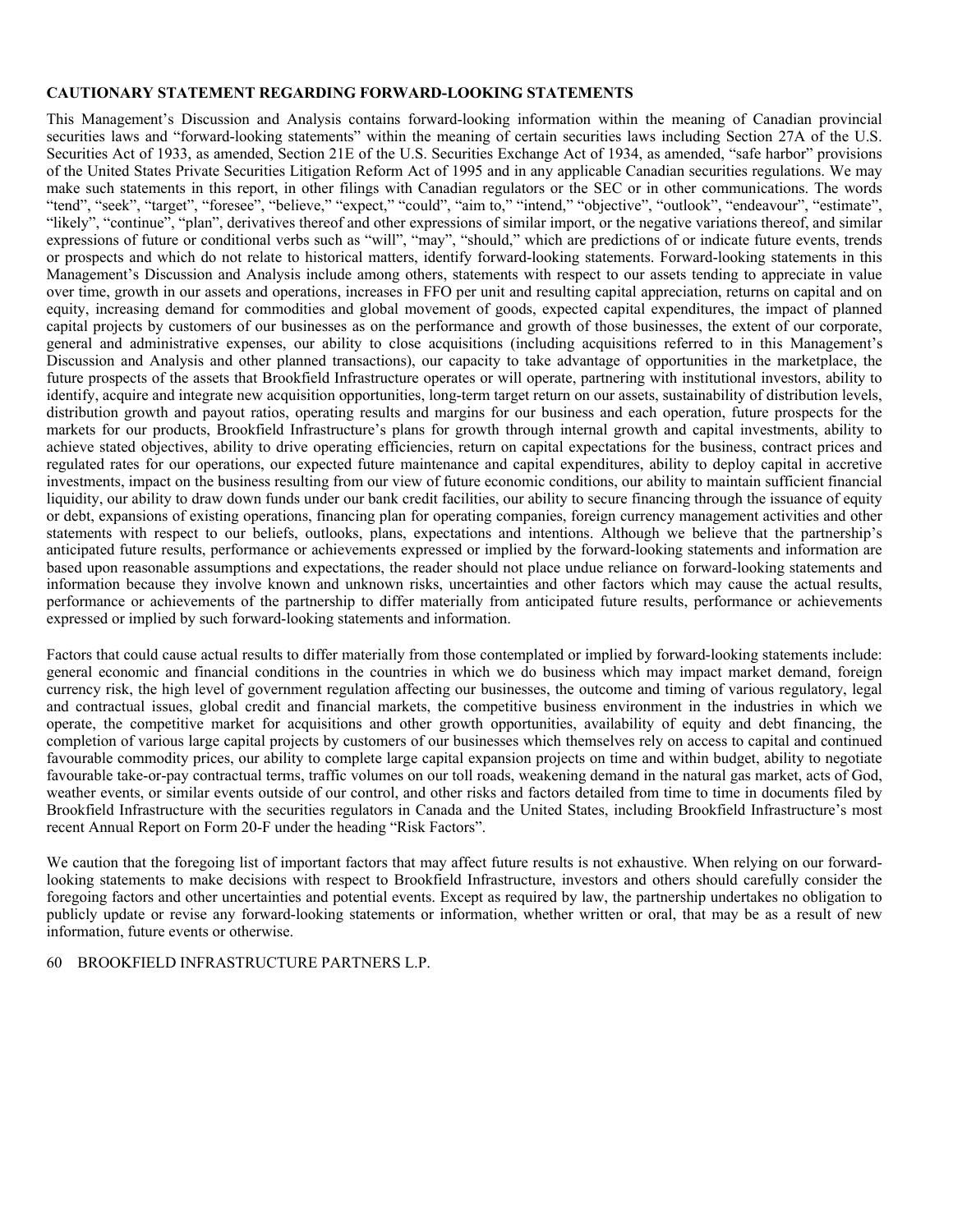**CAUTIONARY STATEMENT REGARDING FORWARD-LOOKING STATEMENTS**

This Management's Discussion and Analysis contains forward-looking information within the meaning of Canadian provincial securities laws and "forward-looking statements" within the meaning of certain securities laws including Section 27A of the U.S. Securities Act of 1933, as amended, Section 21E of the U.S. Securities Exchange Act of 1934, as amended, "safe harbor" provisions of the United States Private Securities Litigation Reform Act of 1995 and in any applicable Canadian securities regulations. We may make such statements in this report, in other filings with Canadian regulators or the SEC or in other communications. The words "tend", "seek", "target", "foresee", "believe," "expect," "could", "aim to," "intend," "objective", "outlook", "endeavour", "estimate", "likely", "continue", "plan", derivatives thereof and other expressions of similar import, or the negative variations thereof, and similar expressions of future or conditional verbs such as "will", "may", "should," which are predictions of or indicate future events, trends or prospects and which do not relate to historical matters, identify forward-looking statements. Forward-looking statements in this Management's Discussion and Analysis include among others, statements with respect to our assets tending to appreciate in value over time, growth in our assets and operations, increases in FFO per unit and resulting capital appreciation, returns on capital and on equity, increasing demand for commodities and global movement of goods, expected capital expenditures, the impact of planned capital projects by customers of our businesses as on the performance and growth of those businesses, the extent of our corporate, general and administrative expenses, our ability to close acquisitions (including acquisitions referred to in this Management's Discussion and Analysis and other planned transactions), our capacity to take advantage of opportunities in the marketplace, the future prospects of the assets that Brookfield Infrastructure operates or will operate, partnering with institutional investors, ability to identify, acquire and integrate new acquisition opportunities, long-term target return on our assets, sustainability of distribution levels, distribution growth and payout ratios, operating results and margins for our business and each operation, future prospects for the markets for our products, Brookfield Infrastructure's plans for growth through internal growth and capital investments, ability to achieve stated objectives, ability to drive operating efficiencies, return on capital expectations for the business, contract prices and regulated rates for our operations, our expected future maintenance and capital expenditures, ability to deploy capital in accretive investments, impact on the business resulting from our view of future economic conditions, our ability to maintain sufficient financial liquidity, our ability to draw down funds under our bank credit facilities, our ability to secure financing through the issuance of equity or debt, expansions of existing operations, financing plan for operating companies, foreign currency management activities and other statements with respect to our beliefs, outlooks, plans, expectations and intentions. Although we believe that the partnership's anticipated future results, performance or achievements expressed or implied by the forward-looking statements and information are based upon reasonable assumptions and expectations, the reader should not place undue reliance on forward-looking statements and information because they involve known and unknown risks, uncertainties and other factors which may cause the actual results, performance or achievements of the partnership to differ materially from anticipated future results, performance or achievements expressed or implied by such forward-looking statements and information.

Factors that could cause actual results to differ materially from those contemplated or implied by forward-looking statements include: general economic and financial conditions in the countries in which we do business which may impact market demand, foreign currency risk, the high level of government regulation affecting our businesses, the outcome and timing of various regulatory, legal and contractual issues, global credit and financial markets, the competitive business environment in the industries in which we operate, the competitive market for acquisitions and other growth opportunities, availability of equity and debt financing, the completion of various large capital projects by customers of our businesses which themselves rely on access to capital and continued favourable commodity prices, our ability to complete large capital expansion projects on time and within budget, ability to negotiate favourable take-or-pay contractual terms, traffic volumes on our toll roads, weakening demand in the natural gas market, acts of God, weather events, or similar events outside of our control, and other risks and factors detailed from time to time in documents filed by Brookfield Infrastructure with the securities regulators in Canada and the United States, including Brookfield Infrastructure's most recent Annual Report on Form 20-F under the heading "Risk Factors".

We caution that the foregoing list of important factors that may affect future results is not exhaustive. When relying on our forward-looking statements to make decisions with respect to Brookfield Infrastructure, investors and others should carefully consider the foregoing factors and other uncertainties and potential events. Except as required by law, the partnership undertakes no obligation to publicly update or revise any forward-looking statements or information, whether written or oral, that may be as a result of new information, future events or otherwise.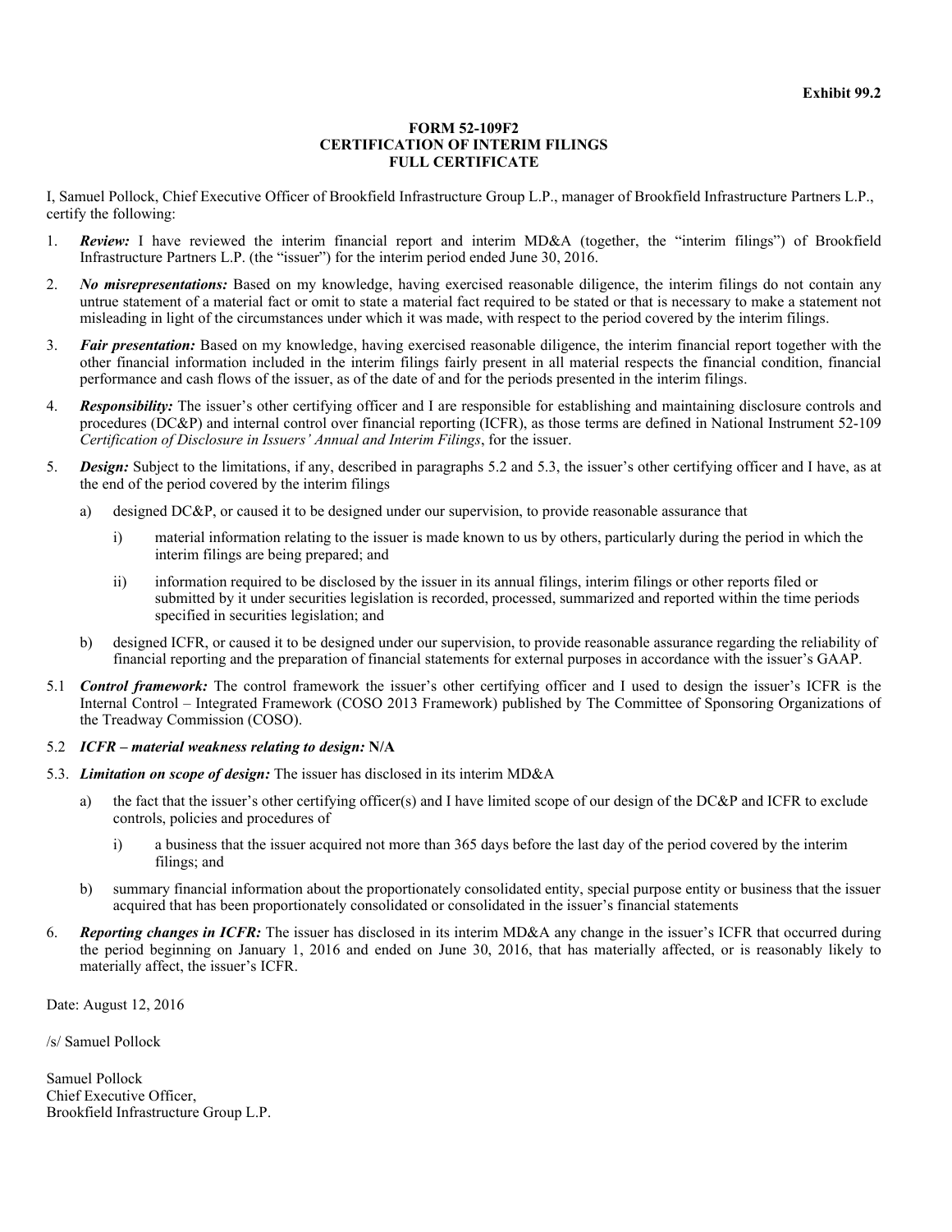**Exhibit 99.2**

**FORM 52-109F2**
**CERTIFICATION OF INTERIM FILINGS**
**FULL CERTIFICATE**

I, Samuel Pollock, Chief Executive Officer of Brookfield Infrastructure Group L.P., manager of Brookfield Infrastructure Partners L.P., certify the following:

1. ***Review:*** I have reviewed the interim financial report and interim MD&A (together, the "interim filings") of Brookfield Infrastructure Partners L.P. (the "issuer") for the interim period ended June 30, 2016.

2. ***No misrepresentations:*** Based on my knowledge, having exercised reasonable diligence, the interim filings do not contain any untrue statement of a material fact or omit to state a material fact required to be stated or that is necessary to make a statement not misleading in light of the circumstances under which it was made, with respect to the period covered by the interim filings.

3. ***Fair presentation:*** Based on my knowledge, having exercised reasonable diligence, the interim financial report together with the other financial information included in the interim filings fairly present in all material respects the financial condition, financial performance and cash flows of the issuer, as of the date of and for the periods presented in the interim filings.

4. ***Responsibility:*** The issuer's other certifying officer and I are responsible for establishing and maintaining disclosure controls and procedures (DC&P) and internal control over financial reporting (ICFR), as those terms are defined in National Instrument 52-109 *Certification of Disclosure in Issuers' Annual and Interim Filings*, for the issuer.

5. ***Design:*** Subject to the limitations, if any, described in paragraphs 5.2 and 5.3, the issuer's other certifying officer and I have, as at the end of the period covered by the interim filings

   a) designed DC&P, or caused it to be designed under our supervision, to provide reasonable assurance that

      i) material information relating to the issuer is made known to us by others, particularly during the period in which the interim filings are being prepared; and

      ii) information required to be disclosed by the issuer in its annual filings, interim filings or other reports filed or submitted by it under securities legislation is recorded, processed, summarized and reported within the time periods specified in securities legislation; and

   b) designed ICFR, or caused it to be designed under our supervision, to provide reasonable assurance regarding the reliability of financial reporting and the preparation of financial statements for external purposes in accordance with the issuer's GAAP.

5.1 ***Control framework:*** The control framework the issuer's other certifying officer and I used to design the issuer's ICFR is the Internal Control – Integrated Framework (COSO 2013 Framework) published by The Committee of Sponsoring Organizations of the Treadway Commission (COSO).

5.2 ***ICFR – material weakness relating to design:*** **N/A**

5.3. ***Limitation on scope of design:*** The issuer has disclosed in its interim MD&A

   a) the fact that the issuer's other certifying officer(s) and I have limited scope of our design of the DC&P and ICFR to exclude controls, policies and procedures of

      i) a business that the issuer acquired not more than 365 days before the last day of the period covered by the interim filings; and

   b) summary financial information about the proportionately consolidated entity, special purpose entity or business that the issuer acquired that has been proportionately consolidated or consolidated in the issuer's financial statements

6. ***Reporting changes in ICFR:*** The issuer has disclosed in its interim MD&A any change in the issuer's ICFR that occurred during the period beginning on January 1, 2016 and ended on June 30, 2016, that has materially affected, or is reasonably likely to materially affect, the issuer's ICFR.

Date: August 12, 2016

/s/ Samuel Pollock

Samuel Pollock
Chief Executive Officer,
Brookfield Infrastructure Group L.P.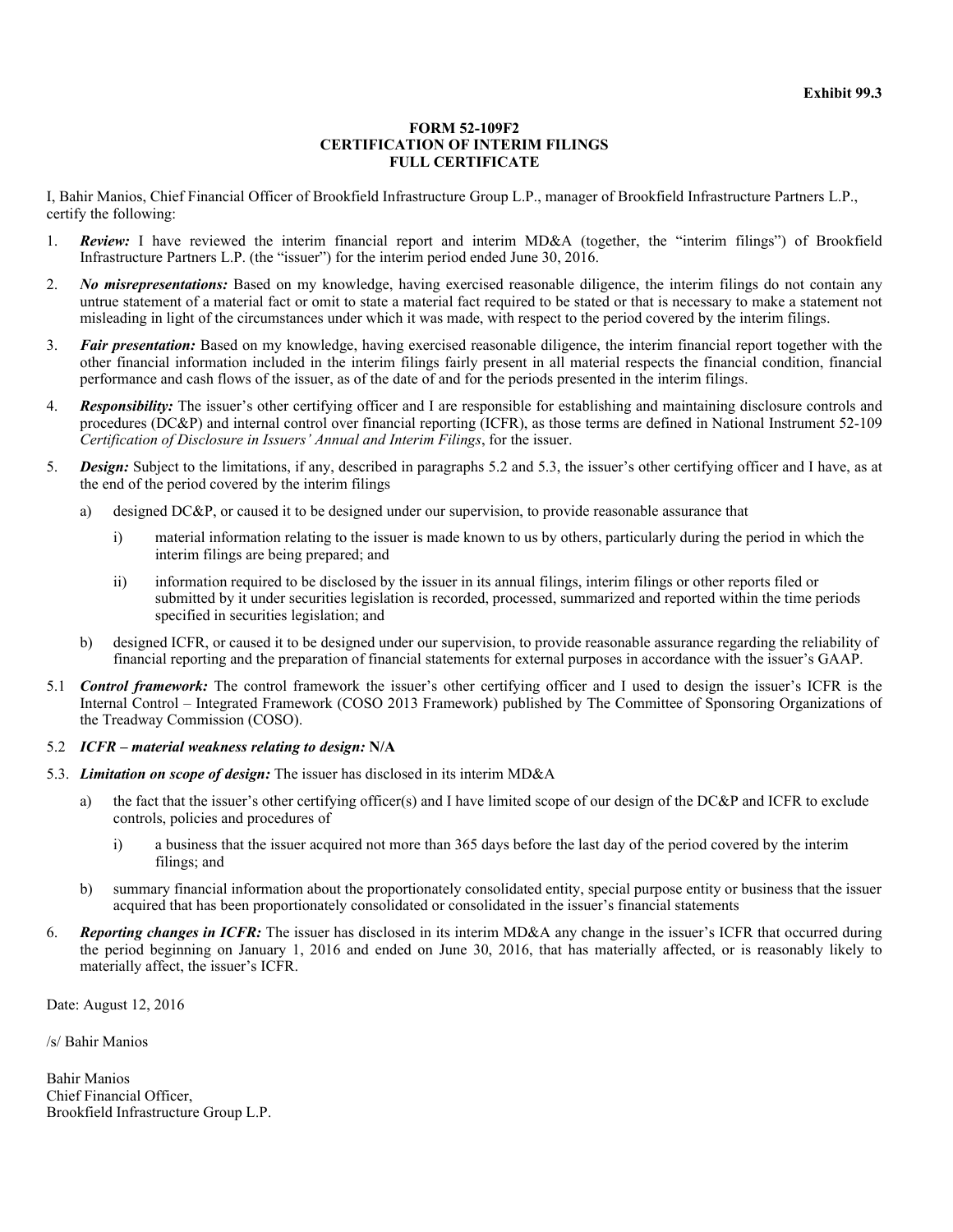Exhibit 99.3

**FORM 52-109F2**
**CERTIFICATION OF INTERIM FILINGS**
**FULL CERTIFICATE**

I, Bahir Manios, Chief Financial Officer of Brookfield Infrastructure Group L.P., manager of Brookfield Infrastructure Partners L.P., certify the following:

1. ***Review:*** I have reviewed the interim financial report and interim MD&A (together, the "interim filings") of Brookfield Infrastructure Partners L.P. (the "issuer") for the interim period ended June 30, 2016.

2. ***No misrepresentations:*** Based on my knowledge, having exercised reasonable diligence, the interim filings do not contain any untrue statement of a material fact or omit to state a material fact required to be stated or that is necessary to make a statement not misleading in light of the circumstances under which it was made, with respect to the period covered by the interim filings.

3. ***Fair presentation:*** Based on my knowledge, having exercised reasonable diligence, the interim financial report together with the other financial information included in the interim filings fairly present in all material respects the financial condition, financial performance and cash flows of the issuer, as of the date of and for the periods presented in the interim filings.

4. ***Responsibility:*** The issuer's other certifying officer and I are responsible for establishing and maintaining disclosure controls and procedures (DC&P) and internal control over financial reporting (ICFR), as those terms are defined in National Instrument 52-109 *Certification of Disclosure in Issuers' Annual and Interim Filings*, for the issuer.

5. ***Design:*** Subject to the limitations, if any, described in paragraphs 5.2 and 5.3, the issuer's other certifying officer and I have, as at the end of the period covered by the interim filings

   a) designed DC&P, or caused it to be designed under our supervision, to provide reasonable assurance that

      i) material information relating to the issuer is made known to us by others, particularly during the period in which the interim filings are being prepared; and

      ii) information required to be disclosed by the issuer in its annual filings, interim filings or other reports filed or submitted by it under securities legislation is recorded, processed, summarized and reported within the time periods specified in securities legislation; and

   b) designed ICFR, or caused it to be designed under our supervision, to provide reasonable assurance regarding the reliability of financial reporting and the preparation of financial statements for external purposes in accordance with the issuer's GAAP.

5.1 ***Control framework:*** The control framework the issuer's other certifying officer and I used to design the issuer's ICFR is the Internal Control – Integrated Framework (COSO 2013 Framework) published by The Committee of Sponsoring Organizations of the Treadway Commission (COSO).

5.2 ***ICFR – material weakness relating to design:*** **N/A**

5.3. ***Limitation on scope of design:*** The issuer has disclosed in its interim MD&A

   a) the fact that the issuer's other certifying officer(s) and I have limited scope of our design of the DC&P and ICFR to exclude controls, policies and procedures of

      i) a business that the issuer acquired not more than 365 days before the last day of the period covered by the interim filings; and

   b) summary financial information about the proportionately consolidated entity, special purpose entity or business that the issuer acquired that has been proportionately consolidated or consolidated in the issuer's financial statements

6. ***Reporting changes in ICFR:*** The issuer has disclosed in its interim MD&A any change in the issuer's ICFR that occurred during the period beginning on January 1, 2016 and ended on June 30, 2016, that has materially affected, or is reasonably likely to materially affect, the issuer's ICFR.

Date: August 12, 2016

/s/ Bahir Manios

Bahir Manios
Chief Financial Officer,
Brookfield Infrastructure Group L.P.